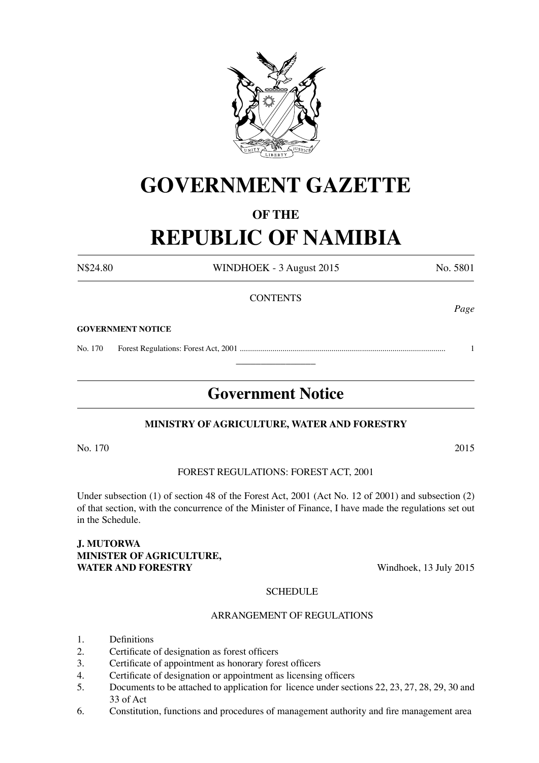# GOVERNMENT GAZETTE

## OF THE

# REPUBLIC OF NAMIBIA

N$24.80 WINDHOEK - 3 August 2015 No. 5801

CONTENTS

*Page*

**GOVERNMENT NOTICE**

No. 170 Forest Regulations: Forest Act, 2001 .................................................................................................... 1

---

## Government Notice

**MINISTRY OF AGRICULTURE, WATER AND FORESTRY**

No. 170 2015

FOREST REGULATIONS: FOREST ACT, 2001

Under subsection (1) of section 48 of the Forest Act, 2001 (Act No. 12 of 2001) and subsection (2) of that section, with the concurrence of the Minister of Finance, I have made the regulations set out in the Schedule.

**J. MUTORWA**
**MINISTER OF AGRICULTURE,**
**WATER AND FORESTRY** Windhoek, 13 July 2015

SCHEDULE

ARRANGEMENT OF REGULATIONS

1. Definitions
2. Certificate of designation as forest officers
3. Certificate of appointment as honorary forest officers
4. Certificate of designation or appointment as licensing officers
5. Documents to be attached to application for licence under sections 22, 23, 27, 28, 29, 30 and 33 of Act
6. Constitution, functions and procedures of management authority and fire management area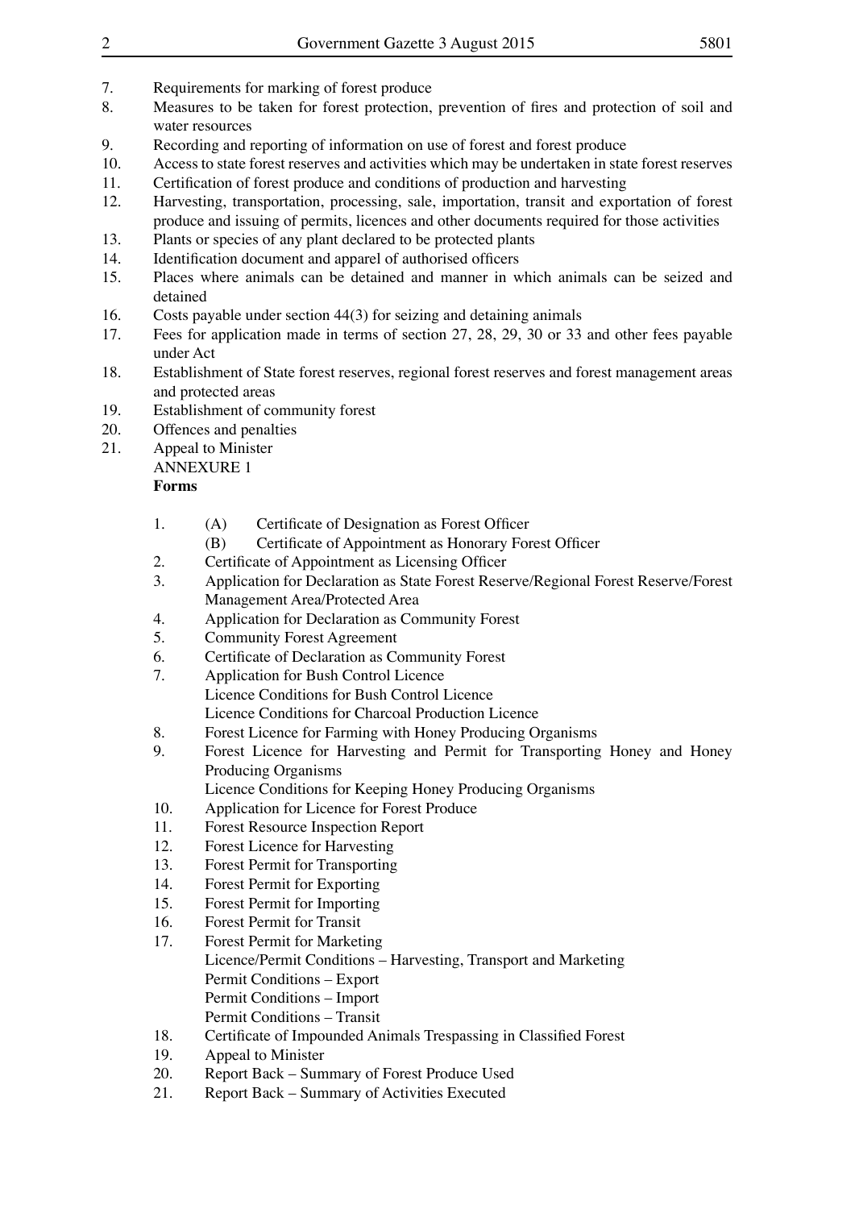7. Requirements for marking of forest produce
8. Measures to be taken for forest protection, prevention of fires and protection of soil and water resources
9. Recording and reporting of information on use of forest and forest produce
10. Access to state forest reserves and activities which may be undertaken in state forest reserves
11. Certification of forest produce and conditions of production and harvesting
12. Harvesting, transportation, processing, sale, importation, transit and exportation of forest produce and issuing of permits, licences and other documents required for those activities
13. Plants or species of any plant declared to be protected plants
14. Identification document and apparel of authorised officers
15. Places where animals can be detained and manner in which animals can be seized and detained
16. Costs payable under section 44(3) for seizing and detaining animals
17. Fees for application made in terms of section 27, 28, 29, 30 or 33 and other fees payable under Act
18. Establishment of State forest reserves, regional forest reserves and forest management areas and protected areas
19. Establishment of community forest
20. Offences and penalties
21. Appeal to Minister

ANNEXURE 1

**Forms**

1. (A) Certificate of Designation as Forest Officer
   (B) Certificate of Appointment as Honorary Forest Officer
2. Certificate of Appointment as Licensing Officer
3. Application for Declaration as State Forest Reserve/Regional Forest Reserve/Forest Management Area/Protected Area
4. Application for Declaration as Community Forest
5. Community Forest Agreement
6. Certificate of Declaration as Community Forest
7. Application for Bush Control Licence
   Licence Conditions for Bush Control Licence
   Licence Conditions for Charcoal Production Licence
8. Forest Licence for Farming with Honey Producing Organisms
9. Forest Licence for Harvesting and Permit for Transporting Honey and Honey Producing Organisms
   Licence Conditions for Keeping Honey Producing Organisms
10. Application for Licence for Forest Produce
11. Forest Resource Inspection Report
12. Forest Licence for Harvesting
13. Forest Permit for Transporting
14. Forest Permit for Exporting
15. Forest Permit for Importing
16. Forest Permit for Transit
17. Forest Permit for Marketing
    Licence/Permit Conditions – Harvesting, Transport and Marketing
    Permit Conditions – Export
    Permit Conditions – Import
    Permit Conditions – Transit
18. Certificate of Impounded Animals Trespassing in Classified Forest
19. Appeal to Minister
20. Report Back – Summary of Forest Produce Used
21. Report Back – Summary of Activities Executed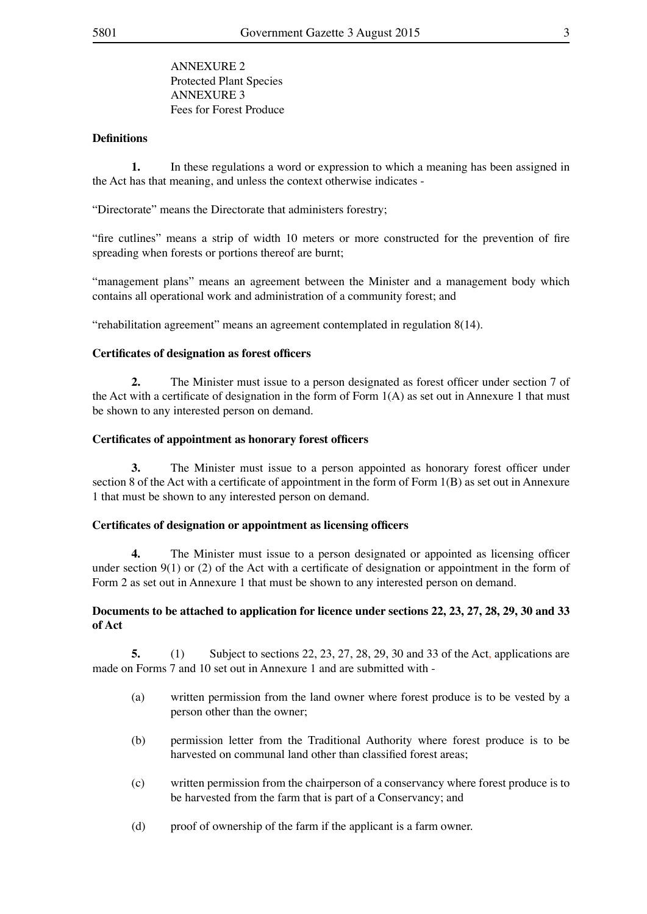ANNEXURE 2
Protected Plant Species
ANNEXURE 3
Fees for Forest Produce

**Definitions**

**1.** In these regulations a word or expression to which a meaning has been assigned in the Act has that meaning, and unless the context otherwise indicates -

"Directorate" means the Directorate that administers forestry;

"fire cutlines" means a strip of width 10 meters or more constructed for the prevention of fire spreading when forests or portions thereof are burnt;

"management plans" means an agreement between the Minister and a management body which contains all operational work and administration of a community forest; and

"rehabilitation agreement" means an agreement contemplated in regulation 8(14).

**Certificates of designation as forest officers**

**2.** The Minister must issue to a person designated as forest officer under section 7 of the Act with a certificate of designation in the form of Form 1(A) as set out in Annexure 1 that must be shown to any interested person on demand.

**Certificates of appointment as honorary forest officers**

**3.** The Minister must issue to a person appointed as honorary forest officer under section 8 of the Act with a certificate of appointment in the form of Form 1(B) as set out in Annexure 1 that must be shown to any interested person on demand.

**Certificates of designation or appointment as licensing officers**

**4.** The Minister must issue to a person designated or appointed as licensing officer under section 9(1) or (2) of the Act with a certificate of designation or appointment in the form of Form 2 as set out in Annexure 1 that must be shown to any interested person on demand.

**Documents to be attached to application for licence under sections 22, 23, 27, 28, 29, 30 and 33 of Act**

**5.** (1) Subject to sections 22, 23, 27, 28, 29, 30 and 33 of the Act, applications are made on Forms 7 and 10 set out in Annexure 1 and are submitted with -

(a) written permission from the land owner where forest produce is to be vested by a person other than the owner;

(b) permission letter from the Traditional Authority where forest produce is to be harvested on communal land other than classified forest areas;

(c) written permission from the chairperson of a conservancy where forest produce is to be harvested from the farm that is part of a Conservancy; and

(d) proof of ownership of the farm if the applicant is a farm owner.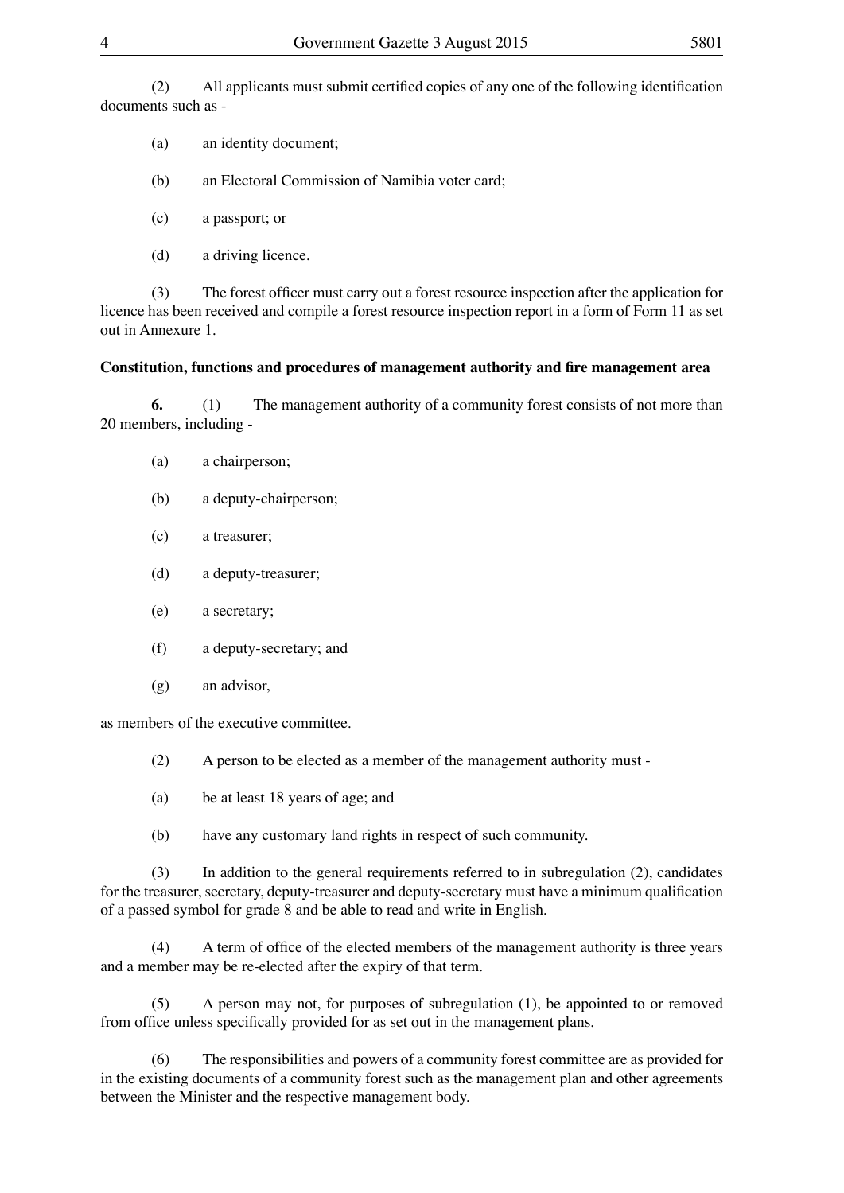(2) All applicants must submit certified copies of any one of the following identification documents such as -

(a) an identity document;

(b) an Electoral Commission of Namibia voter card;

(c) a passport; or

(d) a driving licence.

(3) The forest officer must carry out a forest resource inspection after the application for licence has been received and compile a forest resource inspection report in a form of Form 11 as set out in Annexure 1.

**Constitution, functions and procedures of management authority and fire management area**

**6.** (1) The management authority of a community forest consists of not more than 20 members, including -

(a) a chairperson;

(b) a deputy-chairperson;

(c) a treasurer;

(d) a deputy-treasurer;

(e) a secretary;

(f) a deputy-secretary; and

(g) an advisor,

as members of the executive committee.

(2) A person to be elected as a member of the management authority must -

(a) be at least 18 years of age; and

(b) have any customary land rights in respect of such community.

(3) In addition to the general requirements referred to in subregulation (2), candidates for the treasurer, secretary, deputy-treasurer and deputy-secretary must have a minimum qualification of a passed symbol for grade 8 and be able to read and write in English.

(4) A term of office of the elected members of the management authority is three years and a member may be re-elected after the expiry of that term.

(5) A person may not, for purposes of subregulation (1), be appointed to or removed from office unless specifically provided for as set out in the management plans.

(6) The responsibilities and powers of a community forest committee are as provided for in the existing documents of a community forest such as the management plan and other agreements between the Minister and the respective management body.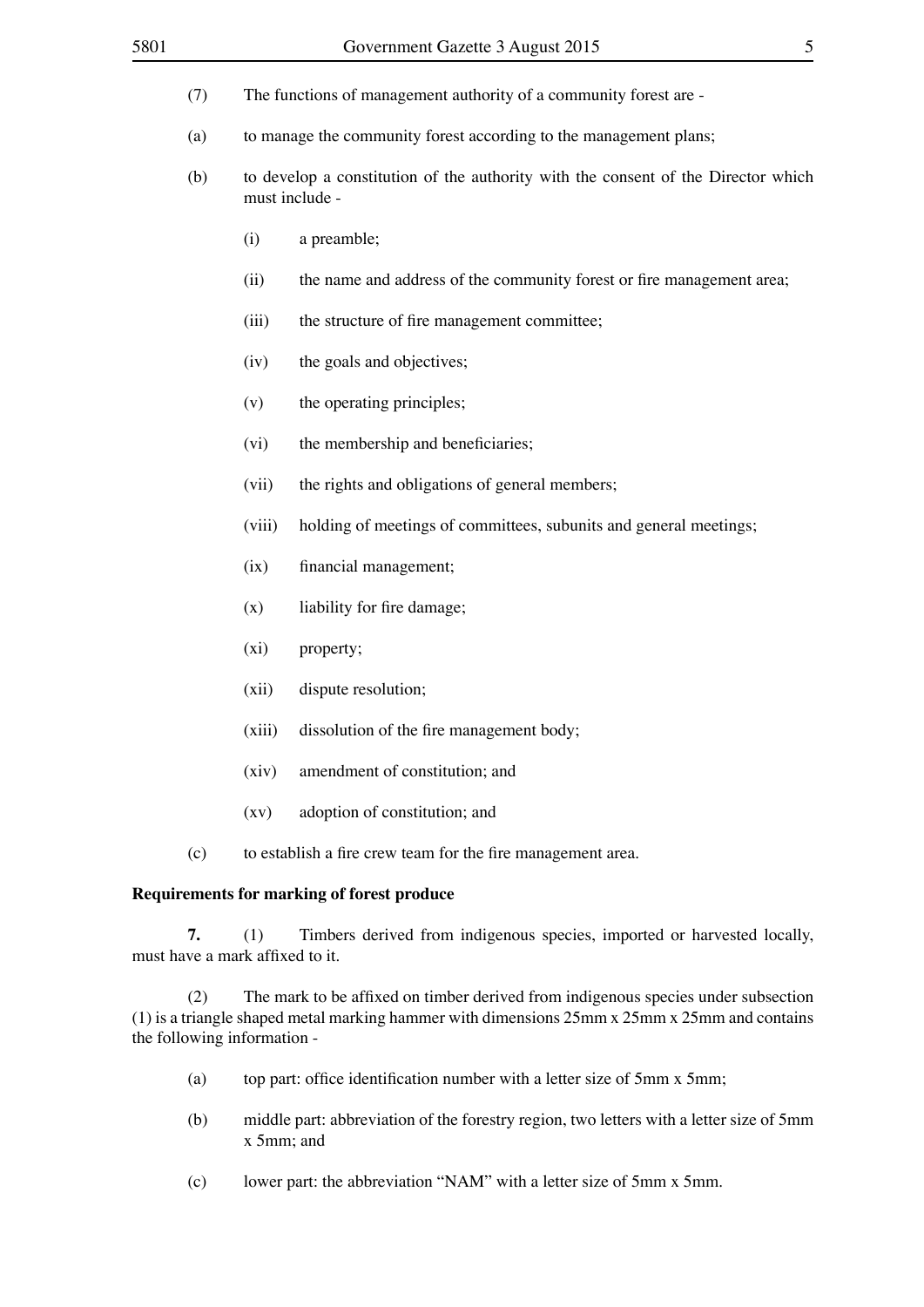(7) The functions of management authority of a community forest are -

(a) to manage the community forest according to the management plans;

(b) to develop a constitution of the authority with the consent of the Director which must include -

(i) a preamble;

(ii) the name and address of the community forest or fire management area;

(iii) the structure of fire management committee;

(iv) the goals and objectives;

(v) the operating principles;

(vi) the membership and beneficiaries;

(vii) the rights and obligations of general members;

(viii) holding of meetings of committees, subunits and general meetings;

(ix) financial management;

(x) liability for fire damage;

(xi) property;

(xii) dispute resolution;

(xiii) dissolution of the fire management body;

(xiv) amendment of constitution; and

(xv) adoption of constitution; and

(c) to establish a fire crew team for the fire management area.

**Requirements for marking of forest produce**

**7.** (1) Timbers derived from indigenous species, imported or harvested locally, must have a mark affixed to it.

(2) The mark to be affixed on timber derived from indigenous species under subsection (1) is a triangle shaped metal marking hammer with dimensions 25mm x 25mm x 25mm and contains the following information -

(a) top part: office identification number with a letter size of 5mm x 5mm;

(b) middle part: abbreviation of the forestry region, two letters with a letter size of 5mm x 5mm; and

(c) lower part: the abbreviation "NAM" with a letter size of 5mm x 5mm.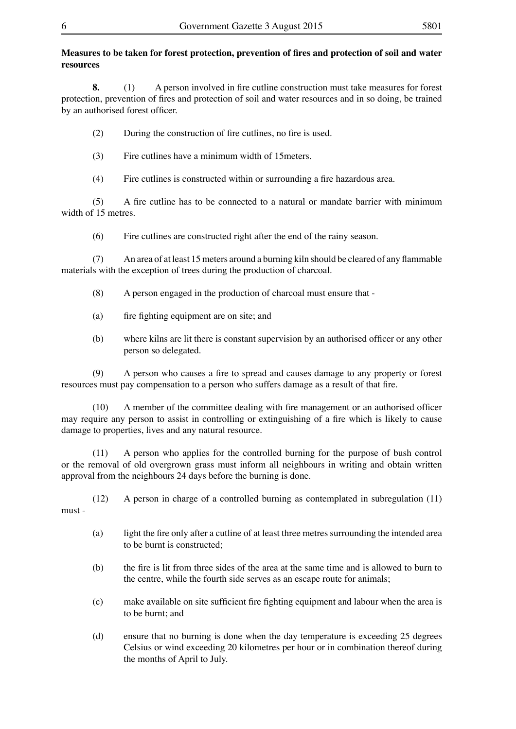**Measures to be taken for forest protection, prevention of fires and protection of soil and water resources**

**8.** (1) A person involved in fire cutline construction must take measures for forest protection, prevention of fires and protection of soil and water resources and in so doing, be trained by an authorised forest officer.

(2) During the construction of fire cutlines, no fire is used.

(3) Fire cutlines have a minimum width of 15meters.

(4) Fire cutlines is constructed within or surrounding a fire hazardous area.

(5) A fire cutline has to be connected to a natural or mandate barrier with minimum width of 15 metres.

(6) Fire cutlines are constructed right after the end of the rainy season.

(7) An area of at least 15 meters around a burning kiln should be cleared of any flammable materials with the exception of trees during the production of charcoal.

(8) A person engaged in the production of charcoal must ensure that -

(a) fire fighting equipment are on site; and

(b) where kilns are lit there is constant supervision by an authorised officer or any other person so delegated.

(9) A person who causes a fire to spread and causes damage to any property or forest resources must pay compensation to a person who suffers damage as a result of that fire.

(10) A member of the committee dealing with fire management or an authorised officer may require any person to assist in controlling or extinguishing of a fire which is likely to cause damage to properties, lives and any natural resource.

(11) A person who applies for the controlled burning for the purpose of bush control or the removal of old overgrown grass must inform all neighbours in writing and obtain written approval from the neighbours 24 days before the burning is done.

(12) A person in charge of a controlled burning as contemplated in subregulation (11) must -

(a) light the fire only after a cutline of at least three metres surrounding the intended area to be burnt is constructed;

(b) the fire is lit from three sides of the area at the same time and is allowed to burn to the centre, while the fourth side serves as an escape route for animals;

(c) make available on site sufficient fire fighting equipment and labour when the area is to be burnt; and

(d) ensure that no burning is done when the day temperature is exceeding 25 degrees Celsius or wind exceeding 20 kilometres per hour or in combination thereof during the months of April to July.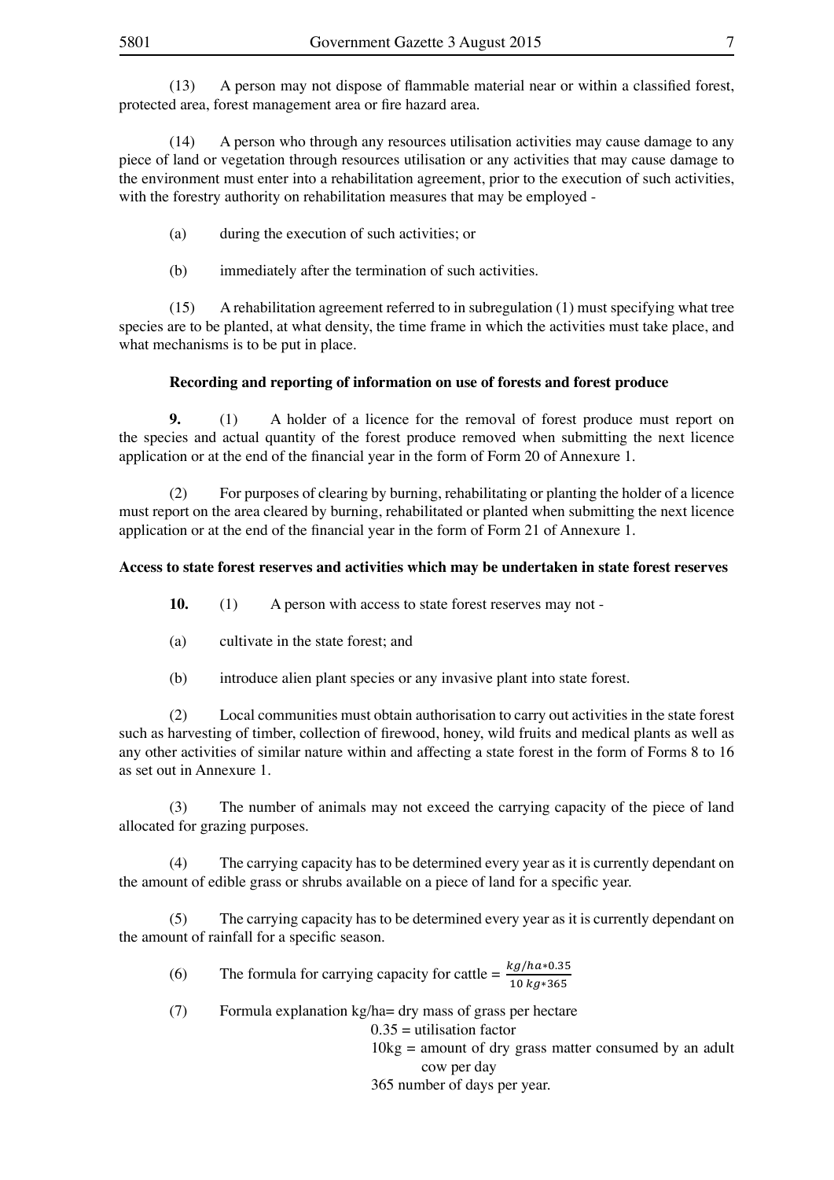(13) A person may not dispose of flammable material near or within a classified forest, protected area, forest management area or fire hazard area.

(14) A person who through any resources utilisation activities may cause damage to any piece of land or vegetation through resources utilisation or any activities that may cause damage to the environment must enter into a rehabilitation agreement, prior to the execution of such activities, with the forestry authority on rehabilitation measures that may be employed -

(a) during the execution of such activities; or

(b) immediately after the termination of such activities.

(15) A rehabilitation agreement referred to in subregulation (1) must specifying what tree species are to be planted, at what density, the time frame in which the activities must take place, and what mechanisms is to be put in place.

**Recording and reporting of information on use of forests and forest produce**

**9.** (1) A holder of a licence for the removal of forest produce must report on the species and actual quantity of the forest produce removed when submitting the next licence application or at the end of the financial year in the form of Form 20 of Annexure 1.

(2) For purposes of clearing by burning, rehabilitating or planting the holder of a licence must report on the area cleared by burning, rehabilitated or planted when submitting the next licence application or at the end of the financial year in the form of Form 21 of Annexure 1.

**Access to state forest reserves and activities which may be undertaken in state forest reserves**

**10.** (1) A person with access to state forest reserves may not -

(a) cultivate in the state forest; and

(b) introduce alien plant species or any invasive plant into state forest.

(2) Local communities must obtain authorisation to carry out activities in the state forest such as harvesting of timber, collection of firewood, honey, wild fruits and medical plants as well as any other activities of similar nature within and affecting a state forest in the form of Forms 8 to 16 as set out in Annexure 1.

(3) The number of animals may not exceed the carrying capacity of the piece of land allocated for grazing purposes.

(4) The carrying capacity has to be determined every year as it is currently dependant on the amount of edible grass or shrubs available on a piece of land for a specific year.

(5) The carrying capacity has to be determined every year as it is currently dependant on the amount of rainfall for a specific season.

(6) The formula for carrying capacity for cattle = $\frac{kg/ha*0.35}{10\ kg*365}$

(7) Formula explanation kg/ha= dry mass of grass per hectare

0.35 = utilisation factor

10kg = amount of dry grass matter consumed by an adult cow per day

365 number of days per year.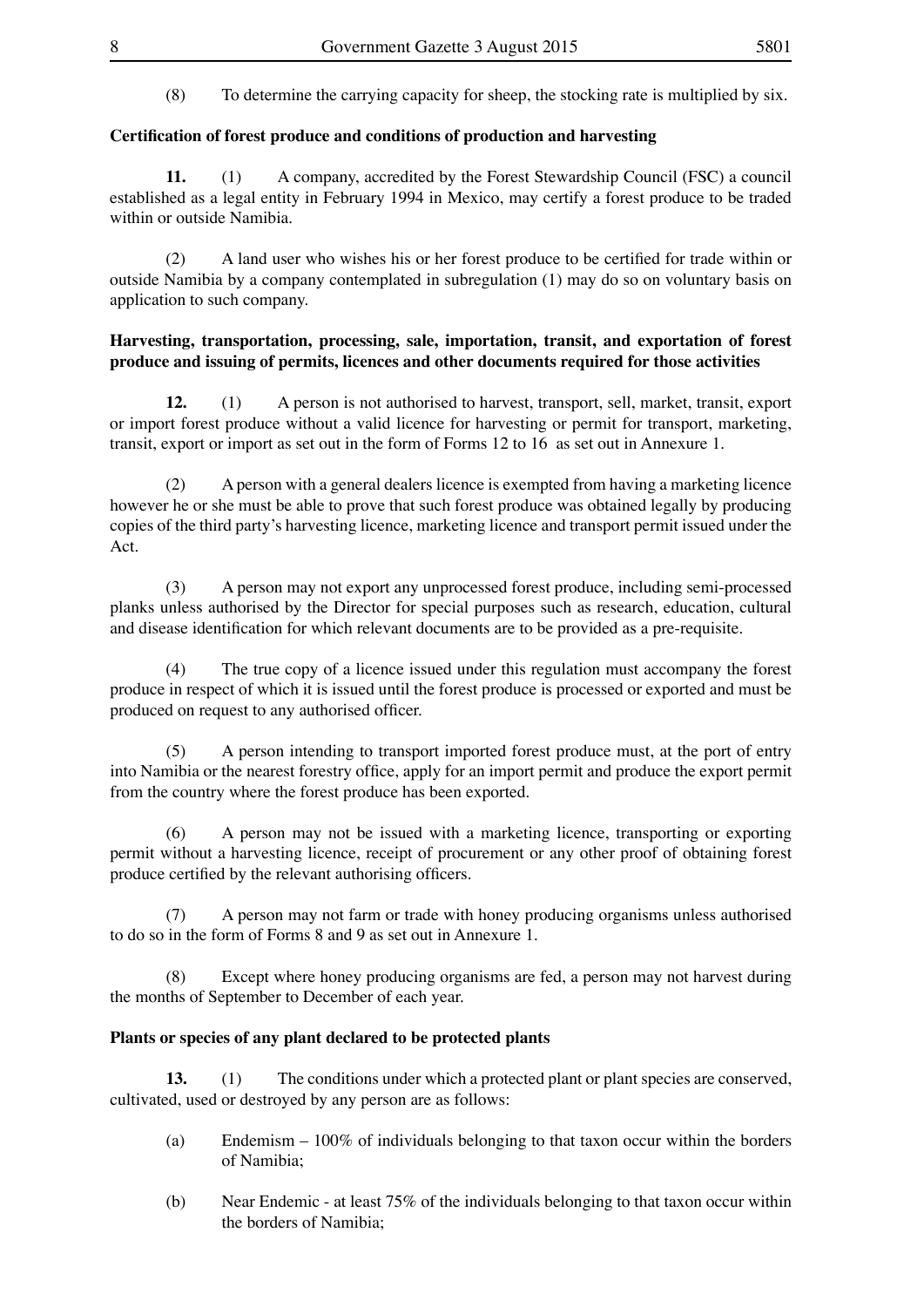(8) To determine the carrying capacity for sheep, the stocking rate is multiplied by six.

**Certification of forest produce and conditions of production and harvesting**

**11.** (1) A company, accredited by the Forest Stewardship Council (FSC) a council established as a legal entity in February 1994 in Mexico, may certify a forest produce to be traded within or outside Namibia.

(2) A land user who wishes his or her forest produce to be certified for trade within or outside Namibia by a company contemplated in subregulation (1) may do so on voluntary basis on application to such company.

**Harvesting, transportation, processing, sale, importation, transit, and exportation of forest produce and issuing of permits, licences and other documents required for those activities**

**12.** (1) A person is not authorised to harvest, transport, sell, market, transit, export or import forest produce without a valid licence for harvesting or permit for transport, marketing, transit, export or import as set out in the form of Forms 12 to 16 as set out in Annexure 1.

(2) A person with a general dealers licence is exempted from having a marketing licence however he or she must be able to prove that such forest produce was obtained legally by producing copies of the third party's harvesting licence, marketing licence and transport permit issued under the Act.

(3) A person may not export any unprocessed forest produce, including semi-processed planks unless authorised by the Director for special purposes such as research, education, cultural and disease identification for which relevant documents are to be provided as a pre-requisite.

(4) The true copy of a licence issued under this regulation must accompany the forest produce in respect of which it is issued until the forest produce is processed or exported and must be produced on request to any authorised officer.

(5) A person intending to transport imported forest produce must, at the port of entry into Namibia or the nearest forestry office, apply for an import permit and produce the export permit from the country where the forest produce has been exported.

(6) A person may not be issued with a marketing licence, transporting or exporting permit without a harvesting licence, receipt of procurement or any other proof of obtaining forest produce certified by the relevant authorising officers.

(7) A person may not farm or trade with honey producing organisms unless authorised to do so in the form of Forms 8 and 9 as set out in Annexure 1.

(8) Except where honey producing organisms are fed, a person may not harvest during the months of September to December of each year.

**Plants or species of any plant declared to be protected plants**

**13.** (1) The conditions under which a protected plant or plant species are conserved, cultivated, used or destroyed by any person are as follows:

(a) Endemism – 100% of individuals belonging to that taxon occur within the borders of Namibia;

(b) Near Endemic - at least 75% of the individuals belonging to that taxon occur within the borders of Namibia;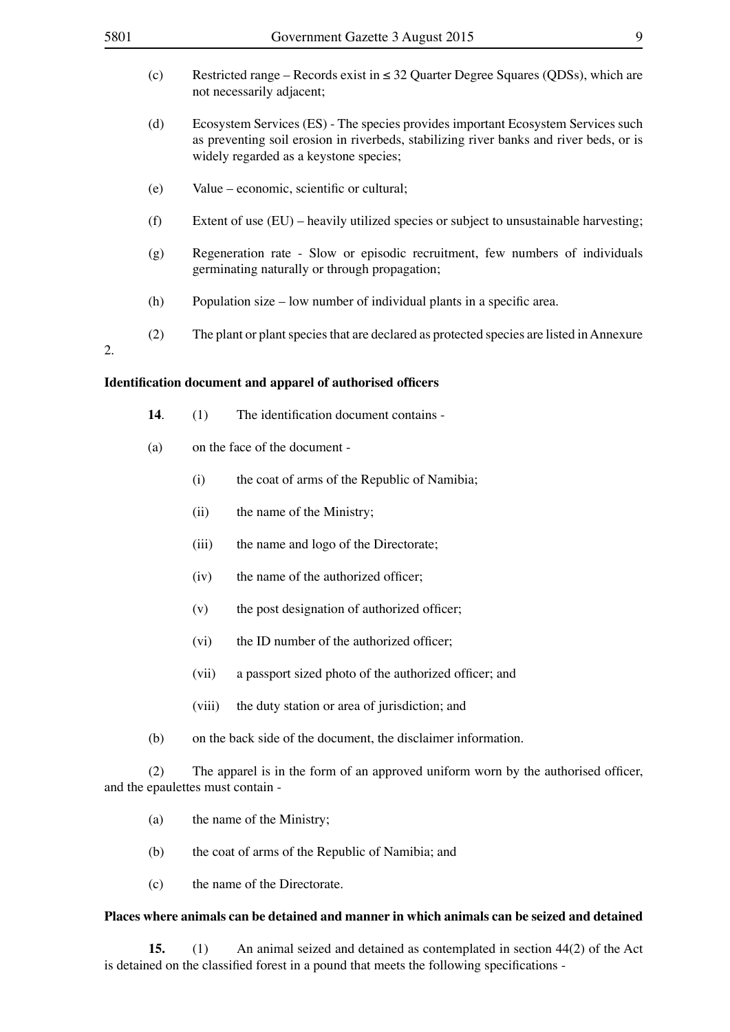(c) Restricted range – Records exist in ≤ 32 Quarter Degree Squares (QDSs), which are not necessarily adjacent;

(d) Ecosystem Services (ES) - The species provides important Ecosystem Services such as preventing soil erosion in riverbeds, stabilizing river banks and river beds, or is widely regarded as a keystone species;

(e) Value – economic, scientific or cultural;

(f) Extent of use (EU) – heavily utilized species or subject to unsustainable harvesting;

(g) Regeneration rate - Slow or episodic recruitment, few numbers of individuals germinating naturally or through propagation;

(h) Population size – low number of individual plants in a specific area.

(2) The plant or plant species that are declared as protected species are listed in Annexure 2.

**Identification document and apparel of authorised officers**

**14**. (1) The identification document contains -

(a) on the face of the document -

(i) the coat of arms of the Republic of Namibia;

(ii) the name of the Ministry;

(iii) the name and logo of the Directorate;

(iv) the name of the authorized officer;

(v) the post designation of authorized officer;

(vi) the ID number of the authorized officer;

(vii) a passport sized photo of the authorized officer; and

(viii) the duty station or area of jurisdiction; and

(b) on the back side of the document, the disclaimer information.

(2) The apparel is in the form of an approved uniform worn by the authorised officer, and the epaulettes must contain -

(a) the name of the Ministry;

(b) the coat of arms of the Republic of Namibia; and

(c) the name of the Directorate.

**Places where animals can be detained and manner in which animals can be seized and detained**

**15.** (1) An animal seized and detained as contemplated in section 44(2) of the Act is detained on the classified forest in a pound that meets the following specifications -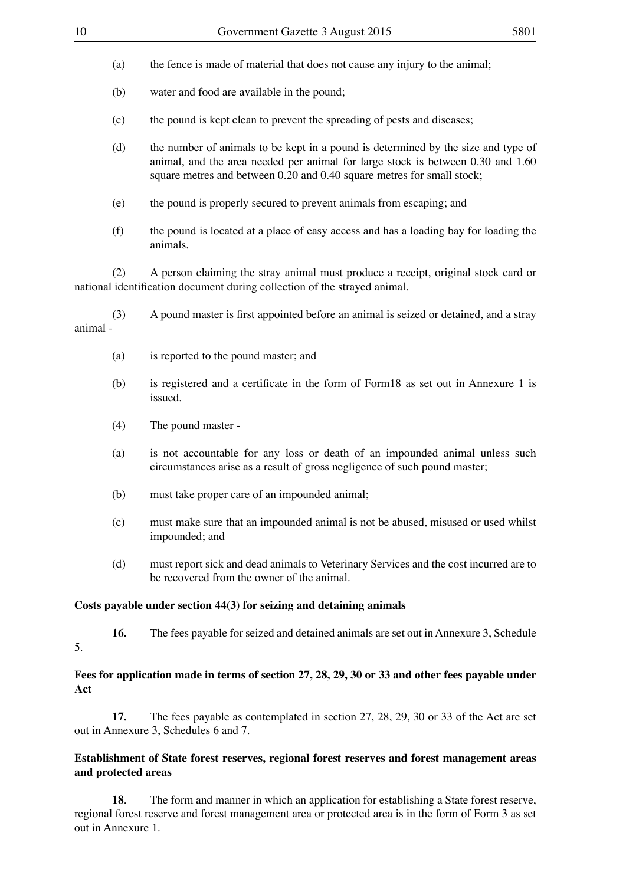(a) the fence is made of material that does not cause any injury to the animal;

(b) water and food are available in the pound;

(c) the pound is kept clean to prevent the spreading of pests and diseases;

(d) the number of animals to be kept in a pound is determined by the size and type of animal, and the area needed per animal for large stock is between 0.30 and 1.60 square metres and between 0.20 and 0.40 square metres for small stock;

(e) the pound is properly secured to prevent animals from escaping; and

(f) the pound is located at a place of easy access and has a loading bay for loading the animals.

(2) A person claiming the stray animal must produce a receipt, original stock card or national identification document during collection of the strayed animal.

(3) A pound master is first appointed before an animal is seized or detained, and a stray animal -

(a) is reported to the pound master; and

(b) is registered and a certificate in the form of Form18 as set out in Annexure 1 is issued.

(4) The pound master -

(a) is not accountable for any loss or death of an impounded animal unless such circumstances arise as a result of gross negligence of such pound master;

(b) must take proper care of an impounded animal;

(c) must make sure that an impounded animal is not be abused, misused or used whilst impounded; and

(d) must report sick and dead animals to Veterinary Services and the cost incurred are to be recovered from the owner of the animal.

**Costs payable under section 44(3) for seizing and detaining animals**

**16.** The fees payable for seized and detained animals are set out in Annexure 3, Schedule 5.

**Fees for application made in terms of section 27, 28, 29, 30 or 33 and other fees payable under Act**

**17.** The fees payable as contemplated in section 27, 28, 29, 30 or 33 of the Act are set out in Annexure 3, Schedules 6 and 7.

**Establishment of State forest reserves, regional forest reserves and forest management areas and protected areas**

**18**. The form and manner in which an application for establishing a State forest reserve, regional forest reserve and forest management area or protected area is in the form of Form 3 as set out in Annexure 1.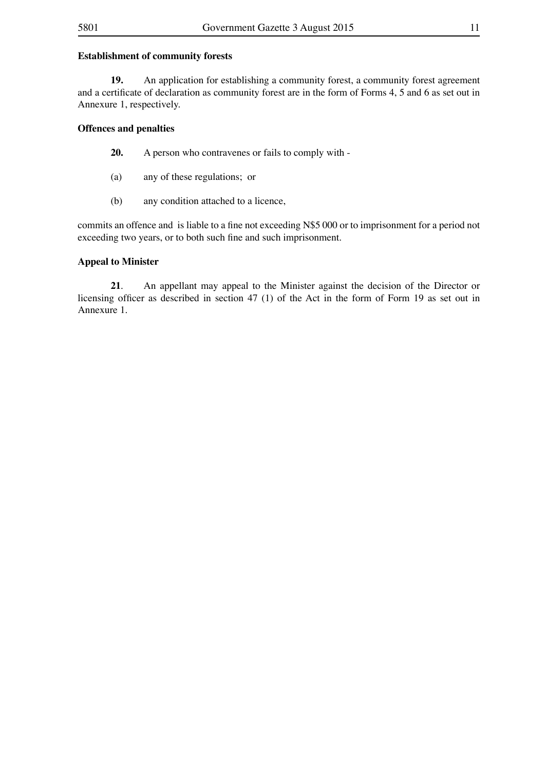**Establishment of community forests**

**19.** An application for establishing a community forest, a community forest agreement and a certificate of declaration as community forest are in the form of Forms 4, 5 and 6 as set out in Annexure 1, respectively.

**Offences and penalties**

**20.** A person who contravenes or fails to comply with -

(a) any of these regulations; or

(b) any condition attached to a licence,

commits an offence and is liable to a fine not exceeding N$5 000 or to imprisonment for a period not exceeding two years, or to both such fine and such imprisonment.

**Appeal to Minister**

**21**. An appellant may appeal to the Minister against the decision of the Director or licensing officer as described in section 47 (1) of the Act in the form of Form 19 as set out in Annexure 1.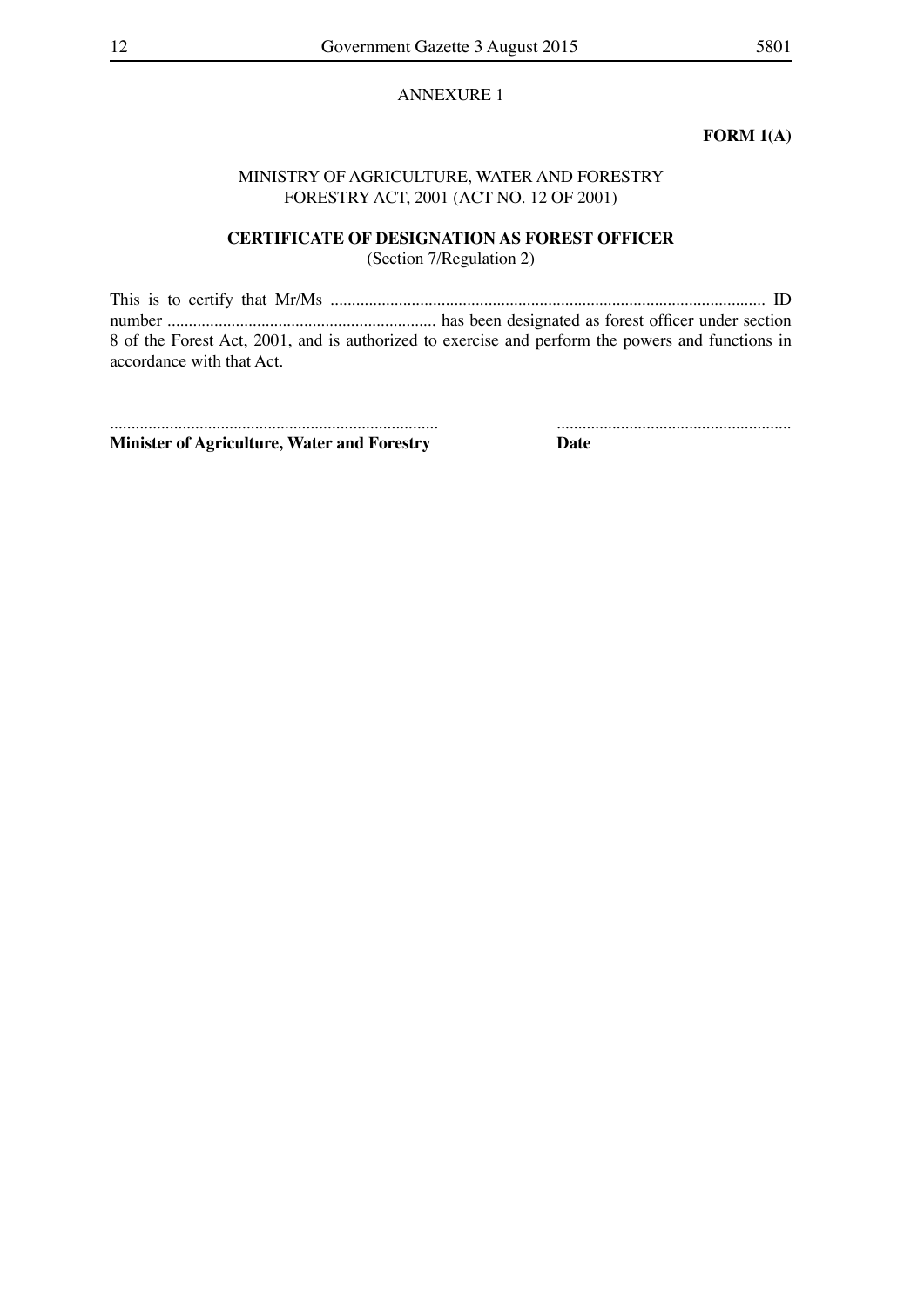ANNEXURE 1

**FORM 1(A)**

MINISTRY OF AGRICULTURE, WATER AND FORESTRY
FORESTRY ACT, 2001 (ACT NO. 12 OF 2001)

**CERTIFICATE OF DESIGNATION AS FOREST OFFICER**
(Section 7/Regulation 2)

This is to certify that Mr/Ms ...................................................................................................... ID number ............................................................... has been designated as forest officer under section 8 of the Forest Act, 2001, and is authorized to exercise and perform the powers and functions in accordance with that Act.

............................................................................. .......................................................
**Minister of Agriculture, Water and Forestry** **Date**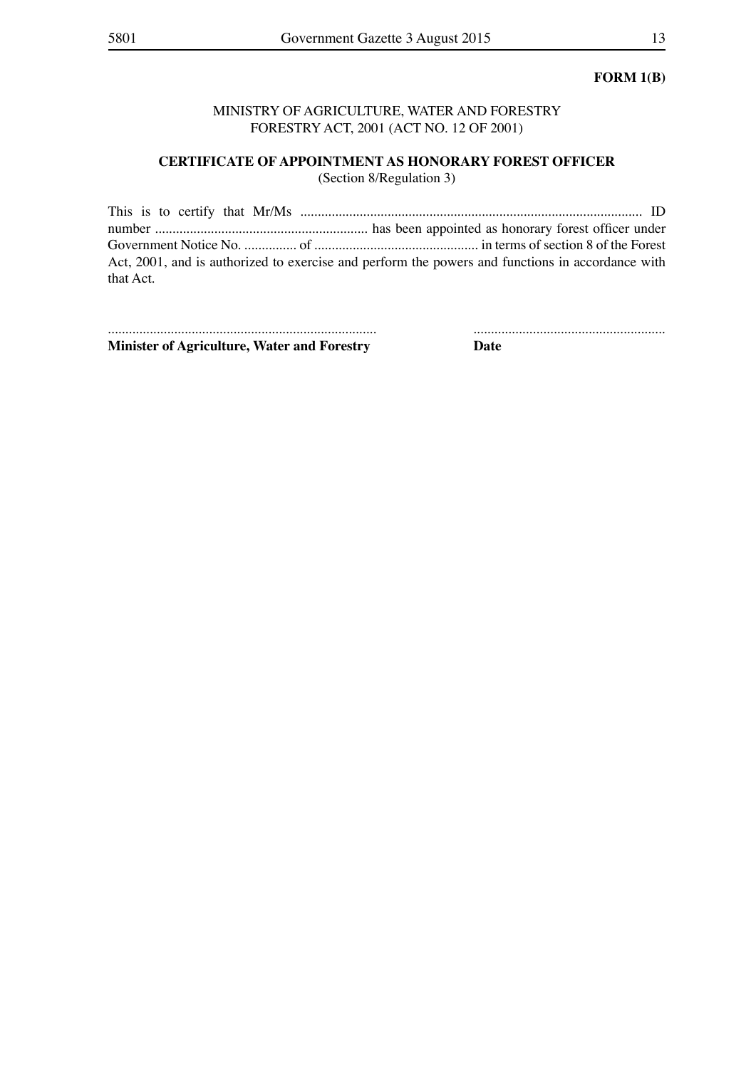**FORM 1(B)**

MINISTRY OF AGRICULTURE, WATER AND FORESTRY
FORESTRY ACT, 2001 (ACT NO. 12 OF 2001)

**CERTIFICATE OF APPOINTMENT AS HONORARY FOREST OFFICER**
(Section 8/Regulation 3)

This is to certify that Mr/Ms ................................................................................................. ID number ............................................................ has been appointed as honorary forest officer under Government Notice No. ............... of ............................................... in terms of section 8 of the Forest Act, 2001, and is authorized to exercise and perform the powers and functions in accordance with that Act.

............................................................................ .......................................................
**Minister of Agriculture, Water and Forestry** **Date**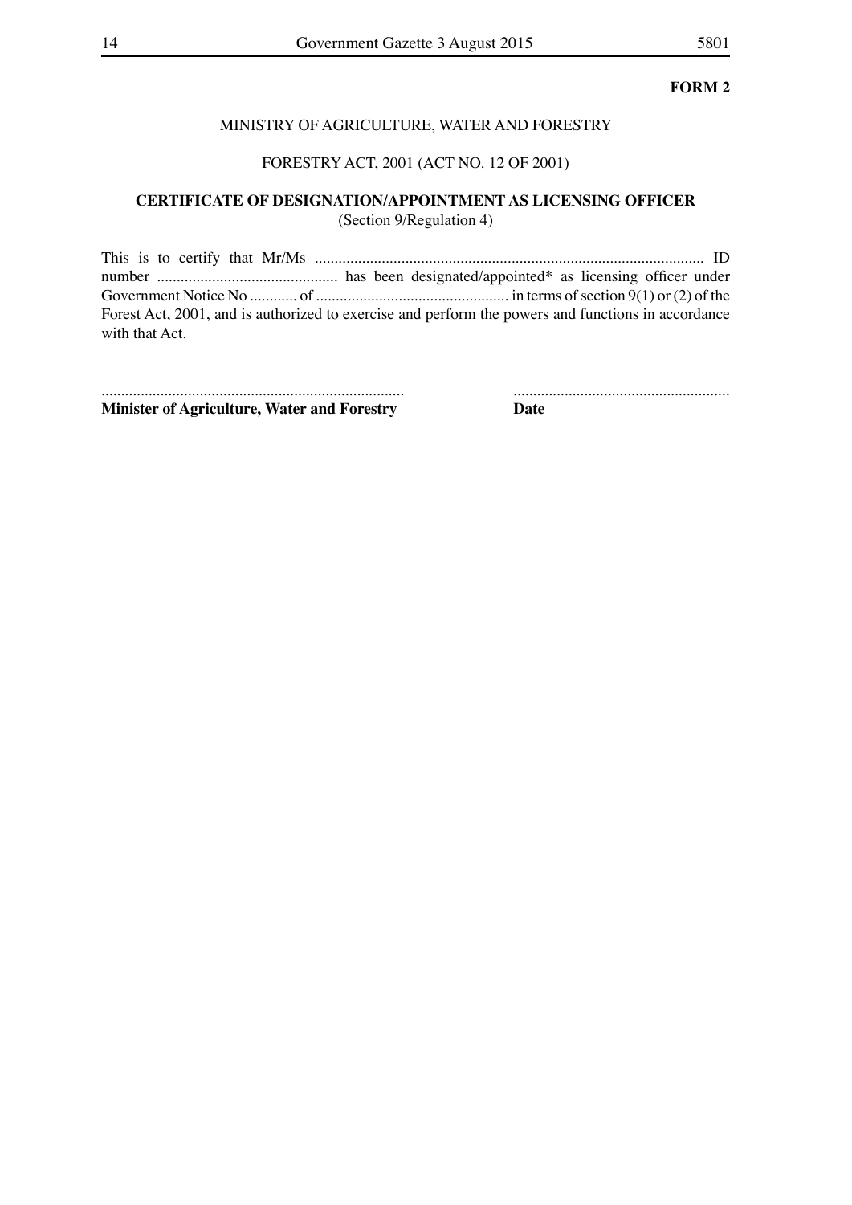**FORM 2**

MINISTRY OF AGRICULTURE, WATER AND FORESTRY

FORESTRY ACT, 2001 (ACT NO. 12 OF 2001)

**CERTIFICATE OF DESIGNATION/APPOINTMENT AS LICENSING OFFICER**
(Section 9/Regulation 4)

This is to certify that Mr/Ms .................................................................................................. ID number ............................................. has been designated/appointed* as licensing officer under Government Notice No ............ of ................................................ in terms of section 9(1) or (2) of the Forest Act, 2001, and is authorized to exercise and perform the powers and functions in accordance with that Act.

............................................................................ .......................................................
**Minister of Agriculture, Water and Forestry** **Date**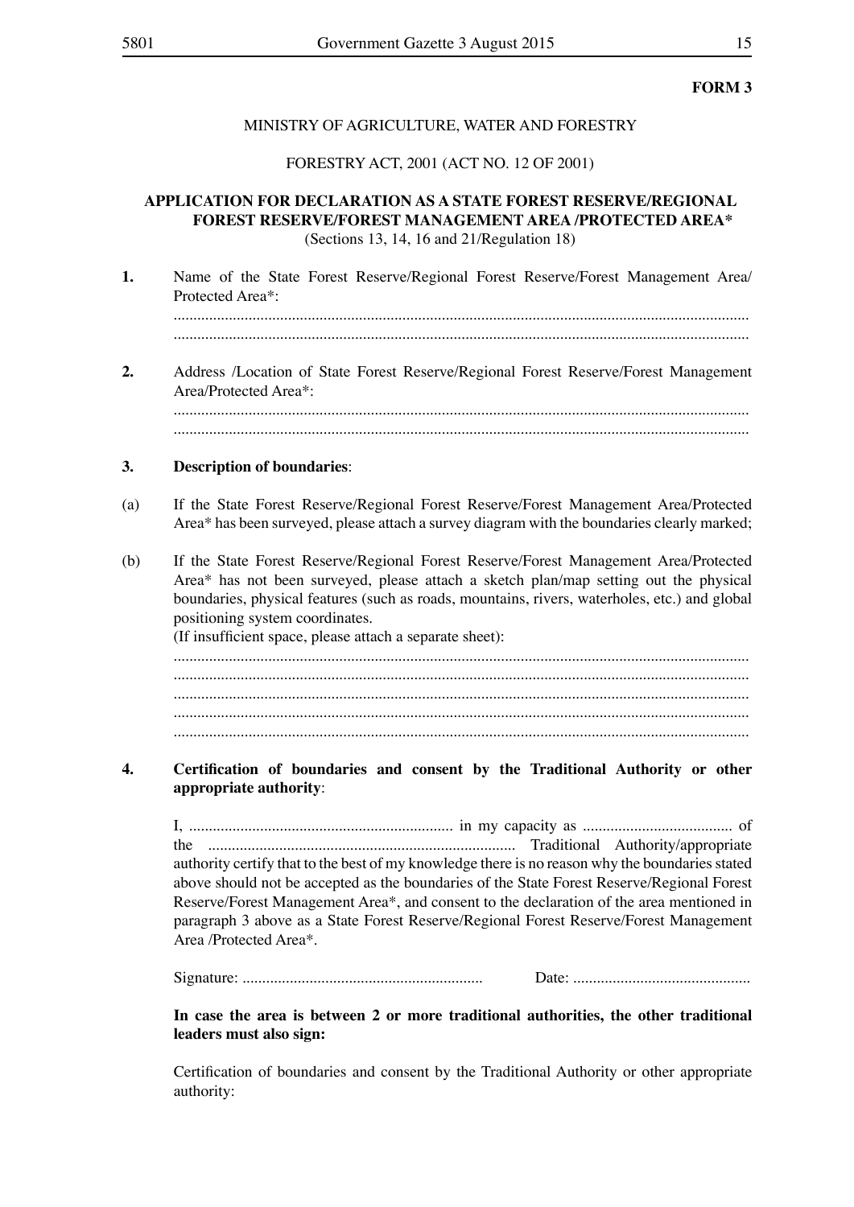**FORM 3**

MINISTRY OF AGRICULTURE, WATER AND FORESTRY

FORESTRY ACT, 2001 (ACT NO. 12 OF 2001)

**APPLICATION FOR DECLARATION AS A STATE FOREST RESERVE/REGIONAL FOREST RESERVE/FOREST MANAGEMENT AREA /PROTECTED AREA***

(Sections 13, 14, 16 and 21/Regulation 18)

**1.** Name of the State Forest Reserve/Regional Forest Reserve/Forest Management Area/ Protected Area*:

................................................................................................................................................
................................................................................................................................................

**2.** Address /Location of State Forest Reserve/Regional Forest Reserve/Forest Management Area/Protected Area*:

................................................................................................................................................
................................................................................................................................................

**3. Description of boundaries**:

(a) If the State Forest Reserve/Regional Forest Reserve/Forest Management Area/Protected Area* has been surveyed, please attach a survey diagram with the boundaries clearly marked;

(b) If the State Forest Reserve/Regional Forest Reserve/Forest Management Area/Protected Area* has not been surveyed, please attach a sketch plan/map setting out the physical boundaries, physical features (such as roads, mountains, rivers, waterholes, etc.) and global positioning system coordinates.
(If insufficient space, please attach a separate sheet):

................................................................................................................................................
................................................................................................................................................
................................................................................................................................................
................................................................................................................................................
................................................................................................................................................

**4. Certification of boundaries and consent by the Traditional Authority or other appropriate authority**:

I, .................................................................. in my capacity as ...................................... of the ............................................................................ Traditional Authority/appropriate authority certify that to the best of my knowledge there is no reason why the boundaries stated above should not be accepted as the boundaries of the State Forest Reserve/Regional Forest Reserve/Forest Management Area*, and consent to the declaration of the area mentioned in paragraph 3 above as a State Forest Reserve/Regional Forest Reserve/Forest Management Area /Protected Area*.

Signature: ............................................................ Date: ............................................

**In case the area is between 2 or more traditional authorities, the other traditional leaders must also sign:**

Certification of boundaries and consent by the Traditional Authority or other appropriate authority: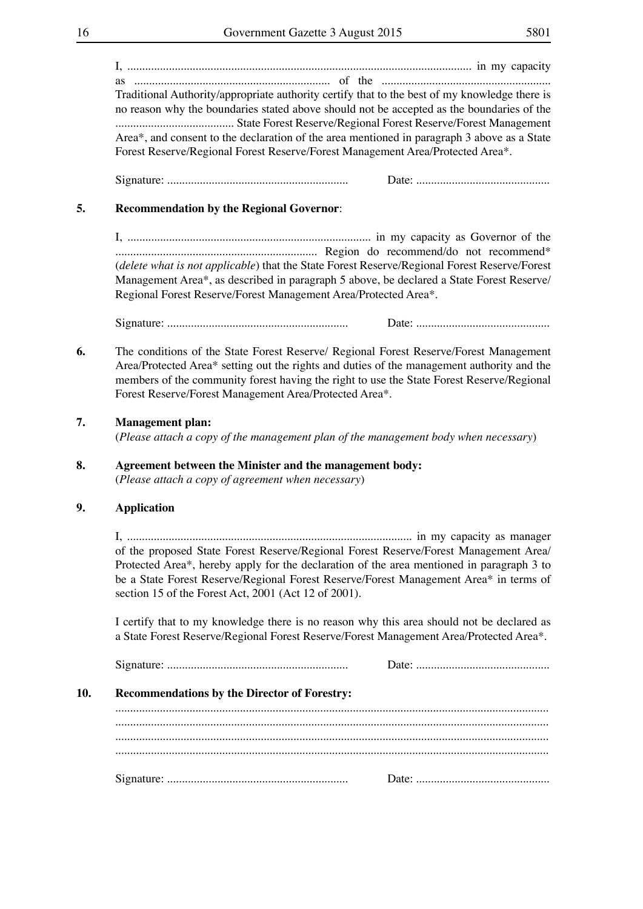I, .................................................................................................................... in my capacity as .................................................................. of the .......................................................... Traditional Authority/appropriate authority certify that to the best of my knowledge there is no reason why the boundaries stated above should not be accepted as the boundaries of the ........................................ State Forest Reserve/Regional Forest Reserve/Forest Management Area*, and consent to the declaration of the area mentioned in paragraph 3 above as a State Forest Reserve/Regional Forest Reserve/Forest Management Area/Protected Area*.

Signature: ............................................................ Date: ............................................

**5. Recommendation by the Regional Governor**:

I, ................................................................................ in my capacity as Governor of the ................................................................... Region do recommend/do not recommend* (*delete what is not applicable*) that the State Forest Reserve/Regional Forest Reserve/Forest Management Area*, as described in paragraph 5 above, be declared a State Forest Reserve/ Regional Forest Reserve/Forest Management Area/Protected Area*.

Signature: ............................................................ Date: ............................................

**6.** The conditions of the State Forest Reserve/ Regional Forest Reserve/Forest Management Area/Protected Area* setting out the rights and duties of the management authority and the members of the community forest having the right to use the State Forest Reserve/Regional Forest Reserve/Forest Management Area/Protected Area*.

**7. Management plan:**
(*Please attach a copy of the management plan of the management body when necessary*)

**8. Agreement between the Minister and the management body:**
(*Please attach a copy of agreement when necessary*)

**9. Application**

I, ............................................................................................... in my capacity as manager of the proposed State Forest Reserve/Regional Forest Reserve/Forest Management Area/ Protected Area*, hereby apply for the declaration of the area mentioned in paragraph 3 to be a State Forest Reserve/Regional Forest Reserve/Forest Management Area* in terms of section 15 of the Forest Act, 2001 (Act 12 of 2001).

I certify that to my knowledge there is no reason why this area should not be declared as a State Forest Reserve/Regional Forest Reserve/Forest Management Area/Protected Area*.

Signature: ............................................................ Date: ............................................

**10. Recommendations by the Director of Forestry:**

...............................................................................................................................................
...............................................................................................................................................
...............................................................................................................................................
...............................................................................................................................................

Signature: ............................................................ Date: ............................................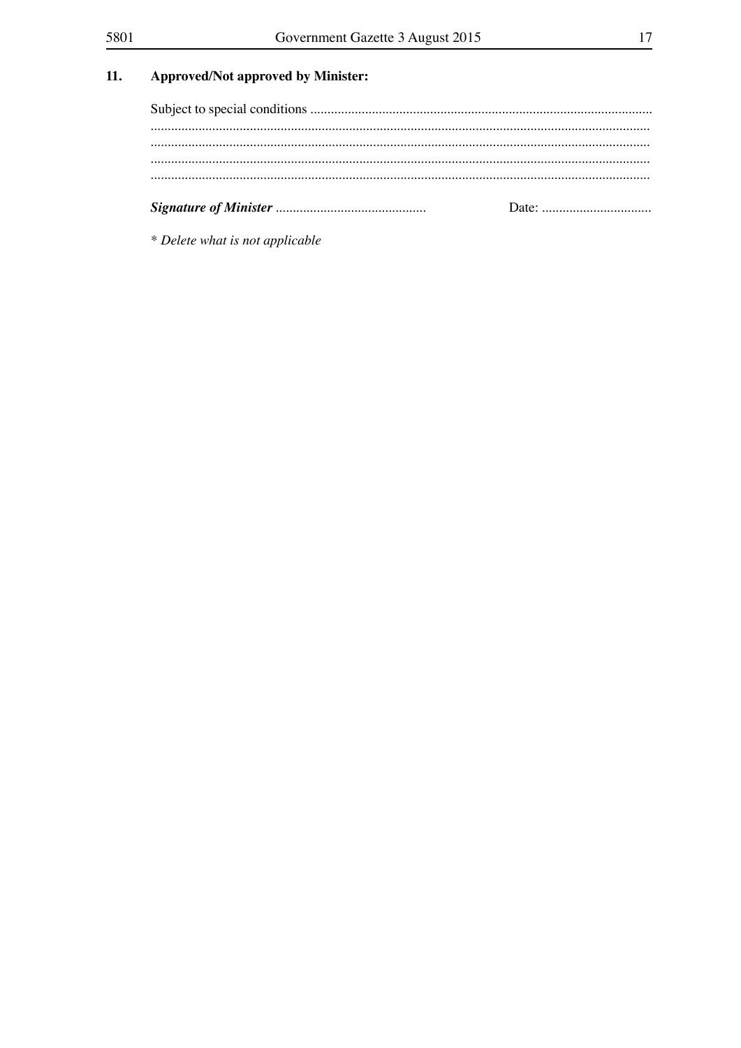## 11. Approved/Not approved by Minister:

Subject to special conditions ....................................................................................................
................................................................................................................................................
................................................................................................................................................
................................................................................................................................................
................................................................................................................................................

***Signature of Minister*** ............................................ Date: ................................

*\* Delete what is not applicable*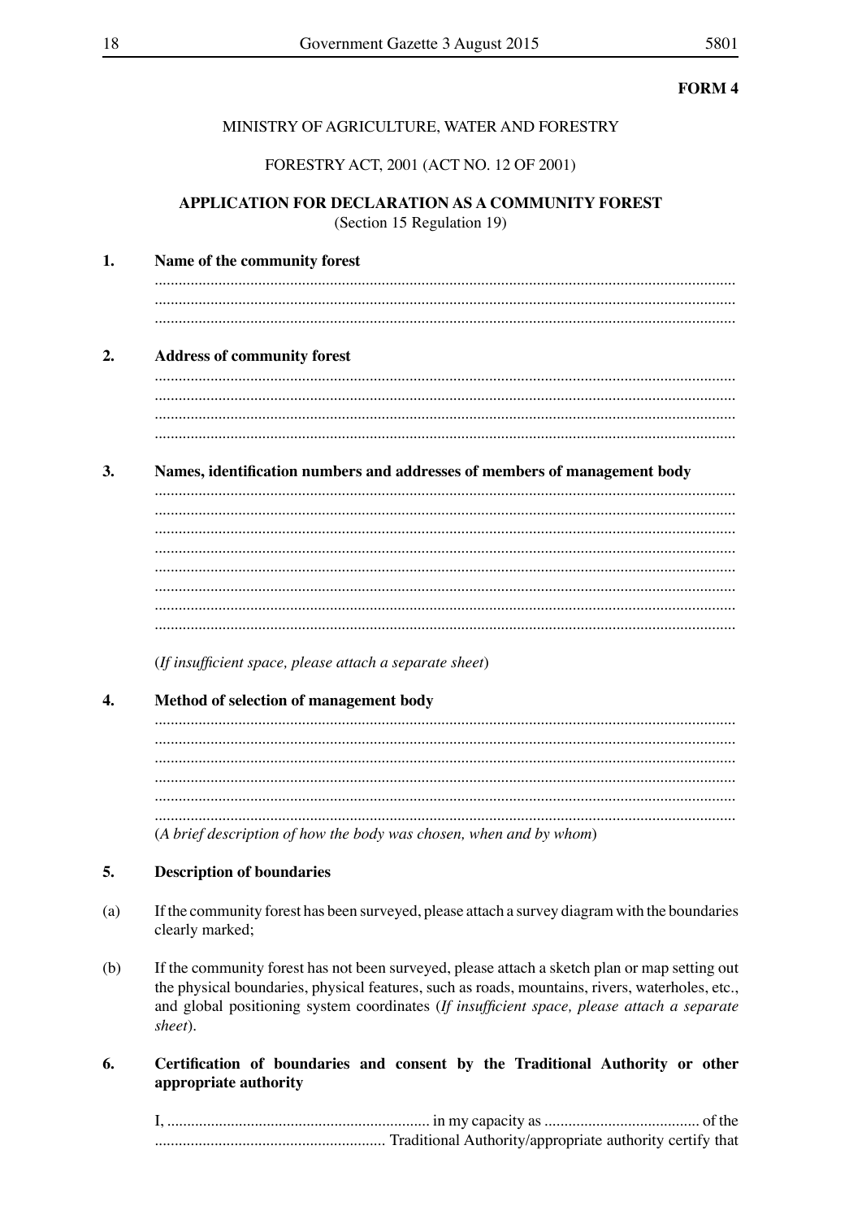**FORM 4**

MINISTRY OF AGRICULTURE, WATER AND FORESTRY

FORESTRY ACT, 2001 (ACT NO. 12 OF 2001)

**APPLICATION FOR DECLARATION AS A COMMUNITY FOREST**
(Section 15 Regulation 19)

**1. Name of the community forest**

..................................................................................................................................
..................................................................................................................................
..................................................................................................................................

**2. Address of community forest**

..................................................................................................................................
..................................................................................................................................
..................................................................................................................................
..................................................................................................................................

**3. Names, identification numbers and addresses of members of management body**

..................................................................................................................................
..................................................................................................................................
..................................................................................................................................
..................................................................................................................................
..................................................................................................................................
..................................................................................................................................
..................................................................................................................................
..................................................................................................................................

(*If insufficient space, please attach a separate sheet*)

**4. Method of selection of management body**

..................................................................................................................................
..................................................................................................................................
..................................................................................................................................
..................................................................................................................................
..................................................................................................................................
..................................................................................................................................
(*A brief description of how the body was chosen, when and by whom*)

**5. Description of boundaries**

(a) If the community forest has been surveyed, please attach a survey diagram with the boundaries clearly marked;

(b) If the community forest has not been surveyed, please attach a sketch plan or map setting out the physical boundaries, physical features, such as roads, mountains, rivers, waterholes, etc., and global positioning system coordinates (*If insufficient space, please attach a separate sheet*).

**6. Certification of boundaries and consent by the Traditional Authority or other appropriate authority**

I, ................................................................. in my capacity as ...................................... of the ......................................................... Traditional Authority/appropriate authority certify that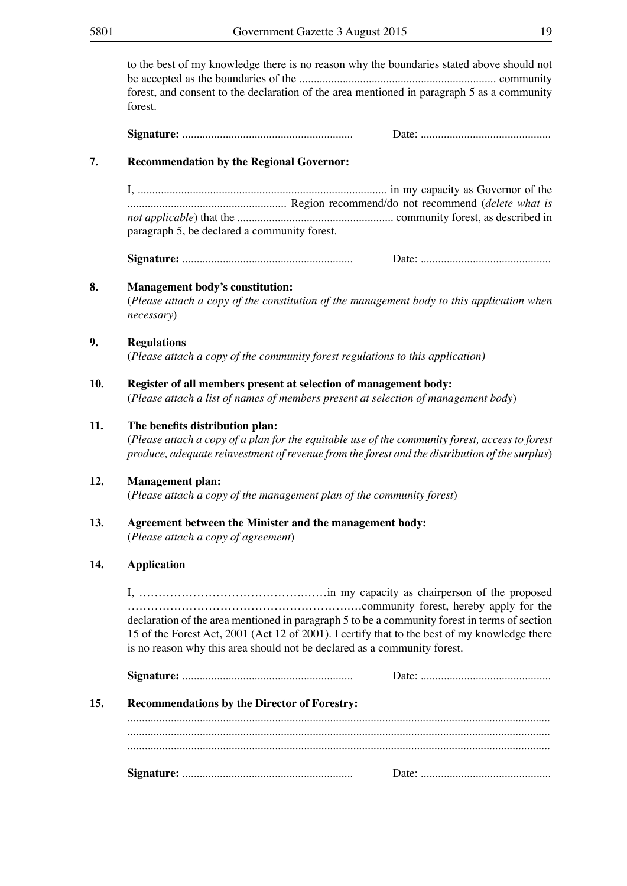to the best of my knowledge there is no reason why the boundaries stated above should not be accepted as the boundaries of the .................................................................... community forest, and consent to the declaration of the area mentioned in paragraph 5 as a community forest.

**Signature:** ........................................................... Date: .............................................

**7. Recommendation by the Regional Governor:**

I, ..................................................................................... in my capacity as Governor of the ....................................................... Region recommend/do not recommend (*delete what is not applicable*) that the ...................................................... community forest, as described in paragraph 5, be declared a community forest.

**Signature:** ........................................................... Date: .............................................

**8. Management body's constitution:**

(*Please attach a copy of the constitution of the management body to this application when necessary*)

**9. Regulations**

(*Please attach a copy of the community forest regulations to this application)*

**10. Register of all members present at selection of management body:**

(*Please attach a list of names of members present at selection of management body*)

**11. The benefits distribution plan:**

(*Please attach a copy of a plan for the equitable use of the community forest, access to forest produce, adequate reinvestment of revenue from the forest and the distribution of the surplus*)

**12. Management plan:**

(*Please attach a copy of the management plan of the community forest*)

**13. Agreement between the Minister and the management body:**

(*Please attach a copy of agreement*)

**14. Application**

I, ………………………………………in my capacity as chairperson of the proposed ……………………………………………………community forest, hereby apply for the declaration of the area mentioned in paragraph 5 to be a community forest in terms of section 15 of the Forest Act, 2001 (Act 12 of 2001). I certify that to the best of my knowledge there is no reason why this area should not be declared as a community forest.

**Signature:** ........................................................... Date: .............................................

**15. Recommendations by the Director of Forestry:**

..................................................................................................................................................
..................................................................................................................................................
..................................................................................................................................................

**Signature:** ........................................................... Date: .............................................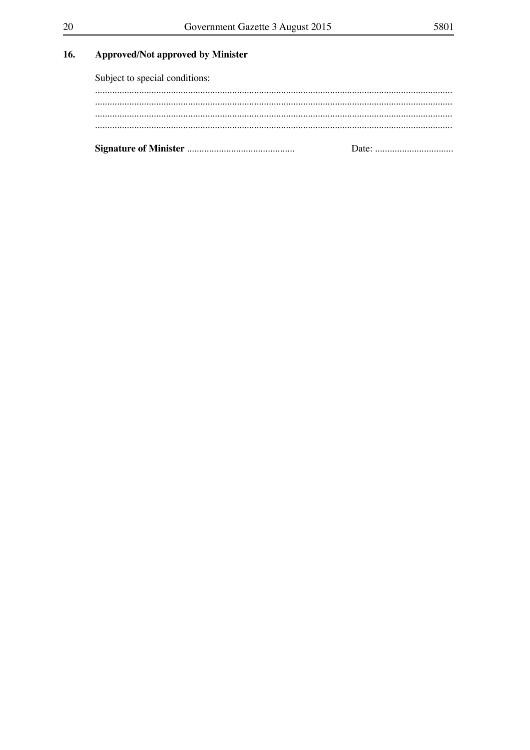## 16. Approved/Not approved by Minister

Subject to special conditions:

................................................................................................................................................
................................................................................................................................................
................................................................................................................................................
................................................................................................................................................

**Signature of Minister** ............................................ Date: ................................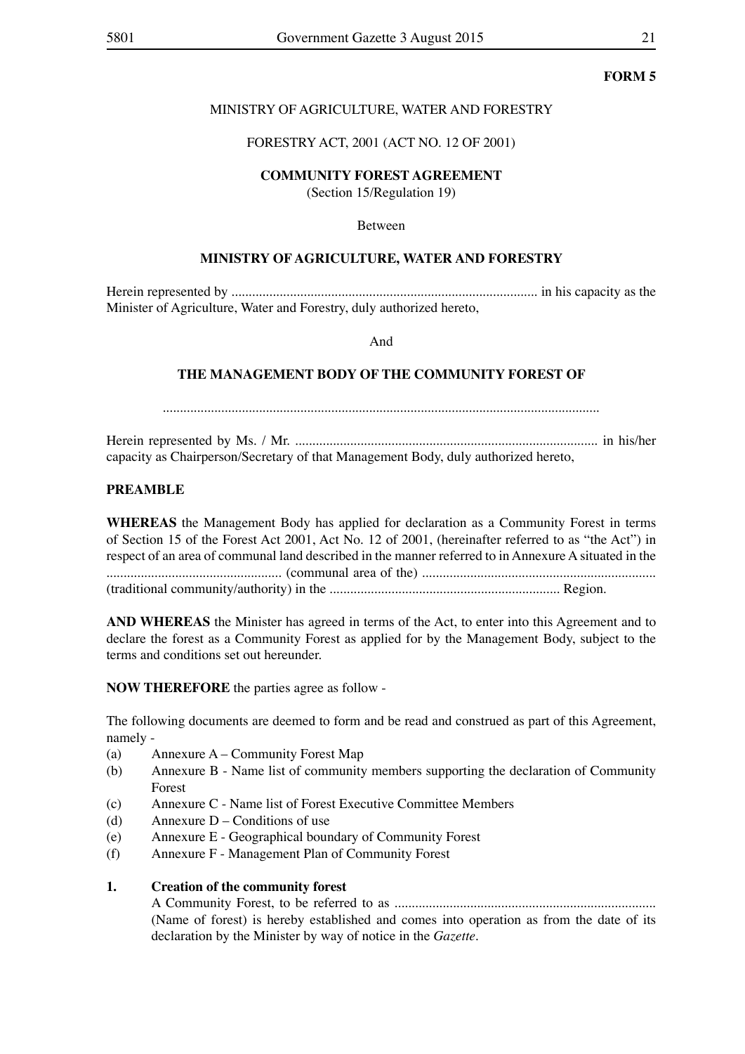**FORM 5**

MINISTRY OF AGRICULTURE, WATER AND FORESTRY

FORESTRY ACT, 2001 (ACT NO. 12 OF 2001)

**COMMUNITY FOREST AGREEMENT**
(Section 15/Regulation 19)

Between

**MINISTRY OF AGRICULTURE, WATER AND FORESTRY**

Herein represented by ......................................................................................... in his capacity as the Minister of Agriculture, Water and Forestry, duly authorized hereto,

And

**THE MANAGEMENT BODY OF THE COMMUNITY FOREST OF**

..............................................................................................................................

Herein represented by Ms. / Mr. ....................................................................................... in his/her capacity as Chairperson/Secretary of that Management Body, duly authorized hereto,

**PREAMBLE**

**WHEREAS** the Management Body has applied for declaration as a Community Forest in terms of Section 15 of the Forest Act 2001, Act No. 12 of 2001, (hereinafter referred to as "the Act") in respect of an area of communal land described in the manner referred to in Annexure A situated in the .................................................. (communal area of the) ................................................................... (traditional community/authority) in the .................................................................. Region.

**AND WHEREAS** the Minister has agreed in terms of the Act, to enter into this Agreement and to declare the forest as a Community Forest as applied for by the Management Body, subject to the terms and conditions set out hereunder.

**NOW THEREFORE** the parties agree as follow -

The following documents are deemed to form and be read and construed as part of this Agreement, namely -

(a) Annexure A – Community Forest Map
(b) Annexure B - Name list of community members supporting the declaration of Community Forest
(c) Annexure C - Name list of Forest Executive Committee Members
(d) Annexure D – Conditions of use
(e) Annexure E - Geographical boundary of Community Forest
(f) Annexure F - Management Plan of Community Forest

**1. Creation of the community forest**

A Community Forest, to be referred to as ........................................................................... (Name of forest) is hereby established and comes into operation as from the date of its declaration by the Minister by way of notice in the *Gazette*.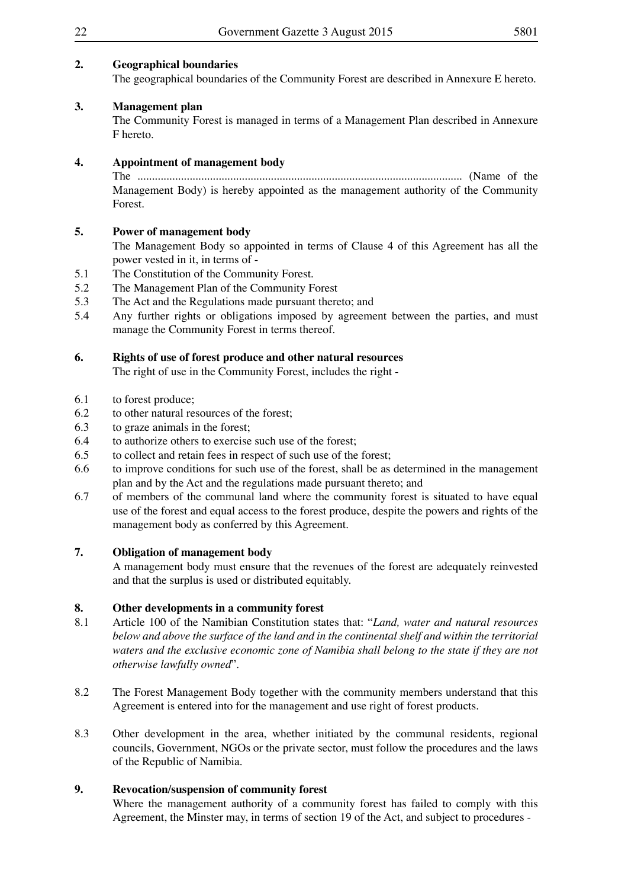**2. Geographical boundaries**

The geographical boundaries of the Community Forest are described in Annexure E hereto.

**3. Management plan**

The Community Forest is managed in terms of a Management Plan described in Annexure F hereto.

**4. Appointment of management body**

The ............................................................................................................ (Name of the Management Body) is hereby appointed as the management authority of the Community Forest.

**5. Power of management body**

The Management Body so appointed in terms of Clause 4 of this Agreement has all the power vested in it, in terms of -

5.1 The Constitution of the Community Forest.

5.2 The Management Plan of the Community Forest

5.3 The Act and the Regulations made pursuant thereto; and

5.4 Any further rights or obligations imposed by agreement between the parties, and must manage the Community Forest in terms thereof.

**6. Rights of use of forest produce and other natural resources**

The right of use in the Community Forest, includes the right -

6.1 to forest produce;

6.2 to other natural resources of the forest;

6.3 to graze animals in the forest;

6.4 to authorize others to exercise such use of the forest;

6.5 to collect and retain fees in respect of such use of the forest;

6.6 to improve conditions for such use of the forest, shall be as determined in the management plan and by the Act and the regulations made pursuant thereto; and

6.7 of members of the communal land where the community forest is situated to have equal use of the forest and equal access to the forest produce, despite the powers and rights of the management body as conferred by this Agreement.

**7. Obligation of management body**

A management body must ensure that the revenues of the forest are adequately reinvested and that the surplus is used or distributed equitably.

**8. Other developments in a community forest**

8.1 Article 100 of the Namibian Constitution states that: "*Land, water and natural resources below and above the surface of the land and in the continental shelf and within the territorial waters and the exclusive economic zone of Namibia shall belong to the state if they are not otherwise lawfully owned*".

8.2 The Forest Management Body together with the community members understand that this Agreement is entered into for the management and use right of forest products.

8.3 Other development in the area, whether initiated by the communal residents, regional councils, Government, NGOs or the private sector, must follow the procedures and the laws of the Republic of Namibia.

**9. Revocation/suspension of community forest**

Where the management authority of a community forest has failed to comply with this Agreement, the Minster may, in terms of section 19 of the Act, and subject to procedures -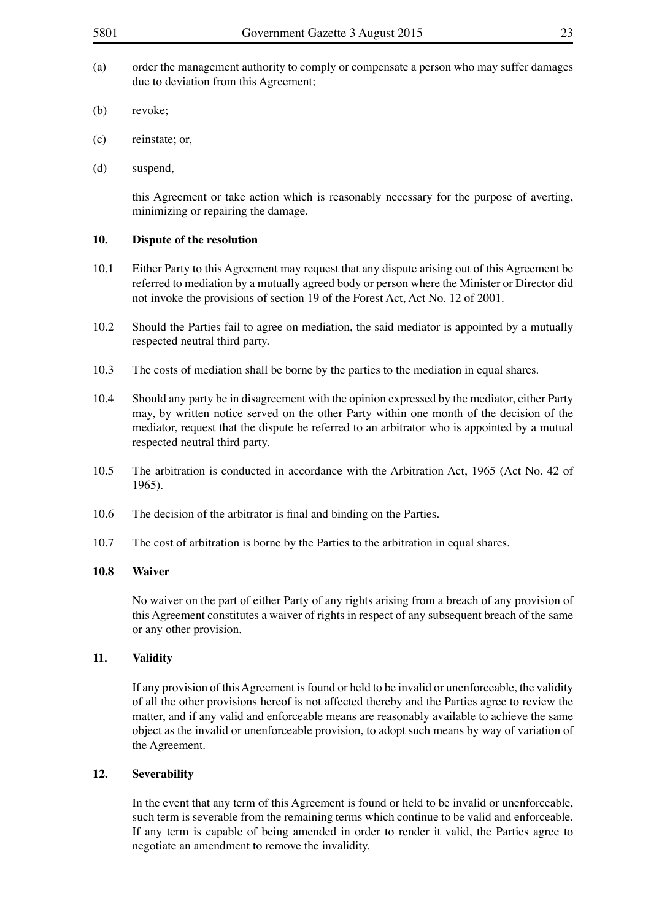(a) order the management authority to comply or compensate a person who may suffer damages due to deviation from this Agreement;

(b) revoke;

(c) reinstate; or,

(d) suspend,

this Agreement or take action which is reasonably necessary for the purpose of averting, minimizing or repairing the damage.

**10. Dispute of the resolution**

10.1 Either Party to this Agreement may request that any dispute arising out of this Agreement be referred to mediation by a mutually agreed body or person where the Minister or Director did not invoke the provisions of section 19 of the Forest Act, Act No. 12 of 2001.

10.2 Should the Parties fail to agree on mediation, the said mediator is appointed by a mutually respected neutral third party.

10.3 The costs of mediation shall be borne by the parties to the mediation in equal shares.

10.4 Should any party be in disagreement with the opinion expressed by the mediator, either Party may, by written notice served on the other Party within one month of the decision of the mediator, request that the dispute be referred to an arbitrator who is appointed by a mutual respected neutral third party.

10.5 The arbitration is conducted in accordance with the Arbitration Act, 1965 (Act No. 42 of 1965).

10.6 The decision of the arbitrator is final and binding on the Parties.

10.7 The cost of arbitration is borne by the Parties to the arbitration in equal shares.

**10.8 Waiver**

No waiver on the part of either Party of any rights arising from a breach of any provision of this Agreement constitutes a waiver of rights in respect of any subsequent breach of the same or any other provision.

**11. Validity**

If any provision of this Agreement is found or held to be invalid or unenforceable, the validity of all the other provisions hereof is not affected thereby and the Parties agree to review the matter, and if any valid and enforceable means are reasonably available to achieve the same object as the invalid or unenforceable provision, to adopt such means by way of variation of the Agreement.

**12. Severability**

In the event that any term of this Agreement is found or held to be invalid or unenforceable, such term is severable from the remaining terms which continue to be valid and enforceable. If any term is capable of being amended in order to render it valid, the Parties agree to negotiate an amendment to remove the invalidity.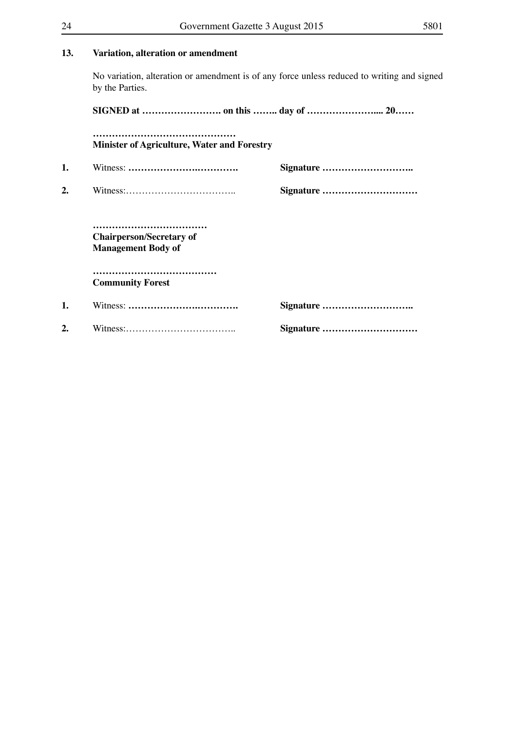**13. Variation, alteration or amendment**

No variation, alteration or amendment is of any force unless reduced to writing and signed by the Parties.

**SIGNED at ……………………. on this …….. day of ………………….... 20……**

**………………………………………**
**Minister of Agriculture, Water and Forestry**

**1.** Witness: **……………………………….** **Signature ………………………..**

**2.** Witness:…………………………….. **Signature …………………………**

**………………………………**
**Chairperson/Secretary of**
**Management Body of**

**…………………………………**
**Community Forest**

**1.** Witness: **……………………………….** **Signature ………………………..**

**2.** Witness:…………………………….. **Signature …………………………**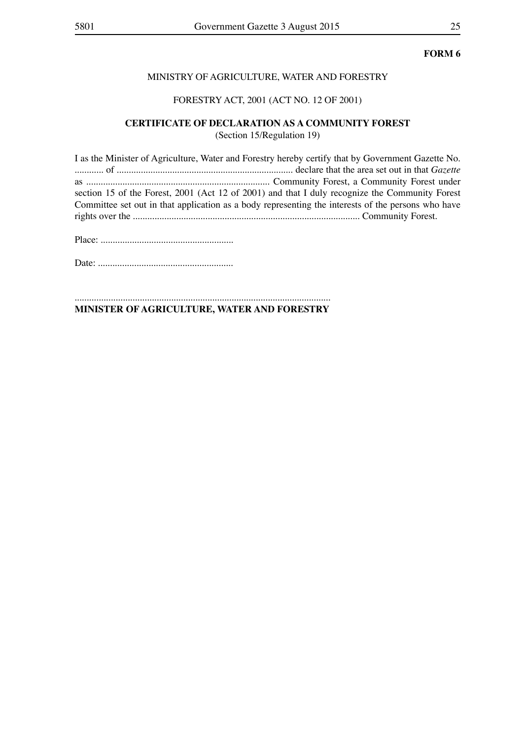**FORM 6**

MINISTRY OF AGRICULTURE, WATER AND FORESTRY

FORESTRY ACT, 2001 (ACT NO. 12 OF 2001)

**CERTIFICATE OF DECLARATION AS A COMMUNITY FOREST**
(Section 15/Regulation 19)

I as the Minister of Agriculture, Water and Forestry hereby certify that by Government Gazette No. ............ of ........................................................................ declare that the area set out in that *Gazette* as ........................................................................... Community Forest, a Community Forest under section 15 of the Forest, 2001 (Act 12 of 2001) and that I duly recognize the Community Forest Committee set out in that application as a body representing the interests of the persons who have rights over the ............................................................................................. Community Forest.

Place: .......................................................

Date: ........................................................

.........................................................................................................
**MINISTER OF AGRICULTURE, WATER AND FORESTRY**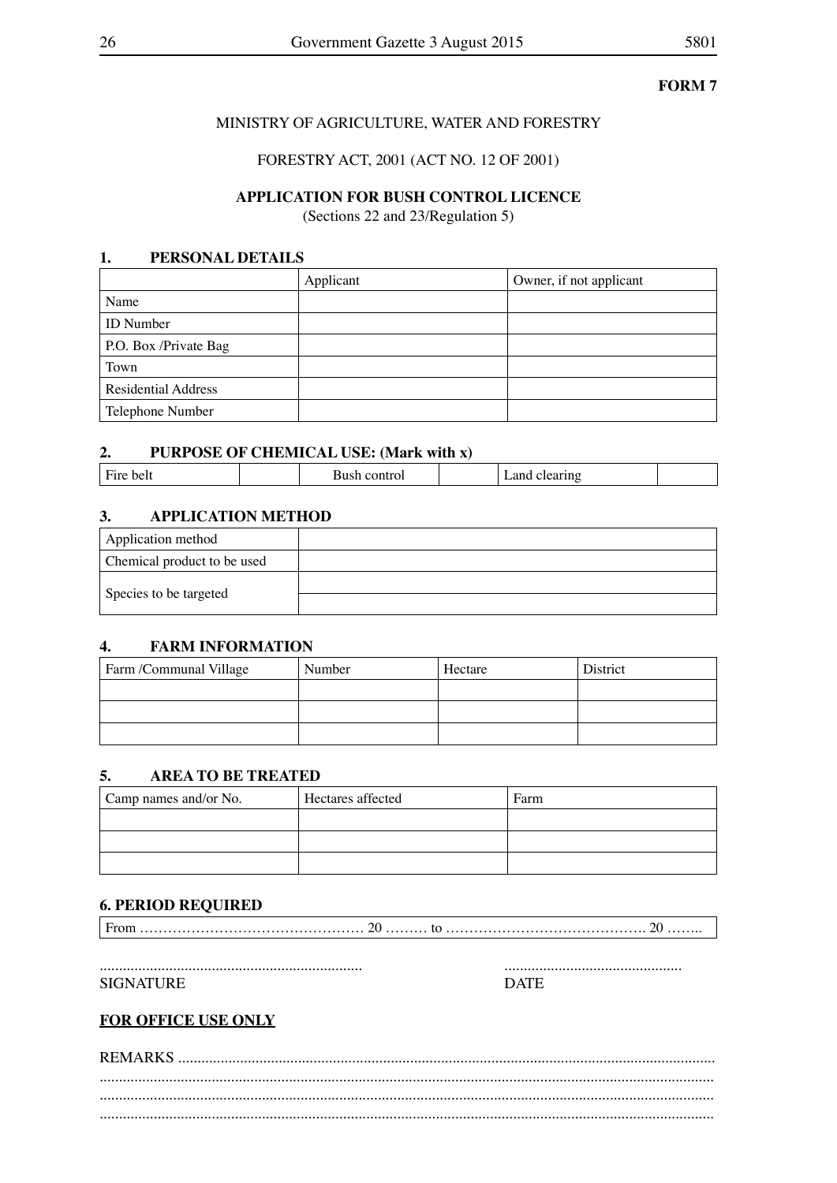**FORM 7**

MINISTRY OF AGRICULTURE, WATER AND FORESTRY

FORESTRY ACT, 2001 (ACT NO. 12 OF 2001)

**APPLICATION FOR BUSH CONTROL LICENCE**

(Sections 22 and 23/Regulation 5)

**1. PERSONAL DETAILS**

| | Applicant | Owner, if not applicant |
|---|---|---|
| Name | | |
| ID Number | | |
| P.O. Box /Private Bag | | |
| Town | | |
| Residential Address | | |
| Telephone Number | | |

**2. PURPOSE OF CHEMICAL USE: (Mark with x)**

| Fire belt | | Bush control | | Land clearing | |
|---|---|---|---|---|---|

**3. APPLICATION METHOD**

| Application method | |
|---|---|
| Chemical product to be used | |
| Species to be targeted | |
| | |

**4. FARM INFORMATION**

| Farm /Communal Village | Number | Hectare | District |
|---|---|---|---|
| | | | |
| | | | |
| | | | |

**5. AREA TO BE TREATED**

| Camp names and/or No. | Hectares affected | Farm |
|---|---|---|
| | | |
| | | |
| | | |

**6. PERIOD REQUIRED**

From ………………………………………… 20 ……… to ……………………………………. 20 ……..

.................................................................... SIGNATURE

.............................................. DATE

**FOR OFFICE USE ONLY**

REMARKS ........................................................................................................................................
..........................................................................................................................................................
..........................................................................................................................................................
..........................................................................................................................................................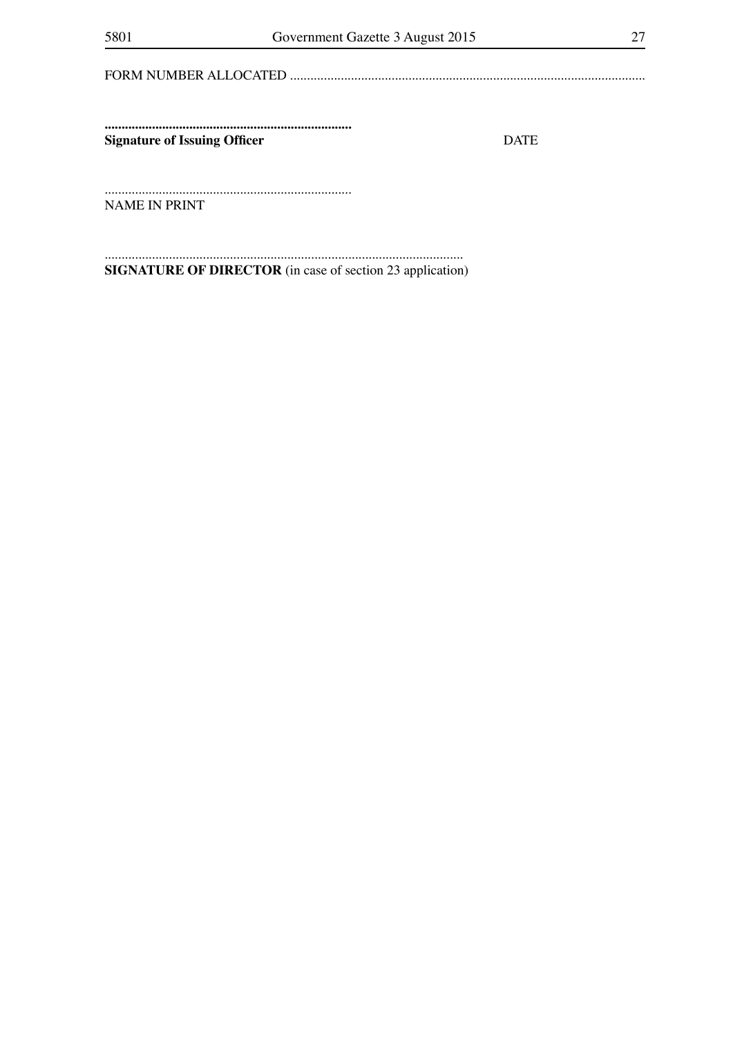FORM NUMBER ALLOCATED ..........................................................................................................

.........................................................................
**Signature of Issuing Officer** DATE

.........................................................................
NAME IN PRINT

..........................................................................................................
**SIGNATURE OF DIRECTOR** (in case of section 23 application)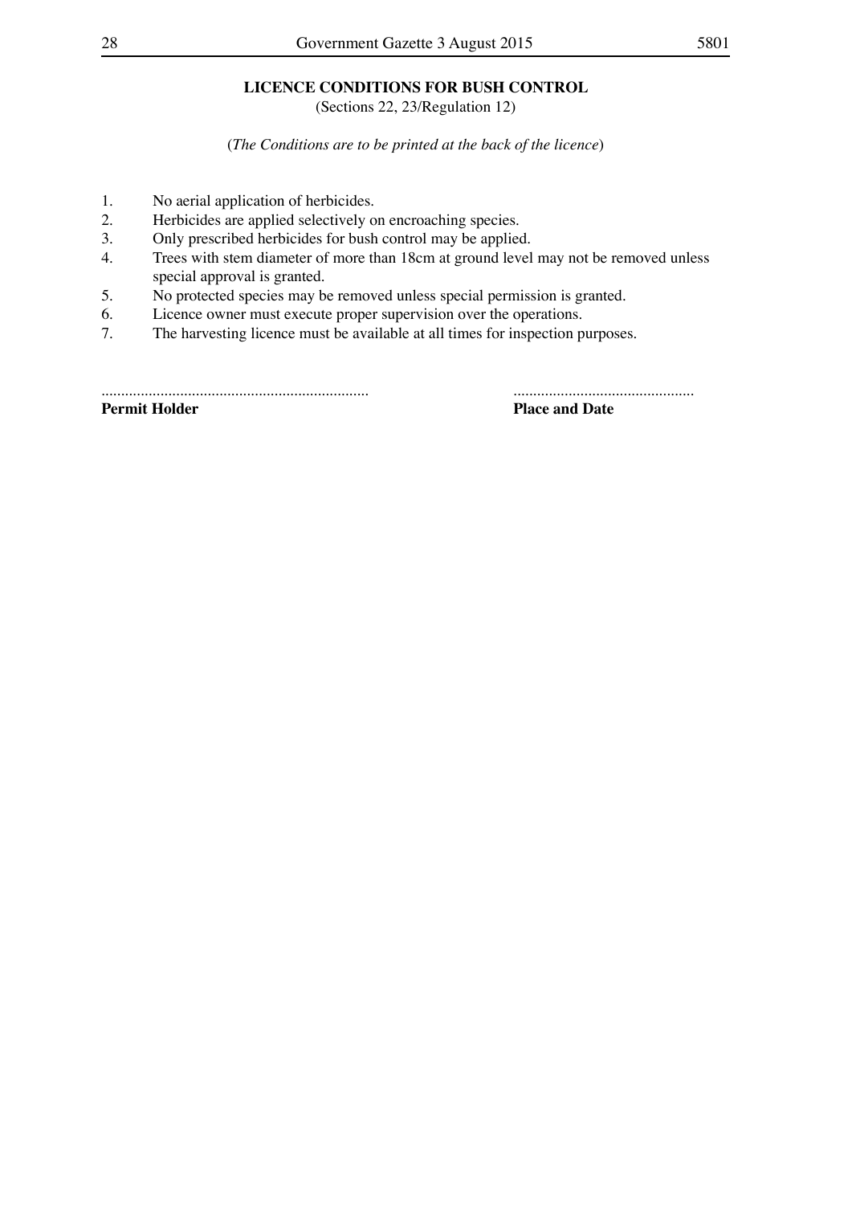**LICENCE CONDITIONS FOR BUSH CONTROL**

(Sections 22, 23/Regulation 12)

(*The Conditions are to be printed at the back of the licence*)

1. No aerial application of herbicides.
2. Herbicides are applied selectively on encroaching species.
3. Only prescribed herbicides for bush control may be applied.
4. Trees with stem diameter of more than 18cm at ground level may not be removed unless special approval is granted.
5. No protected species may be removed unless special permission is granted.
6. Licence owner must execute proper supervision over the operations.
7. The harvesting licence must be available at all times for inspection purposes.

.................................................................... ..............................................

**Permit Holder** **Place and Date**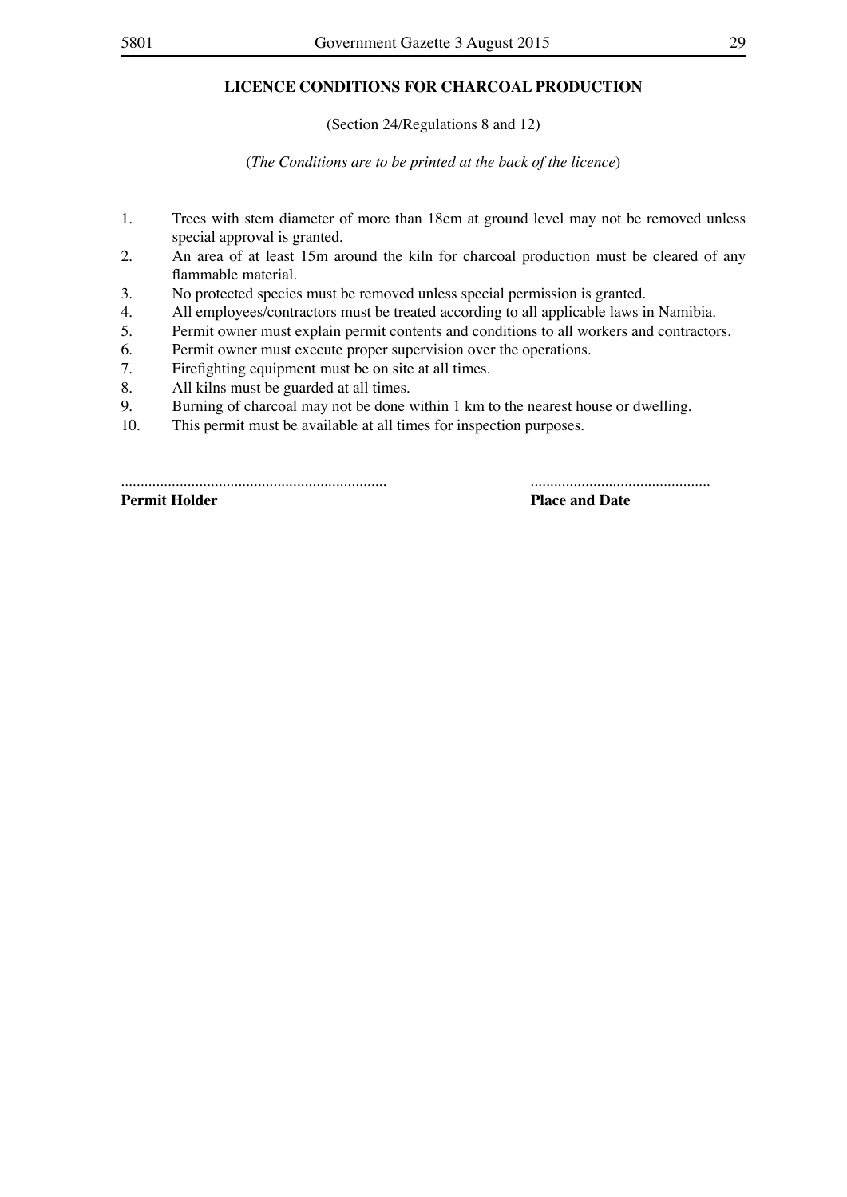**LICENCE CONDITIONS FOR CHARCOAL PRODUCTION**

(Section 24/Regulations 8 and 12)

(*The Conditions are to be printed at the back of the licence*)

1. Trees with stem diameter of more than 18cm at ground level may not be removed unless special approval is granted.
2. An area of at least 15m around the kiln for charcoal production must be cleared of any flammable material.
3. No protected species must be removed unless special permission is granted.
4. All employees/contractors must be treated according to all applicable laws in Namibia.
5. Permit owner must explain permit contents and conditions to all workers and contractors.
6. Permit owner must execute proper supervision over the operations.
7. Firefighting equipment must be on site at all times.
8. All kilns must be guarded at all times.
9. Burning of charcoal may not be done within 1 km to the nearest house or dwelling.
10. This permit must be available at all times for inspection purposes.

.................................................................... ..............................................

**Permit Holder** **Place and Date**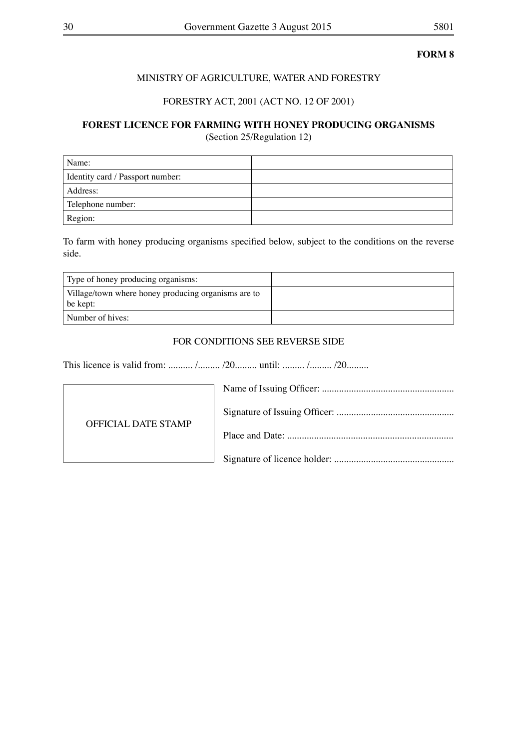**FORM 8**

MINISTRY OF AGRICULTURE, WATER AND FORESTRY

FORESTRY ACT, 2001 (ACT NO. 12 OF 2001)

**FOREST LICENCE FOR FARMING WITH HONEY PRODUCING ORGANISMS**
(Section 25/Regulation 12)

| Name: | |
|---|---|
| Identity card / Passport number: | |
| Address: | |
| Telephone number: | |
| Region: | |

To farm with honey producing organisms specified below, subject to the conditions on the reverse side.

| Type of honey producing organisms: | |
|---|---|
| Village/town where honey producing organisms are to be kept: | |
| Number of hives: | |

FOR CONDITIONS SEE REVERSE SIDE

This licence is valid from: .......... /......... /20......... until: ......... /......... /20.........

OFFICIAL DATE STAMP

Name of Issuing Officer: ......................................................

Signature of Issuing Officer: ................................................

Place and Date: ...................................................................

Signature of licence holder: .................................................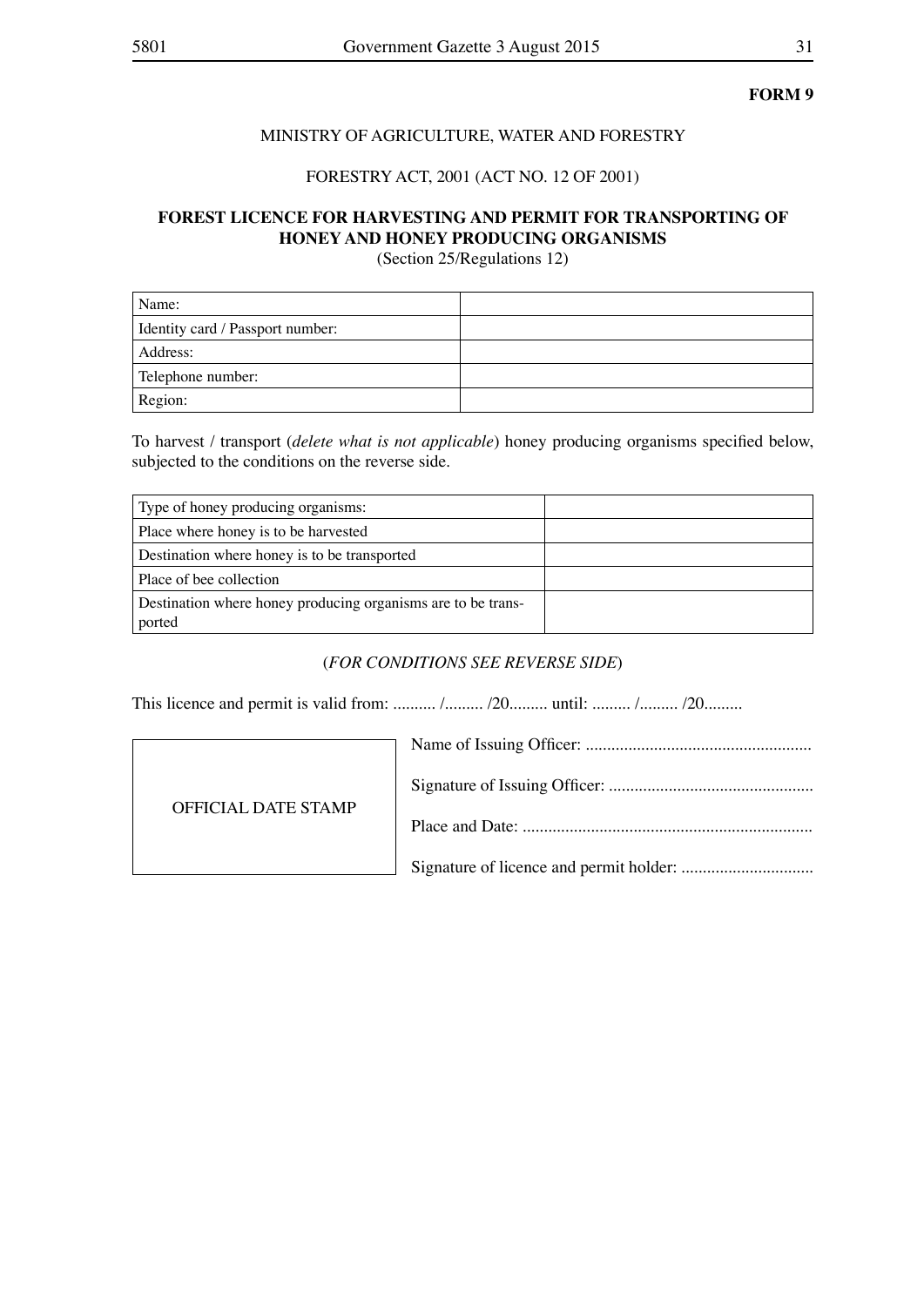**FORM 9**

MINISTRY OF AGRICULTURE, WATER AND FORESTRY

FORESTRY ACT, 2001 (ACT NO. 12 OF 2001)

**FOREST LICENCE FOR HARVESTING AND PERMIT FOR TRANSPORTING OF HONEY AND HONEY PRODUCING ORGANISMS**

(Section 25/Regulations 12)

| | |
|---|---|
| Name: | |
| Identity card / Passport number: | |
| Address: | |
| Telephone number: | |
| Region: | |

To harvest / transport (*delete what is not applicable*) honey producing organisms specified below, subjected to the conditions on the reverse side.

| | |
|---|---|
| Type of honey producing organisms: | |
| Place where honey is to be harvested | |
| Destination where honey is to be transported | |
| Place of bee collection | |
| Destination where honey producing organisms are to be transported | |

(*FOR CONDITIONS SEE REVERSE SIDE*)

This licence and permit is valid from: .......... /......... /20......... until: ......... /......... /20.........

OFFICIAL DATE STAMP

Name of Issuing Officer: ....................................................

Signature of Issuing Officer: ...............................................

Place and Date: ...................................................................

Signature of licence and permit holder: ..............................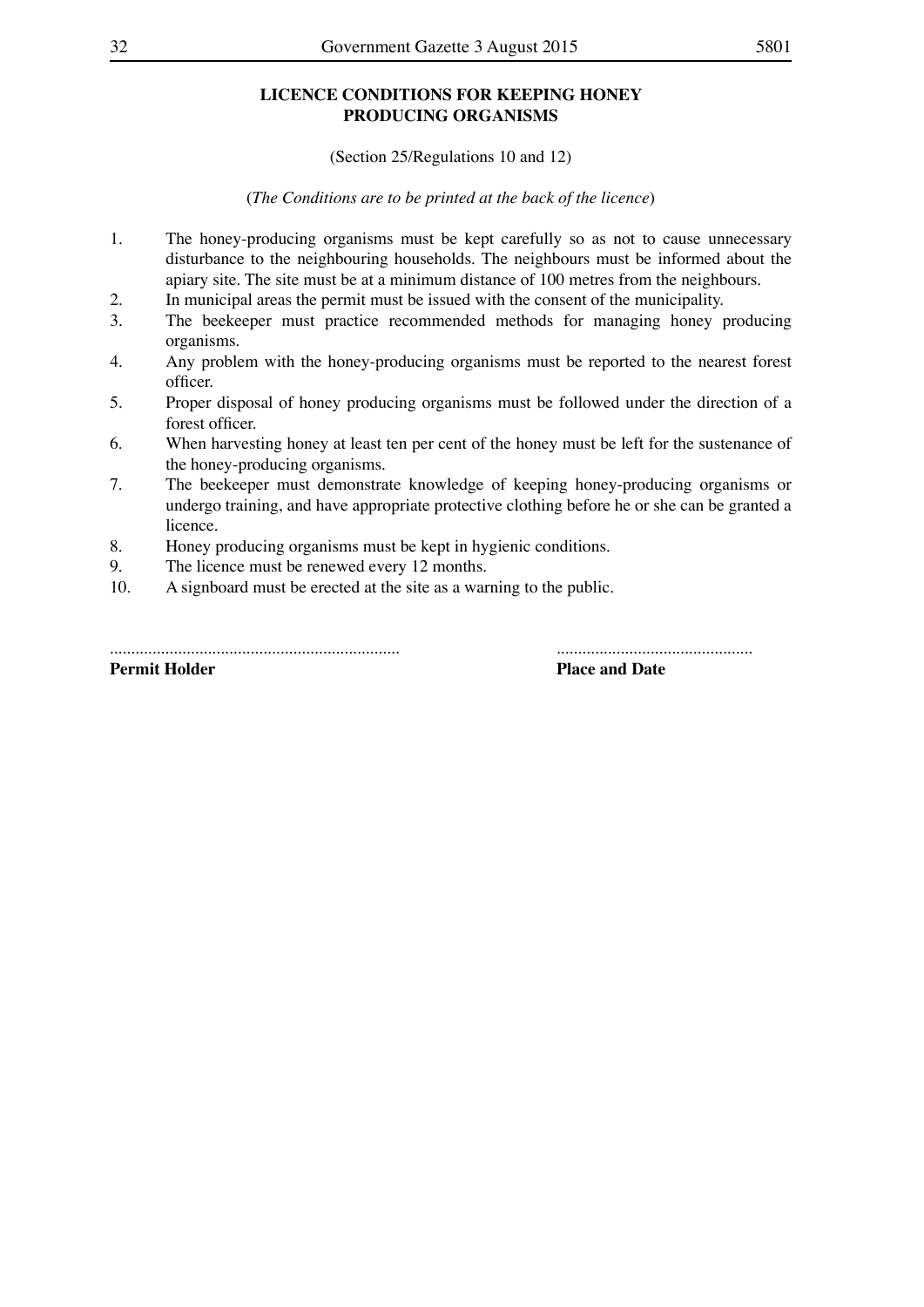## LICENCE CONDITIONS FOR KEEPING HONEY PRODUCING ORGANISMS

(Section 25/Regulations 10 and 12)

(*The Conditions are to be printed at the back of the licence*)

1. The honey-producing organisms must be kept carefully so as not to cause unnecessary disturbance to the neighbouring households. The neighbours must be informed about the apiary site. The site must be at a minimum distance of 100 metres from the neighbours.
2. In municipal areas the permit must be issued with the consent of the municipality.
3. The beekeeper must practice recommended methods for managing honey producing organisms.
4. Any problem with the honey-producing organisms must be reported to the nearest forest officer.
5. Proper disposal of honey producing organisms must be followed under the direction of a forest officer.
6. When harvesting honey at least ten per cent of the honey must be left for the sustenance of the honey-producing organisms.
7. The beekeeper must demonstrate knowledge of keeping honey-producing organisms or undergo training, and have appropriate protective clothing before he or she can be granted a licence.
8. Honey producing organisms must be kept in hygienic conditions.
9. The licence must be renewed every 12 months.
10. A signboard must be erected at the site as a warning to the public.

| ................................................................... | ............................................. |
|---|---|
| **Permit Holder** | **Place and Date** |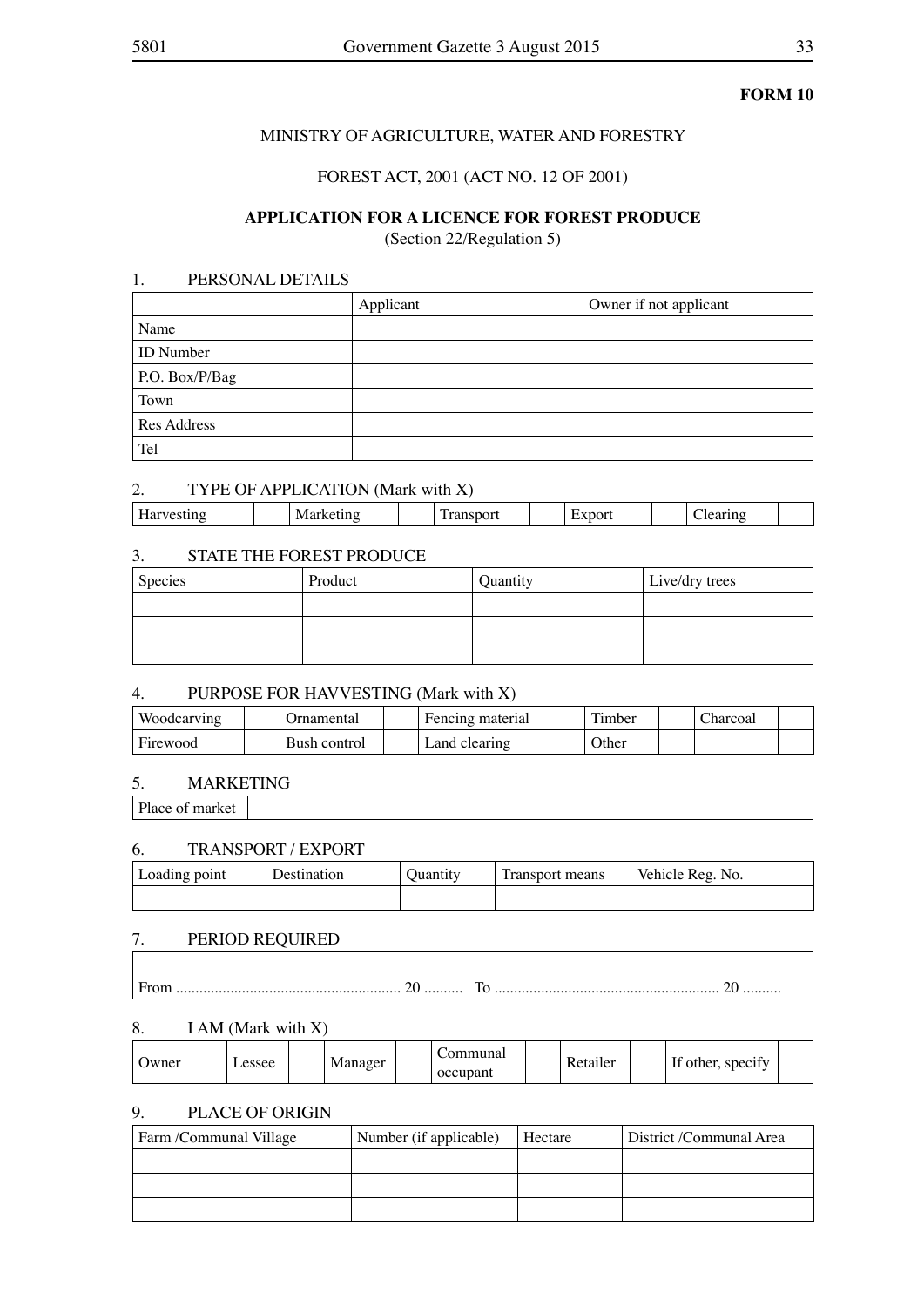**FORM 10**

MINISTRY OF AGRICULTURE, WATER AND FORESTRY

FOREST ACT, 2001 (ACT NO. 12 OF 2001)

**APPLICATION FOR A LICENCE FOR FOREST PRODUCE**

(Section 22/Regulation 5)

1. PERSONAL DETAILS

| | Applicant | Owner if not applicant |
|---|---|---|
| Name | | |
| ID Number | | |
| P.O. Box/P/Bag | | |
| Town | | |
| Res Address | | |
| Tel | | |

2. TYPE OF APPLICATION (Mark with X)

| Harvesting | | Marketing | | Transport | | Export | | Clearing | |
|---|---|---|---|---|---|---|---|---|---|

3. STATE THE FOREST PRODUCE

| Species | Product | Quantity | Live/dry trees |
|---|---|---|---|
| | | | |
| | | | |
| | | | |

4. PURPOSE FOR HAVVESTING (Mark with X)

| Woodcarving | | Ornamental | | Fencing material | | Timber | | Charcoal | |
|---|---|---|---|---|---|---|---|---|---|
| Firewood | | Bush control | | Land clearing | | Other | | | |

5. MARKETING

| Place of market | |
|---|---|

6. TRANSPORT / EXPORT

| Loading point | Destination | Quantity | Transport means | Vehicle Reg. No. |
|---|---|---|---|---|
| | | | | |

7. PERIOD REQUIRED

From ........................................................ 20 .......... To ........................................................ 20 ..........

8. I AM (Mark with X)

| Owner | | Lessee | | Manager | | Communal occupant | | Retailer | | If other, specify | |
|---|---|---|---|---|---|---|---|---|---|---|---|

9. PLACE OF ORIGIN

| Farm /Communal Village | Number (if applicable) | Hectare | District /Communal Area |
|---|---|---|---|
| | | | |
| | | | |
| | | | |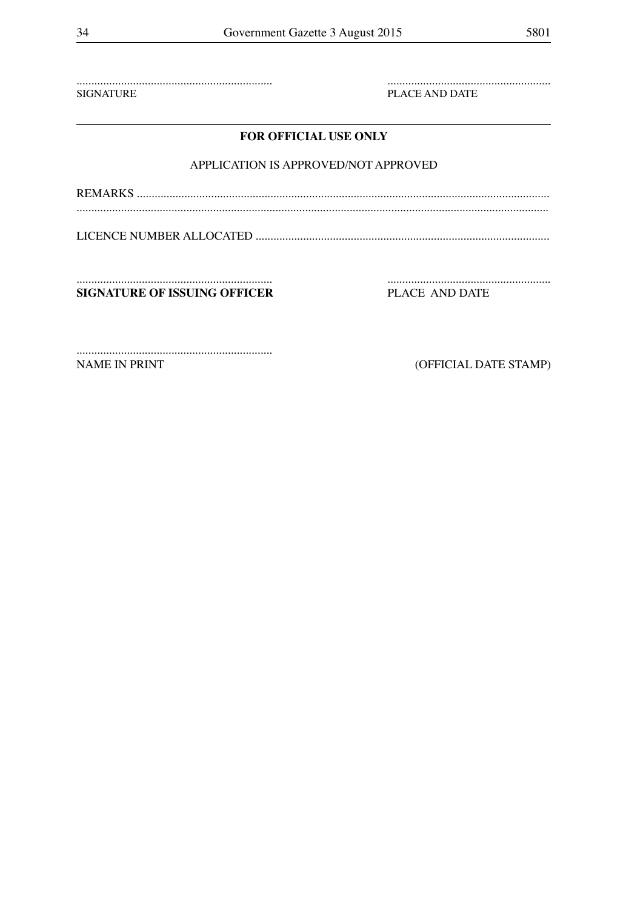.................................................................. .......................................................

SIGNATURE PLACE AND DATE

---

**FOR OFFICIAL USE ONLY**

APPLICATION IS APPROVED/NOT APPROVED

REMARKS .........................................................................................................................................

.............................................................................................................................................................

LICENCE NUMBER ALLOCATED ..................................................................................................

.................................................................. .......................................................

**SIGNATURE OF ISSUING OFFICER** PLACE AND DATE

..................................................................

NAME IN PRINT (OFFICIAL DATE STAMP)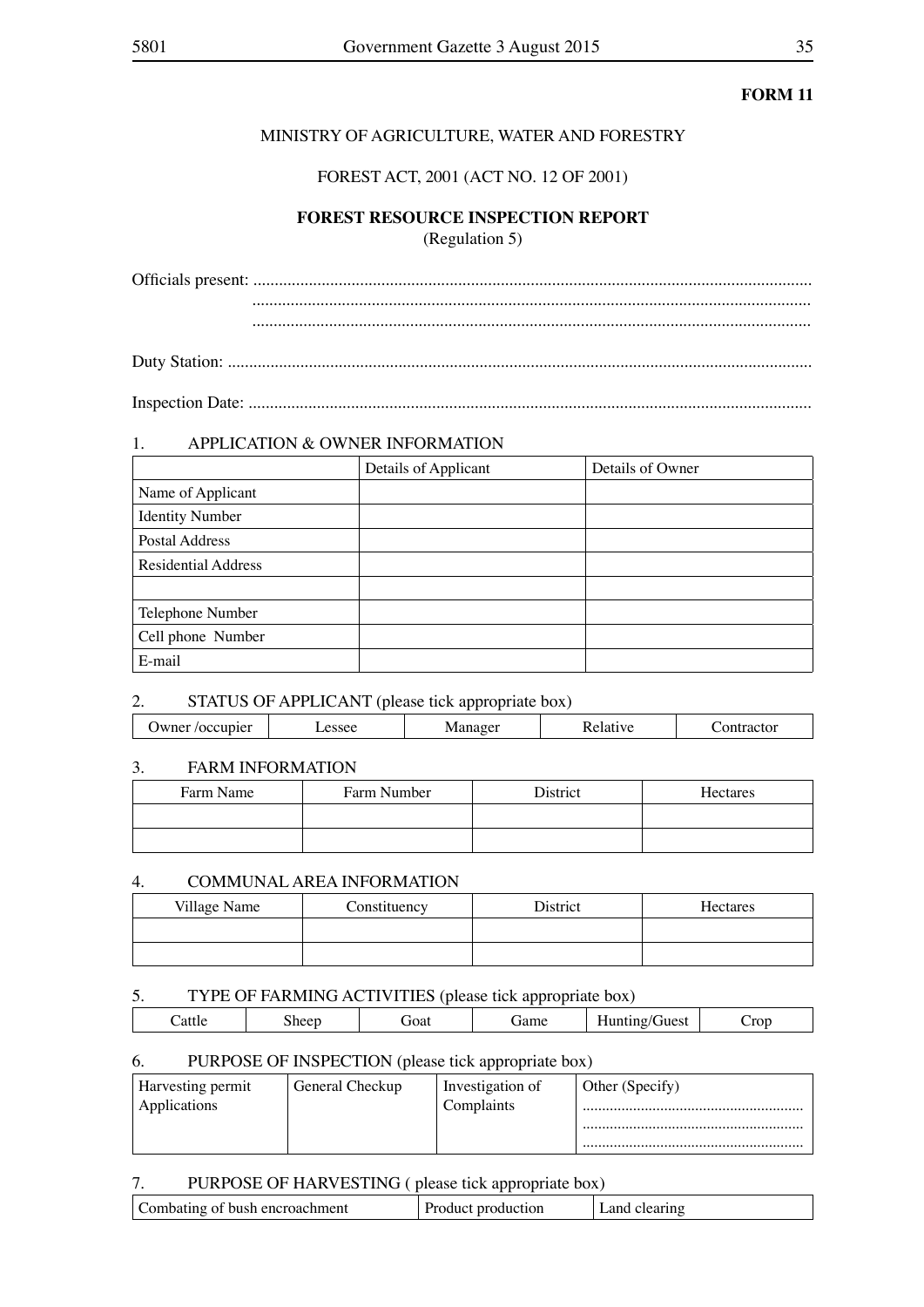**FORM 11**

MINISTRY OF AGRICULTURE, WATER AND FORESTRY

FOREST ACT, 2001 (ACT NO. 12 OF 2001)

**FOREST RESOURCE INSPECTION REPORT**
(Regulation 5)

Officials present: ...................................................................................................................................
...................................................................................................................................
...................................................................................................................................

Duty Station: ...................................................................................................................................

Inspection Date: ...................................................................................................................................

1. APPLICATION & OWNER INFORMATION

| | Details of Applicant | Details of Owner |
|---|---|---|
| Name of Applicant | | |
| Identity Number | | |
| Postal Address | | |
| Residential Address | | |
| | | |
| Telephone Number | | |
| Cell phone Number | | |
| E-mail | | |

2. STATUS OF APPLICANT (please tick appropriate box)

| Owner /occupier | Lessee | Manager | Relative | Contractor |
|---|---|---|---|---|

3. FARM INFORMATION

| Farm Name | Farm Number | District | Hectares |
|---|---|---|---|
| | | | |
| | | | |

4. COMMUNAL AREA INFORMATION

| Village Name | Constituency | District | Hectares |
|---|---|---|---|
| | | | |
| | | | |

5. TYPE OF FARMING ACTIVITIES (please tick appropriate box)

| Cattle | Sheep | Goat | Game | Hunting/Guest | Crop |
|---|---|---|---|---|---|

6. PURPOSE OF INSPECTION (please tick appropriate box)

| Harvesting permit Applications | General Checkup | Investigation of Complaints | Other (Specify) ........................................................ ........................................................ ........................................................ |
|---|---|---|---|

7. PURPOSE OF HARVESTING ( please tick appropriate box)

| Combating of bush encroachment | Product production | Land clearing |
|---|---|---|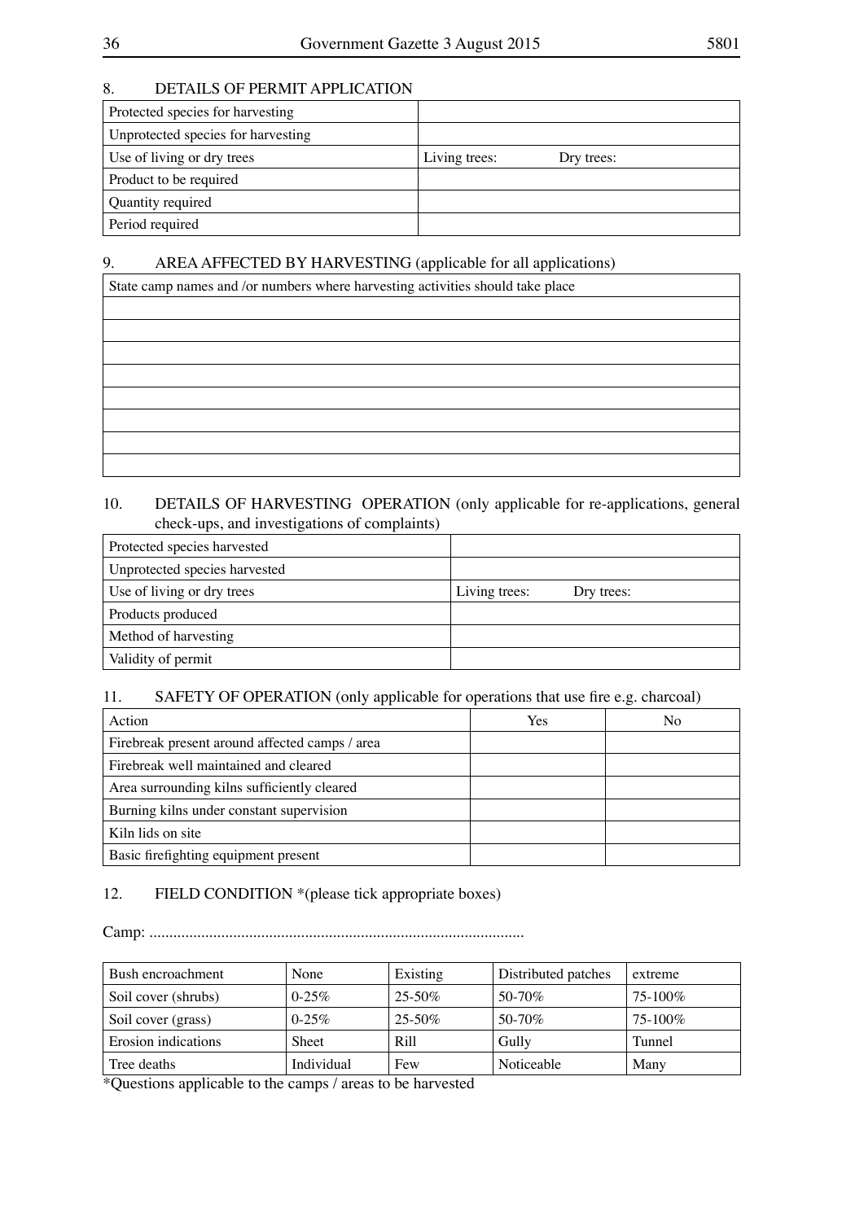## 8. DETAILS OF PERMIT APPLICATION

| | |
|---|---|
| Protected species for harvesting | |
| Unprotected species for harvesting | |
| Use of living or dry trees | Living trees: Dry trees: |
| Product to be required | |
| Quantity required | |
| Period required | |

## 9. AREA AFFECTED BY HARVESTING (applicable for all applications)

| State camp names and /or numbers where harvesting activities should take place |
|---|
| |
| |
| |
| |
| |
| |
| |
| |

## 10. DETAILS OF HARVESTING OPERATION (only applicable for re-applications, general check-ups, and investigations of complaints)

| | |
|---|---|
| Protected species harvested | |
| Unprotected species harvested | |
| Use of living or dry trees | Living trees: Dry trees: |
| Products produced | |
| Method of harvesting | |
| Validity of permit | |

## 11. SAFETY OF OPERATION (only applicable for operations that use fire e.g. charcoal)

| Action | Yes | No |
|---|---|---|
| Firebreak present around affected camps / area | | |
| Firebreak well maintained and cleared | | |
| Area surrounding kilns sufficiently cleared | | |
| Burning kilns under constant supervision | | |
| Kiln lids on site | | |
| Basic firefighting equipment present | | |

## 12. FIELD CONDITION *(please tick appropriate boxes)

Camp: ............................................................................................

| | | | | |
|---|---|---|---|---|
| Bush encroachment | None | Existing | Distributed patches | extreme |
| Soil cover (shrubs) | 0-25% | 25-50% | 50-70% | 75-100% |
| Soil cover (grass) | 0-25% | 25-50% | 50-70% | 75-100% |
| Erosion indications | Sheet | Rill | Gully | Tunnel |
| Tree deaths | Individual | Few | Noticeable | Many |

*Questions applicable to the camps / areas to be harvested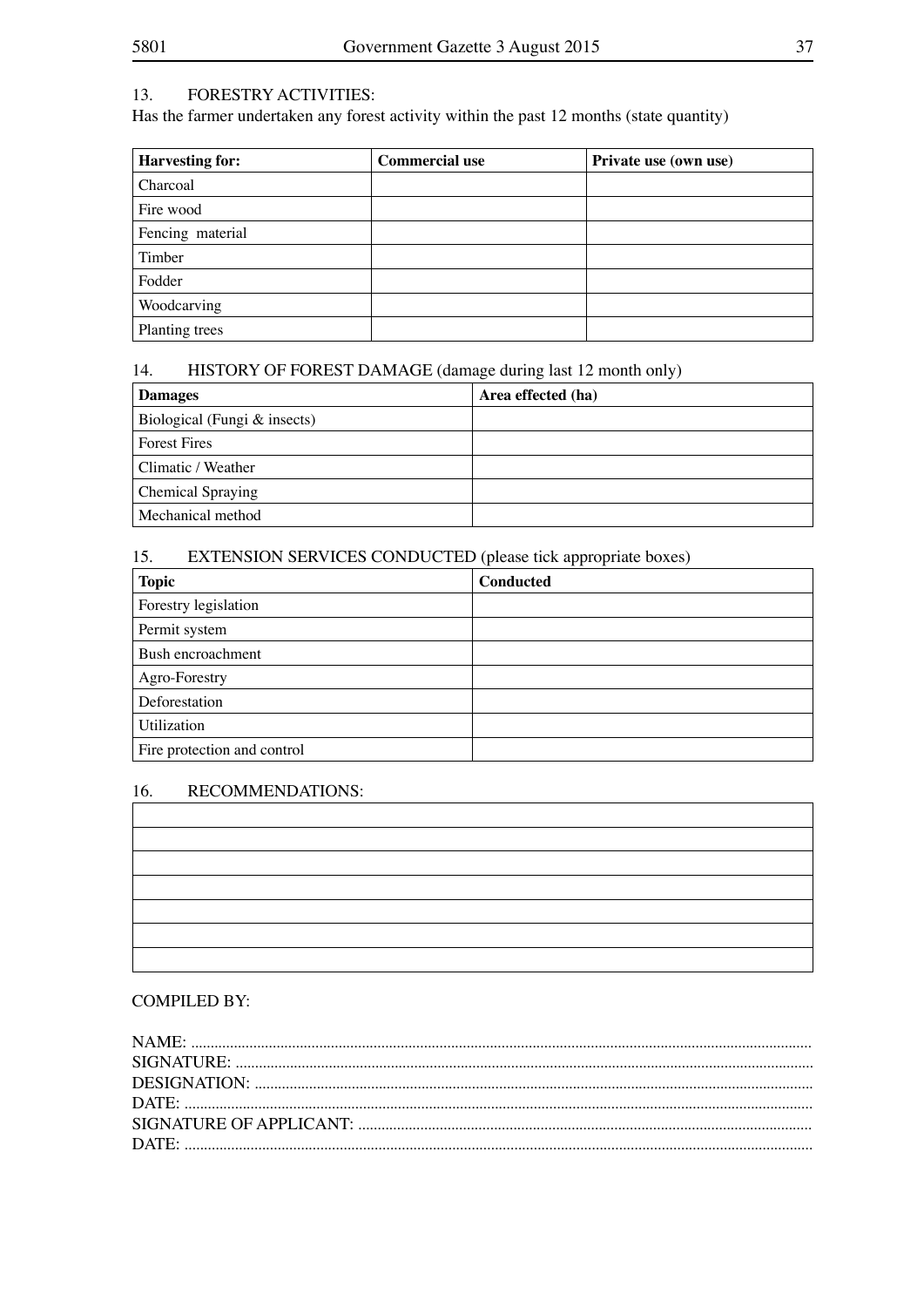13. FORESTRY ACTIVITIES:

Has the farmer undertaken any forest activity within the past 12 months (state quantity)

| **Harvesting for:** | **Commercial use** | **Private use (own use)** |
|---|---|---|
| Charcoal | | |
| Fire wood | | |
| Fencing material | | |
| Timber | | |
| Fodder | | |
| Woodcarving | | |
| Planting trees | | |

14. HISTORY OF FOREST DAMAGE (damage during last 12 month only)

| **Damages** | **Area effected (ha)** |
|---|---|
| Biological (Fungi & insects) | |
| Forest Fires | |
| Climatic / Weather | |
| Chemical Spraying | |
| Mechanical method | |

15. EXTENSION SERVICES CONDUCTED (please tick appropriate boxes)

| **Topic** | **Conducted** |
|---|---|
| Forestry legislation | |
| Permit system | |
| Bush encroachment | |
| Agro-Forestry | |
| Deforestation | |
| Utilization | |
| Fire protection and control | |

16. RECOMMENDATIONS:

| |
|---|
| |
| |
| |
| |
| |
| |

COMPILED BY:

NAME: ..........................................................................................................................................

SIGNATURE: ..................................................................................................................................

DESIGNATION: ..............................................................................................................................

DATE: ...........................................................................................................................................

SIGNATURE OF APPLICANT: ........................................................................................................

DATE: ...........................................................................................................................................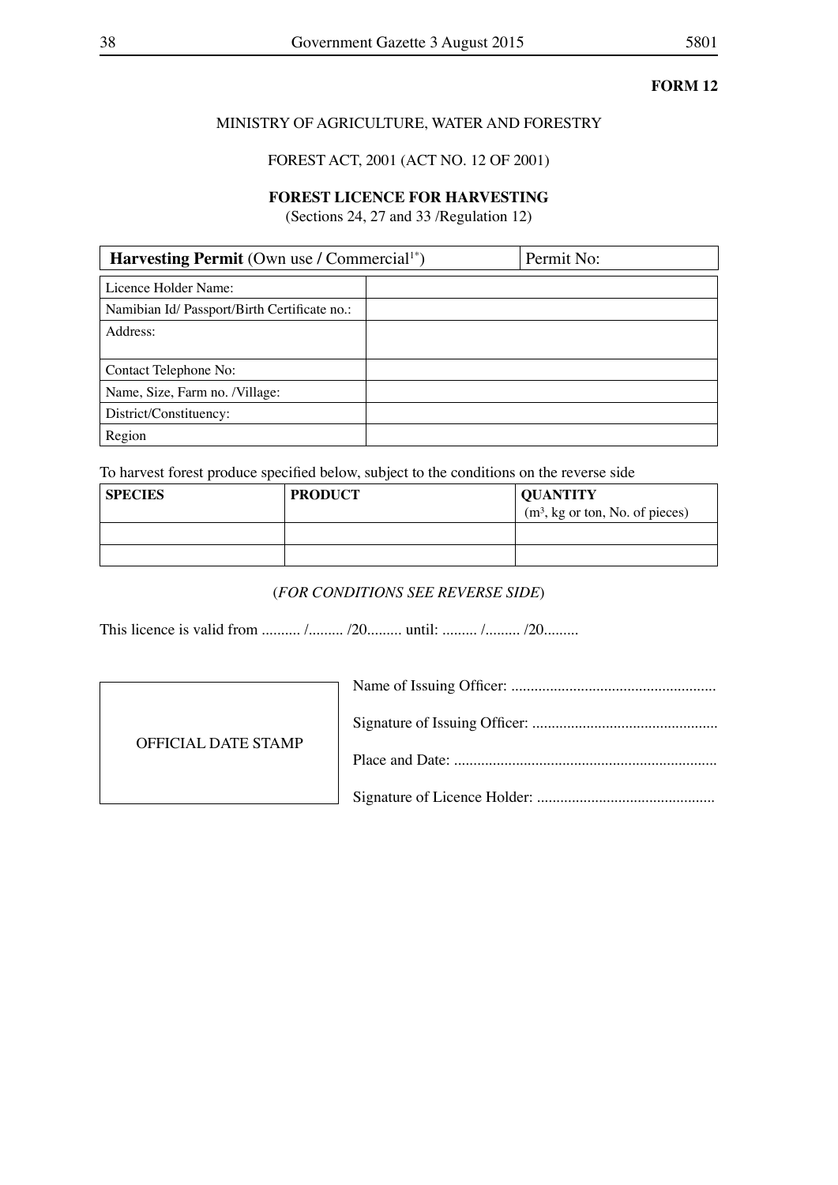**FORM 12**

MINISTRY OF AGRICULTURE, WATER AND FORESTRY

FOREST ACT, 2001 (ACT NO. 12 OF 2001)

**FOREST LICENCE FOR HARVESTING**

(Sections 24, 27 and 33 /Regulation 12)

| **Harvesting Permit** (Own use / Commercial[1*]) | Permit No: |
|---|---|

| | |
|---|---|
| Licence Holder Name: | |
| Namibian Id/ Passport/Birth Certificate no.: | |
| Address: | |
| Contact Telephone No: | |
| Name, Size, Farm no. /Village: | |
| District/Constituency: | |
| Region | |

To harvest forest produce specified below, subject to the conditions on the reverse side

| **SPECIES** | **PRODUCT** | **QUANTITY** ($m^3$, kg or ton, No. of pieces) |
|---|---|---|
| | | |
| | | |

(*FOR CONDITIONS SEE REVERSE SIDE*)

This licence is valid from .......... /......... /20......... until: ......... /......... /20.........

OFFICIAL DATE STAMP

Name of Issuing Officer: ....................................................

Signature of Issuing Officer: ................................................

Place and Date: ...................................................................

Signature of Licence Holder: .............................................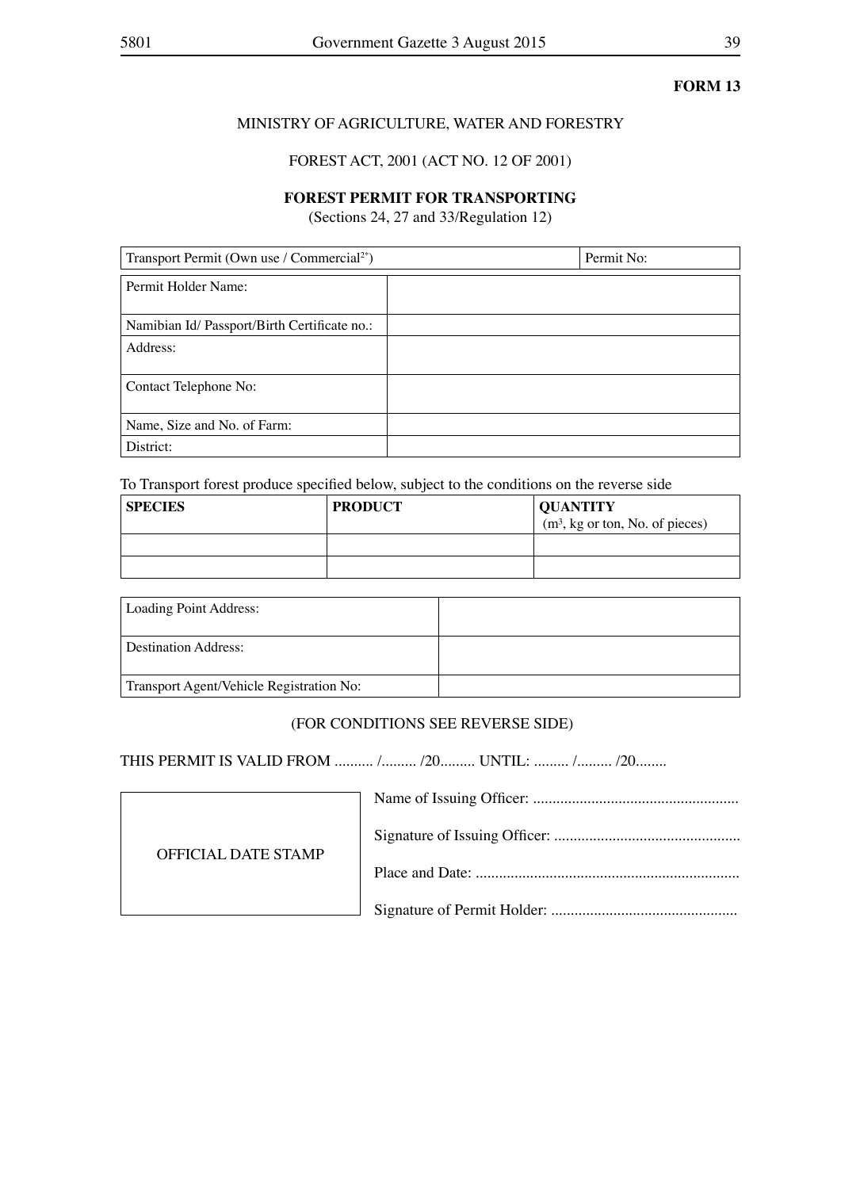**FORM 13**

MINISTRY OF AGRICULTURE, WATER AND FORESTRY

FOREST ACT, 2001 (ACT NO. 12 OF 2001)

**FOREST PERMIT FOR TRANSPORTING**

(Sections 24, 27 and 33/Regulation 12)

| Transport Permit (Own use / Commercial[2*]) | Permit No: |
|---|---|

| | |
|---|---|
| Permit Holder Name: | |
| Namibian Id/ Passport/Birth Certificate no.: | |
| Address: | |
| Contact Telephone No: | |
| Name, Size and No. of Farm: | |
| District: | |

To Transport forest produce specified below, subject to the conditions on the reverse side

| **SPECIES** | **PRODUCT** | **QUANTITY** ($m^3$, kg or ton, No. of pieces) |
|---|---|---|
| | | |
| | | |

| | |
|---|---|
| Loading Point Address: | |
| Destination Address: | |
| Transport Agent/Vehicle Registration No: | |

(FOR CONDITIONS SEE REVERSE SIDE)

THIS PERMIT IS VALID FROM .......... /......... /20......... UNTIL: ......... /......... /20........

OFFICIAL DATE STAMP

Name of Issuing Officer: ....................................................

Signature of Issuing Officer: ................................................

Place and Date: ....................................................................

Signature of Permit Holder: ................................................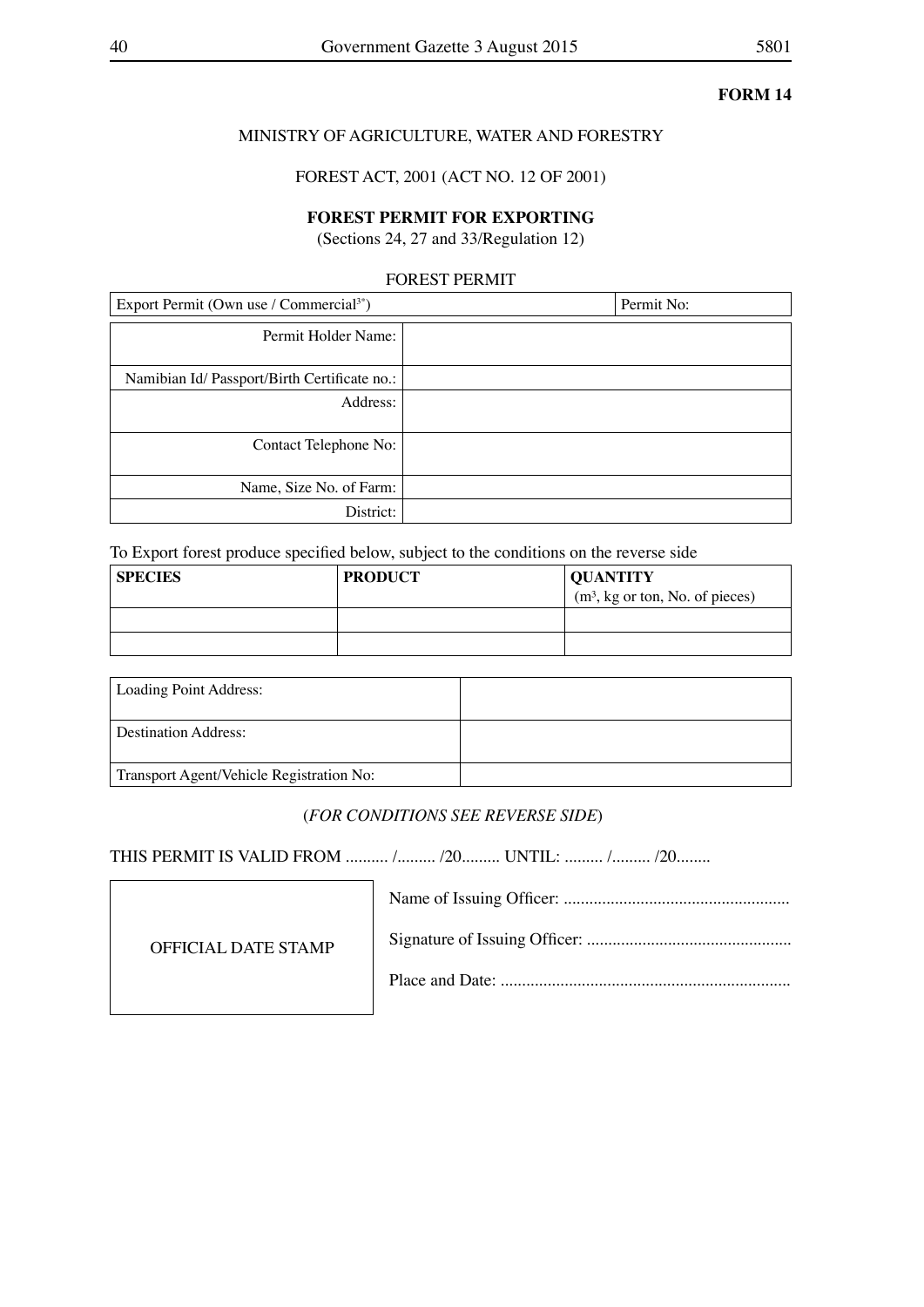**FORM 14**

MINISTRY OF AGRICULTURE, WATER AND FORESTRY

FOREST ACT, 2001 (ACT NO. 12 OF 2001)

**FOREST PERMIT FOR EXPORTING**

(Sections 24, 27 and 33/Regulation 12)

FOREST PERMIT

| Export Permit (Own use / Commercial[3*]) | Permit No: |
|---|---|

| | |
|---|---|
| Permit Holder Name: | |
| Namibian Id/ Passport/Birth Certificate no.: | |
| Address: | |
| Contact Telephone No: | |
| Name, Size No. of Farm: | |
| District: | |

To Export forest produce specified below, subject to the conditions on the reverse side

| **SPECIES** | **PRODUCT** | **QUANTITY** ($m^3$, kg or ton, No. of pieces) |
|---|---|---|
| | | |
| | | |

| | |
|---|---|
| Loading Point Address: | |
| Destination Address: | |
| Transport Agent/Vehicle Registration No: | |

(*FOR CONDITIONS SEE REVERSE SIDE*)

THIS PERMIT IS VALID FROM .......... /......... /20......... UNTIL: ......... /......... /20........

OFFICIAL DATE STAMP

Name of Issuing Officer: ....................................................

Signature of Issuing Officer: ................................................

Place and Date: ...................................................................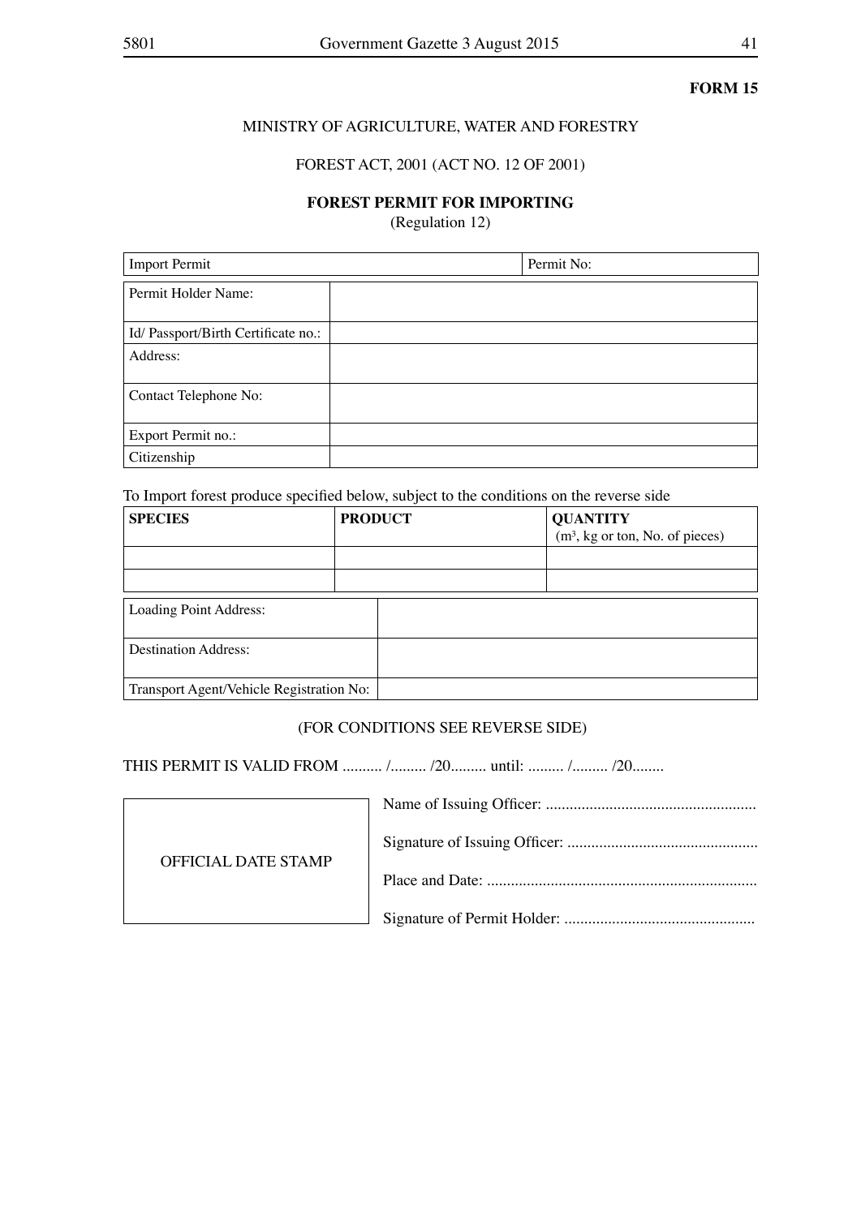**FORM 15**

MINISTRY OF AGRICULTURE, WATER AND FORESTRY

FOREST ACT, 2001 (ACT NO. 12 OF 2001)

**FOREST PERMIT FOR IMPORTING**

(Regulation 12)

| Import Permit | Permit No: |
|---|---|

| Permit Holder Name: | |
|---|---|
| Id/ Passport/Birth Certificate no.: | |
| Address: | |
| Contact Telephone No: | |
| Export Permit no.: | |
| Citizenship | |

To Import forest produce specified below, subject to the conditions on the reverse side

| **SPECIES** | **PRODUCT** | **QUANTITY** ($m^3$, kg or ton, No. of pieces) |
|---|---|---|
| | | |
| | | |

| Loading Point Address: | |
|---|---|
| Destination Address: | |
| Transport Agent/Vehicle Registration No: | |

(FOR CONDITIONS SEE REVERSE SIDE)

THIS PERMIT IS VALID FROM .......... /......... /20......... until: ......... /......... /20........

| OFFICIAL DATE STAMP |
|---|

Name of Issuing Officer: ....................................................

Signature of Issuing Officer: ................................................

Place and Date: ...................................................................

Signature of Permit Holder: ................................................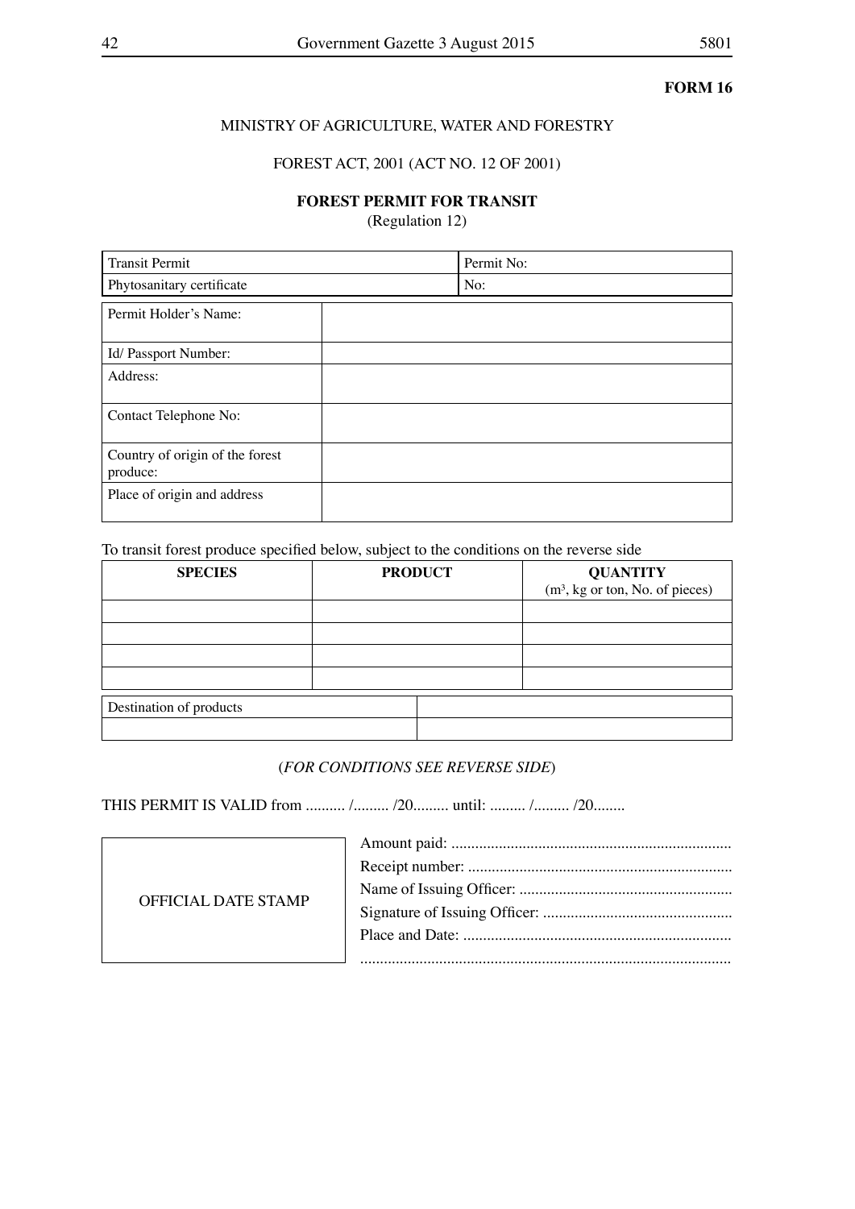**FORM 16**

MINISTRY OF AGRICULTURE, WATER AND FORESTRY

FOREST ACT, 2001 (ACT NO. 12 OF 2001)

**FOREST PERMIT FOR TRANSIT**

(Regulation 12)

| Transit Permit | Permit No: |
|---|---|
| Phytosanitary certificate | No: |

| Permit Holder's Name: | |
|---|---|
| Id/ Passport Number: | |
| Address: | |
| Contact Telephone No: | |
| Country of origin of the forest produce: | |
| Place of origin and address | |

To transit forest produce specified below, subject to the conditions on the reverse side

| **SPECIES** | **PRODUCT** | **QUANTITY** ($m^3$, kg or ton, No. of pieces) |
|---|---|---|
| | | |
| | | |
| | | |
| | | |

| Destination of products | |
|---|---|
| | |

(*FOR CONDITIONS SEE REVERSE SIDE*)

THIS PERMIT IS VALID from .......... /......... /20......... until: ......... /......... /20........

| OFFICIAL DATE STAMP |
|---|

Amount paid: ......................................................................

Receipt number: ..................................................................

Name of Issuing Officer: .....................................................

Signature of Issuing Officer: ................................................

Place and Date: ...................................................................

.............................................................................................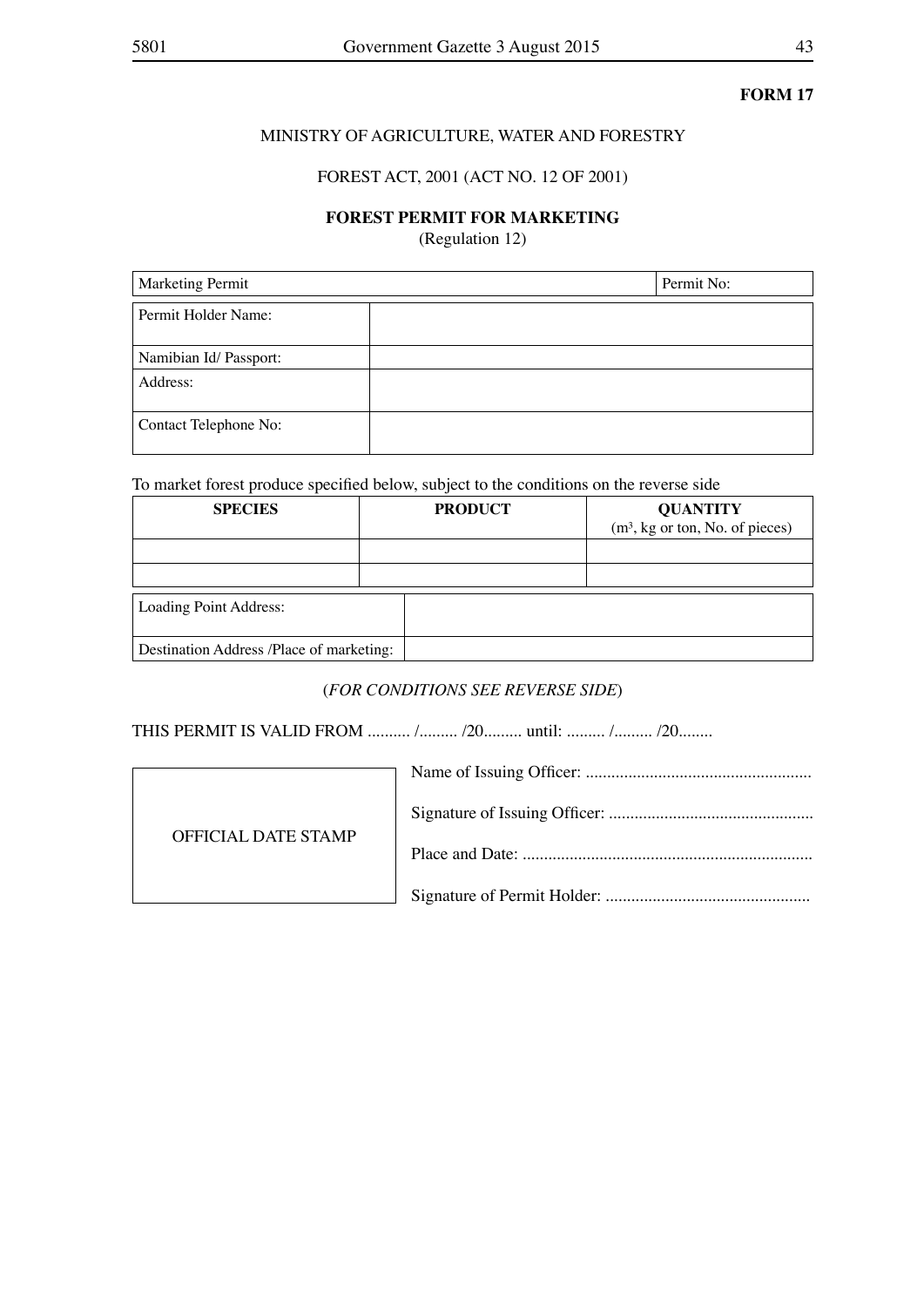**FORM 17**

MINISTRY OF AGRICULTURE, WATER AND FORESTRY

FOREST ACT, 2001 (ACT NO. 12 OF 2001)

**FOREST PERMIT FOR MARKETING**

(Regulation 12)

| Marketing Permit | Permit No: |
|---|---|

| | |
|---|---|
| Permit Holder Name: | |
| Namibian Id/ Passport: | |
| Address: | |
| Contact Telephone No: | |

To market forest produce specified below, subject to the conditions on the reverse side

| **SPECIES** | **PRODUCT** | **QUANTITY** ($m^3$, kg or ton, No. of pieces) |
|---|---|---|
| | | |
| | | |

| | |
|---|---|
| Loading Point Address: | |
| Destination Address /Place of marketing: | |

(*FOR CONDITIONS SEE REVERSE SIDE*)

THIS PERMIT IS VALID FROM .......... /......... /20......... until: ......... /......... /20........

| |
|---|
| OFFICIAL DATE STAMP |

Name of Issuing Officer: .....................................................

Signature of Issuing Officer: ................................................

Place and Date: ....................................................................

Signature of Permit Holder: ................................................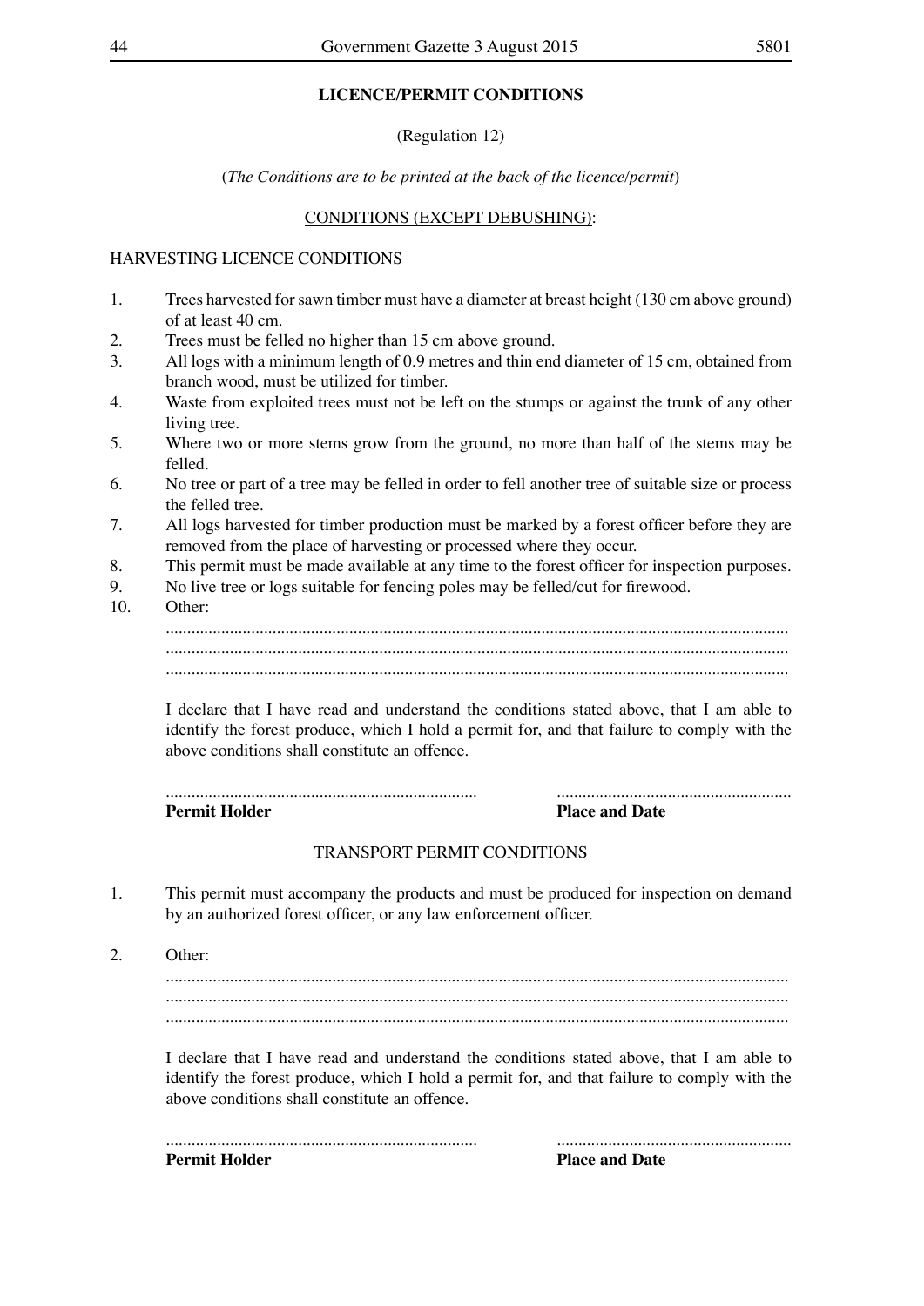**LICENCE/PERMIT CONDITIONS**

(Regulation 12)

(*The Conditions are to be printed at the back of the licence/permit*)

CONDITIONS (EXCEPT DEBUSHING):

HARVESTING LICENCE CONDITIONS

1. Trees harvested for sawn timber must have a diameter at breast height (130 cm above ground) of at least 40 cm.
2. Trees must be felled no higher than 15 cm above ground.
3. All logs with a minimum length of 0.9 metres and thin end diameter of 15 cm, obtained from branch wood, must be utilized for timber.
4. Waste from exploited trees must not be left on the stumps or against the trunk of any other living tree.
5. Where two or more stems grow from the ground, no more than half of the stems may be felled.
6. No tree or part of a tree may be felled in order to fell another tree of suitable size or process the felled tree.
7. All logs harvested for timber production must be marked by a forest officer before they are removed from the place of harvesting or processed where they occur.
8. This permit must be made available at any time to the forest officer for inspection purposes.
9. No live tree or logs suitable for fencing poles may be felled/cut for firewood.
10. Other:

    ...............................................................................................................................................
    ...............................................................................................................................................
    ...............................................................................................................................................

    I declare that I have read and understand the conditions stated above, that I am able to identify the forest produce, which I hold a permit for, and that failure to comply with the above conditions shall constitute an offence.

    ........................................................................ .......................................................

    **Permit Holder** **Place and Date**

TRANSPORT PERMIT CONDITIONS

1. This permit must accompany the products and must be produced for inspection on demand by an authorized forest officer, or any law enforcement officer.

2. Other:

    ...............................................................................................................................................
    ...............................................................................................................................................
    ...............................................................................................................................................

    I declare that I have read and understand the conditions stated above, that I am able to identify the forest produce, which I hold a permit for, and that failure to comply with the above conditions shall constitute an offence.

    ........................................................................ .......................................................

    **Permit Holder** **Place and Date**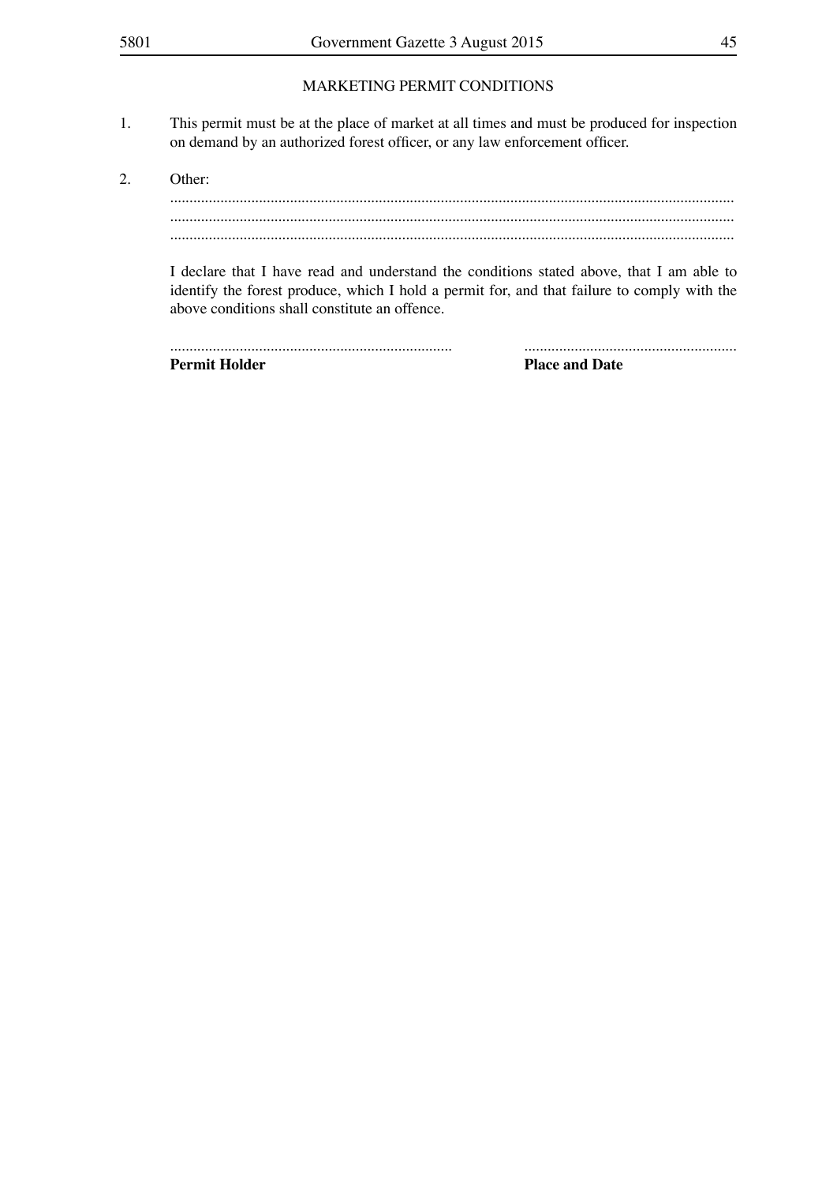## MARKETING PERMIT CONDITIONS

1. This permit must be at the place of market at all times and must be produced for inspection on demand by an authorized forest officer, or any law enforcement officer.

2. Other:
................................................................................................................................................
................................................................................................................................................
................................................................................................................................................

I declare that I have read and understand the conditions stated above, that I am able to identify the forest produce, which I hold a permit for, and that failure to comply with the above conditions shall constitute an offence.

| ......................................................................... | ....................................................... |
|---|---|
| **Permit Holder** | **Place and Date** |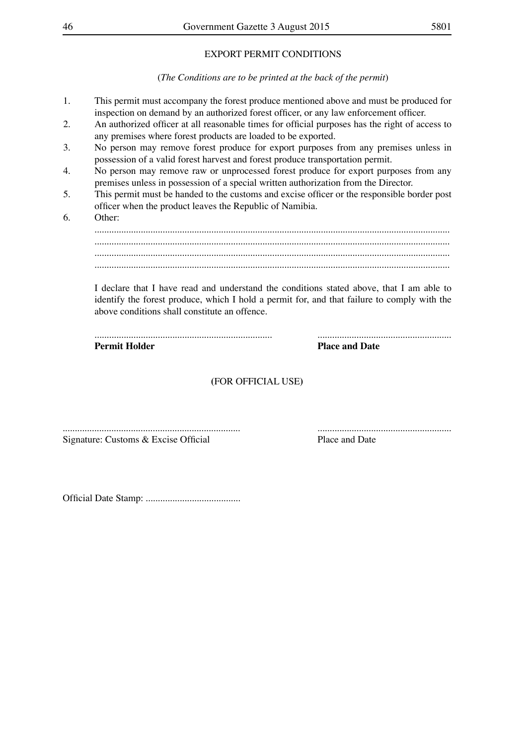EXPORT PERMIT CONDITIONS

(*The Conditions are to be printed at the back of the permit*)

1. This permit must accompany the forest produce mentioned above and must be produced for inspection on demand by an authorized forest officer, or any law enforcement officer.
2. An authorized officer at all reasonable times for official purposes has the right of access to any premises where forest products are loaded to be exported.
3. No person may remove forest produce for export purposes from any premises unless in possession of a valid forest harvest and forest produce transportation permit.
4. No person may remove raw or unprocessed forest produce for export purposes from any premises unless in possession of a special written authorization from the Director.
5. This permit must be handed to the customs and excise officer or the responsible border post officer when the product leaves the Republic of Namibia.
6. Other:
   ..............................................................................................................................................
   ..............................................................................................................................................
   ..............................................................................................................................................
   ..............................................................................................................................................

   I declare that I have read and understand the conditions stated above, that I am able to identify the forest produce, which I hold a permit for, and that failure to comply with the above conditions shall constitute an offence.

   ........................................................................ ......................................................
   **Permit Holder** **Place and Date**

(FOR OFFICIAL USE)

........................................................................ ......................................................
Signature: Customs & Excise Official Place and Date

Official Date Stamp: .......................................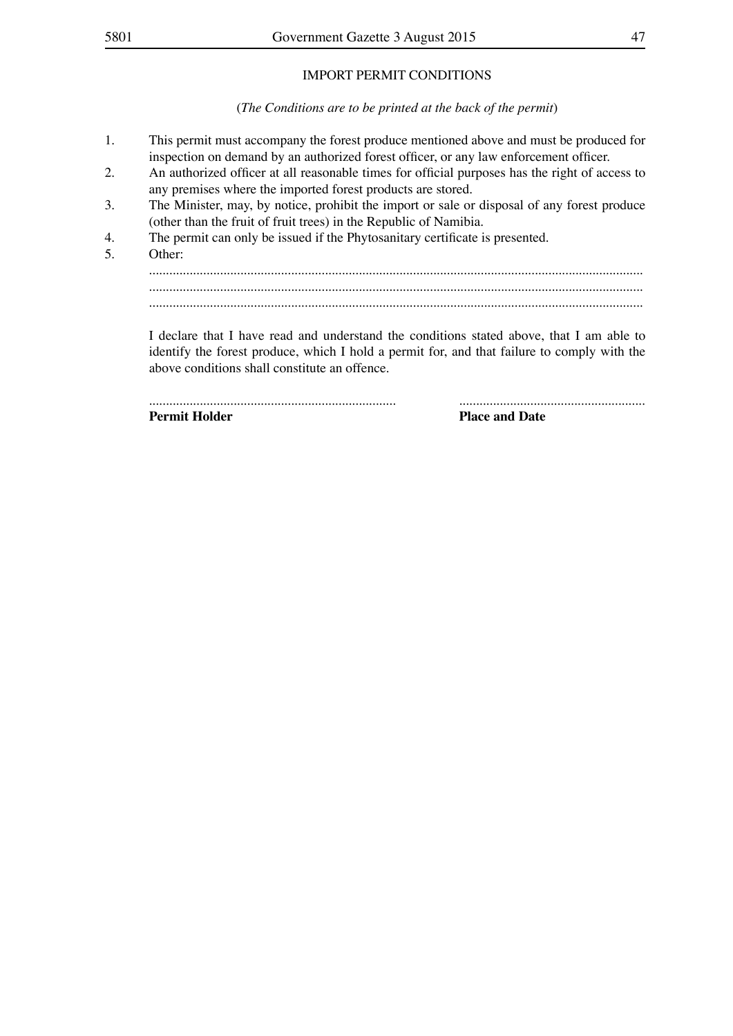## IMPORT PERMIT CONDITIONS

(*The Conditions are to be printed at the back of the permit*)

1. This permit must accompany the forest produce mentioned above and must be produced for inspection on demand by an authorized forest officer, or any law enforcement officer.
2. An authorized officer at all reasonable times for official purposes has the right of access to any premises where the imported forest products are stored.
3. The Minister, may, by notice, prohibit the import or sale or disposal of any forest produce (other than the fruit of fruit trees) in the Republic of Namibia.
4. The permit can only be issued if the Phytosanitary certificate is presented.
5. Other:

   ..............................................................................................................................................

   ..............................................................................................................................................

   ..............................................................................................................................................

I declare that I have read and understand the conditions stated above, that I am able to identify the forest produce, which I hold a permit for, and that failure to comply with the above conditions shall constitute an offence.

.........................................................................  ......................................................

**Permit Holder** **Place and Date**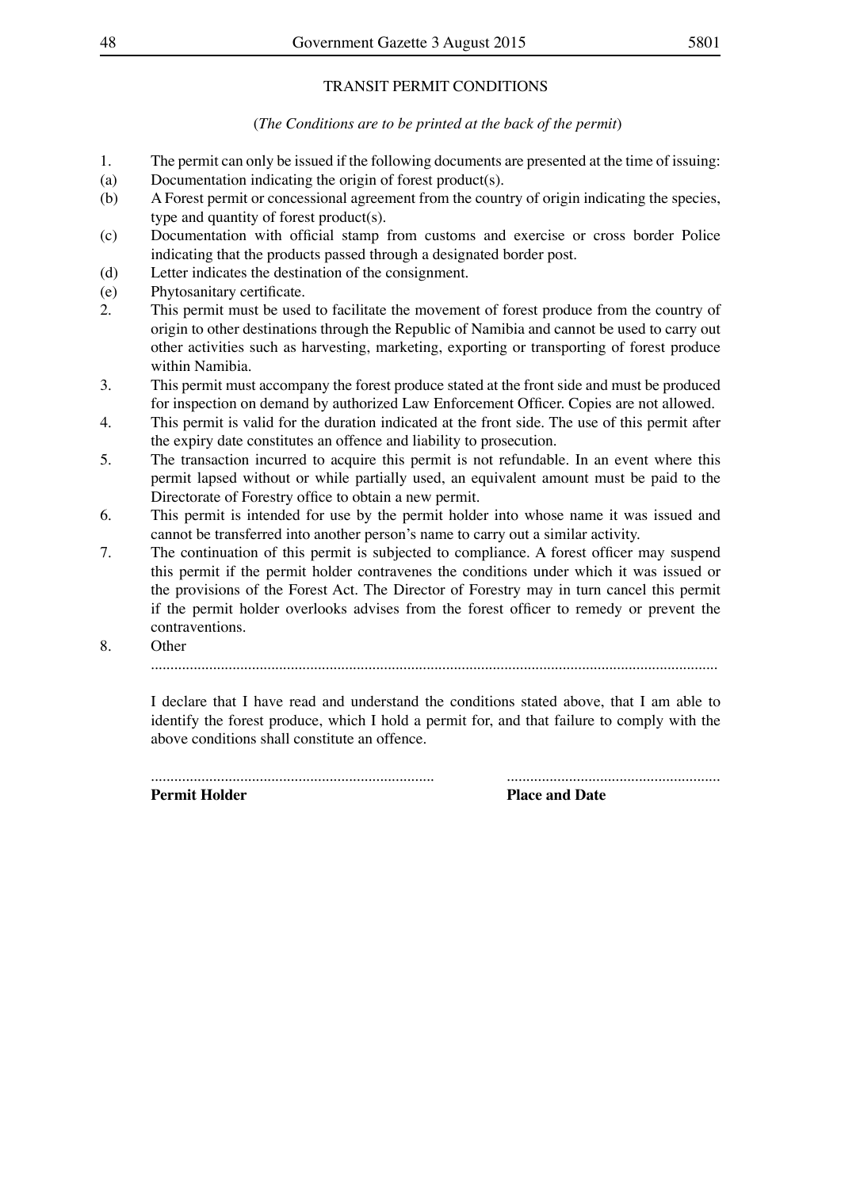TRANSIT PERMIT CONDITIONS

(*The Conditions are to be printed at the back of the permit*)

1. The permit can only be issued if the following documents are presented at the time of issuing:

(a) Documentation indicating the origin of forest product(s).

(b) A Forest permit or concessional agreement from the country of origin indicating the species, type and quantity of forest product(s).

(c) Documentation with official stamp from customs and exercise or cross border Police indicating that the products passed through a designated border post.

(d) Letter indicates the destination of the consignment.

(e) Phytosanitary certificate.

2. This permit must be used to facilitate the movement of forest produce from the country of origin to other destinations through the Republic of Namibia and cannot be used to carry out other activities such as harvesting, marketing, exporting or transporting of forest produce within Namibia.

3. This permit must accompany the forest produce stated at the front side and must be produced for inspection on demand by authorized Law Enforcement Officer. Copies are not allowed.

4. This permit is valid for the duration indicated at the front side. The use of this permit after the expiry date constitutes an offence and liability to prosecution.

5. The transaction incurred to acquire this permit is not refundable. In an event where this permit lapsed without or while partially used, an equivalent amount must be paid to the Directorate of Forestry office to obtain a new permit.

6. This permit is intended for use by the permit holder into whose name it was issued and cannot be transferred into another person's name to carry out a similar activity.

7. The continuation of this permit is subjected to compliance. A forest officer may suspend this permit if the permit holder contravenes the conditions under which it was issued or the provisions of the Forest Act. The Director of Forestry may in turn cancel this permit if the permit holder overlooks advises from the forest officer to remedy or prevent the contraventions.

8. Other

..............................................................................................................................................

I declare that I have read and understand the conditions stated above, that I am able to identify the forest produce, which I hold a permit for, and that failure to comply with the above conditions shall constitute an offence.

........................................................................ ......................................................

**Permit Holder** **Place and Date**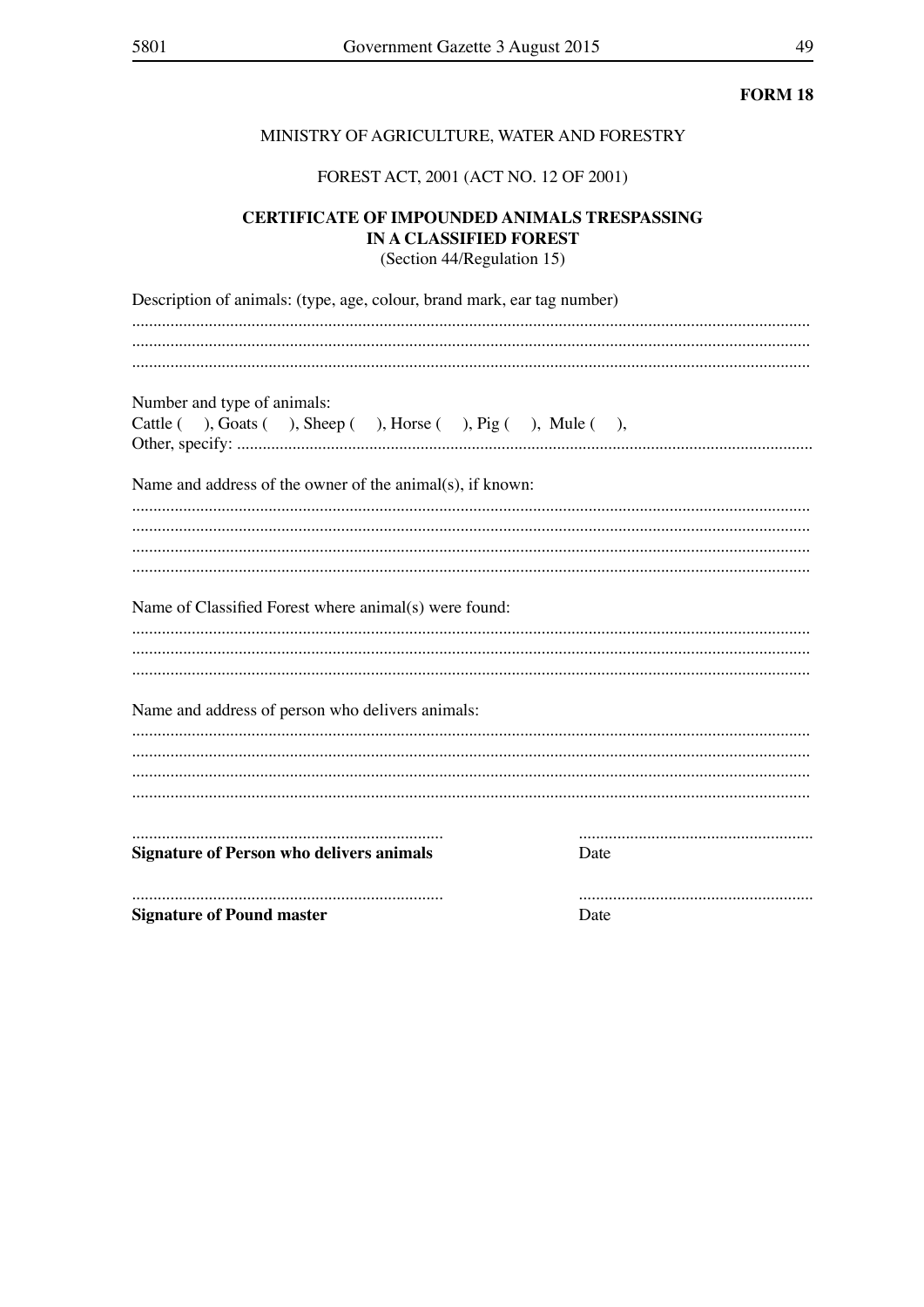**FORM 18**

MINISTRY OF AGRICULTURE, WATER AND FORESTRY

FOREST ACT, 2001 (ACT NO. 12 OF 2001)

**CERTIFICATE OF IMPOUNDED ANIMALS TRESPASSING IN A CLASSIFIED FOREST**

(Section 44/Regulation 15)

Description of animals: (type, age, colour, brand mark, ear tag number)

..............................................................................................................................................

..............................................................................................................................................

..............................................................................................................................................

Number and type of animals:

Cattle ( ), Goats ( ), Sheep ( ), Horse ( ), Pig ( ), Mule ( ),

Other, specify: ..........................................................................................................................

Name and address of the owner of the animal(s), if known:

..............................................................................................................................................

..............................................................................................................................................

..............................................................................................................................................

..............................................................................................................................................

Name of Classified Forest where animal(s) were found:

..............................................................................................................................................

..............................................................................................................................................

..............................................................................................................................................

Name and address of person who delivers animals:

..............................................................................................................................................

..............................................................................................................................................

..............................................................................................................................................

..............................................................................................................................................

.......................................................................... .......................................................

**Signature of Person who delivers animals** Date

.......................................................................... .......................................................

**Signature of Pound master** Date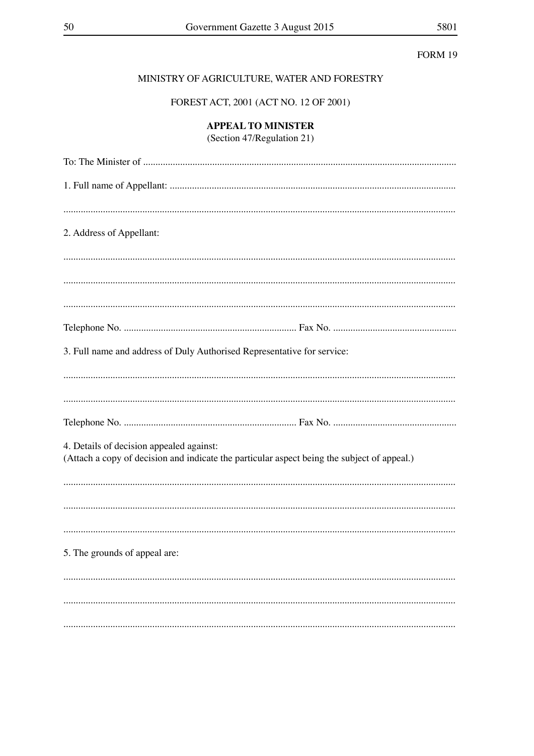FORM 19

MINISTRY OF AGRICULTURE, WATER AND FORESTRY

FOREST ACT, 2001 (ACT NO. 12 OF 2001)

**APPEAL TO MINISTER**
(Section 47/Regulation 21)

To: The Minister of ..............................................................................................................................

1. Full name of Appellant: ...................................................................................................................

.............................................................................................................................................................

2. Address of Appellant:

.............................................................................................................................................................

.............................................................................................................................................................

.............................................................................................................................................................

Telephone No. ...................................................................... Fax No. ..................................................

3. Full name and address of Duly Authorised Representative for service:

.............................................................................................................................................................

.............................................................................................................................................................

Telephone No. ...................................................................... Fax No. ..................................................

4. Details of decision appealed against:
(Attach a copy of decision and indicate the particular aspect being the subject of appeal.)

.............................................................................................................................................................

.............................................................................................................................................................

.............................................................................................................................................................

5. The grounds of appeal are:

.............................................................................................................................................................

.............................................................................................................................................................

.............................................................................................................................................................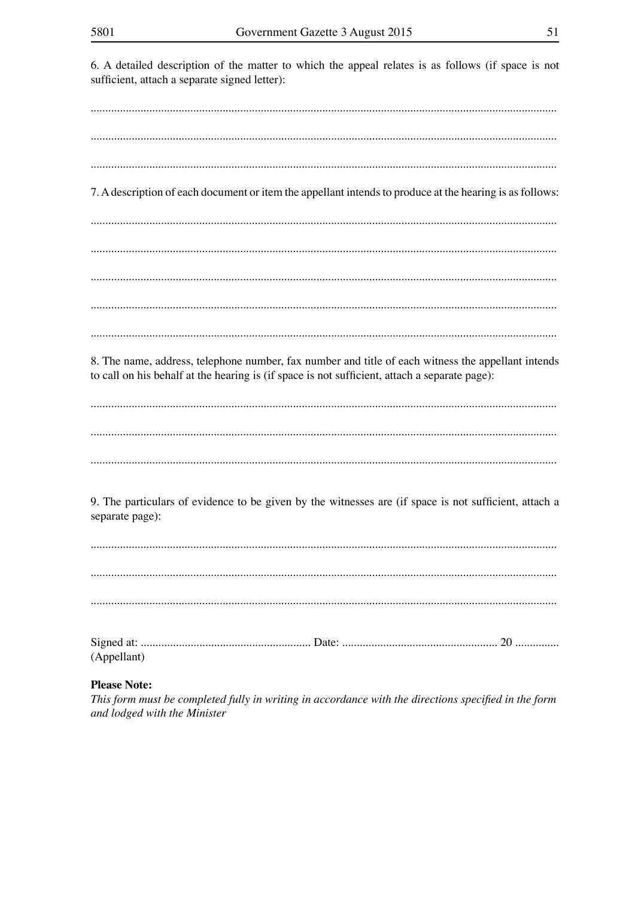6. A detailed description of the matter to which the appeal relates is as follows (if space is not sufficient, attach a separate signed letter):

............................................................................................................................................................

............................................................................................................................................................

............................................................................................................................................................

7. A description of each document or item the appellant intends to produce at the hearing is as follows:

............................................................................................................................................................

............................................................................................................................................................

............................................................................................................................................................

............................................................................................................................................................

............................................................................................................................................................

8. The name, address, telephone number, fax number and title of each witness the appellant intends to call on his behalf at the hearing is (if space is not sufficient, attach a separate page):

............................................................................................................................................................

............................................................................................................................................................

............................................................................................................................................................

9. The particulars of evidence to be given by the witnesses are (if space is not sufficient, attach a separate page):

............................................................................................................................................................

............................................................................................................................................................

............................................................................................................................................................

Signed at: .......................................................... Date: ..................................................... 20 ...............
(Appellant)

**Please Note:**
*This form must be completed fully in writing in accordance with the directions specified in the form and lodged with the Minister*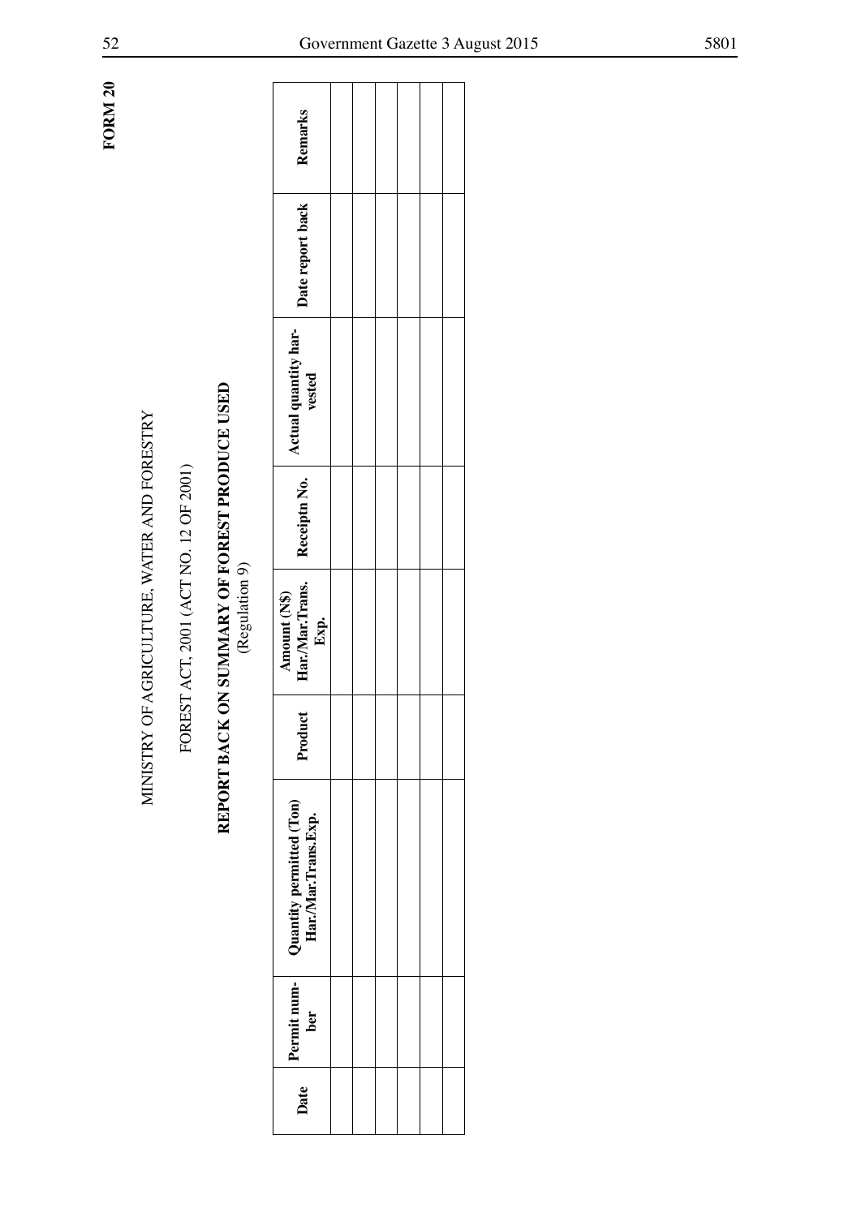**FORM 20**

MINISTRY OF AGRICULTURE, WATER AND FORESTRY

FOREST ACT, 2001 (ACT NO. 12 OF 2001)

**REPORT BACK ON SUMMARY OF FOREST PRODUCE USED**
(Regulation 9)

| Date | Permit number | Quantity permitted (Ton) Har./Mar.Trans.Exp. | Product | Amount (N$) Har./Mar.Trans. Exp. | Receiptn No. | Actual quantity harvested | Date report back | Remarks |
|---|---|---|---|---|---|---|---|---|
| | | | | | | | | |
| | | | | | | | | |
| | | | | | | | | |
| | | | | | | | | |
| | | | | | | | | |
| | | | | | | | | |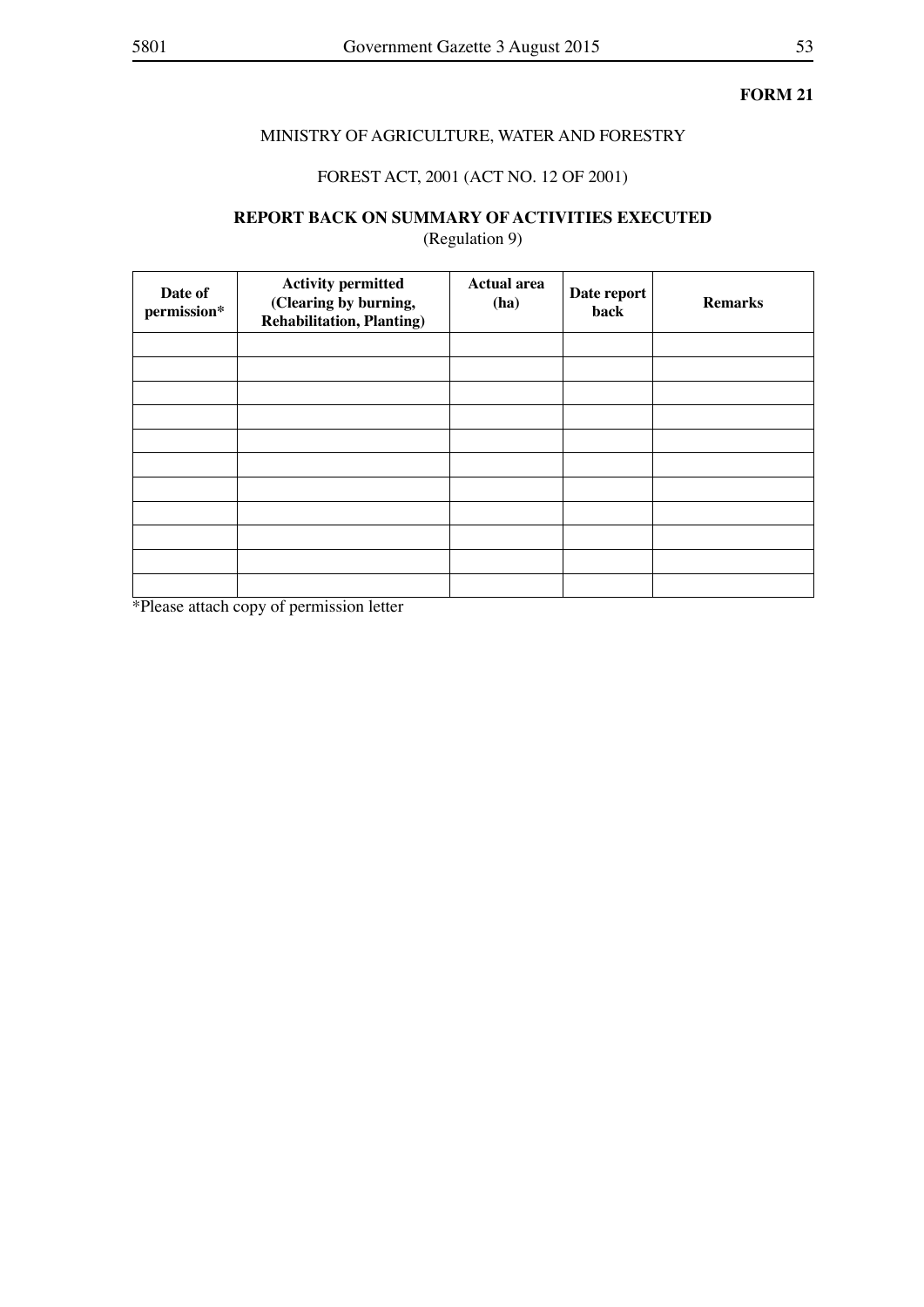**FORM 21**

MINISTRY OF AGRICULTURE, WATER AND FORESTRY

FOREST ACT, 2001 (ACT NO. 12 OF 2001)

**REPORT BACK ON SUMMARY OF ACTIVITIES EXECUTED**
(Regulation 9)

| Date of permission* | Activity permitted (Clearing by burning, Rehabilitation, Planting) | Actual area (ha) | Date report back | Remarks |
|---|---|---|---|---|
| | | | | |
| | | | | |
| | | | | |
| | | | | |
| | | | | |
| | | | | |
| | | | | |
| | | | | |
| | | | | |
| | | | | |
| | | | | |

*Please attach copy of permission letter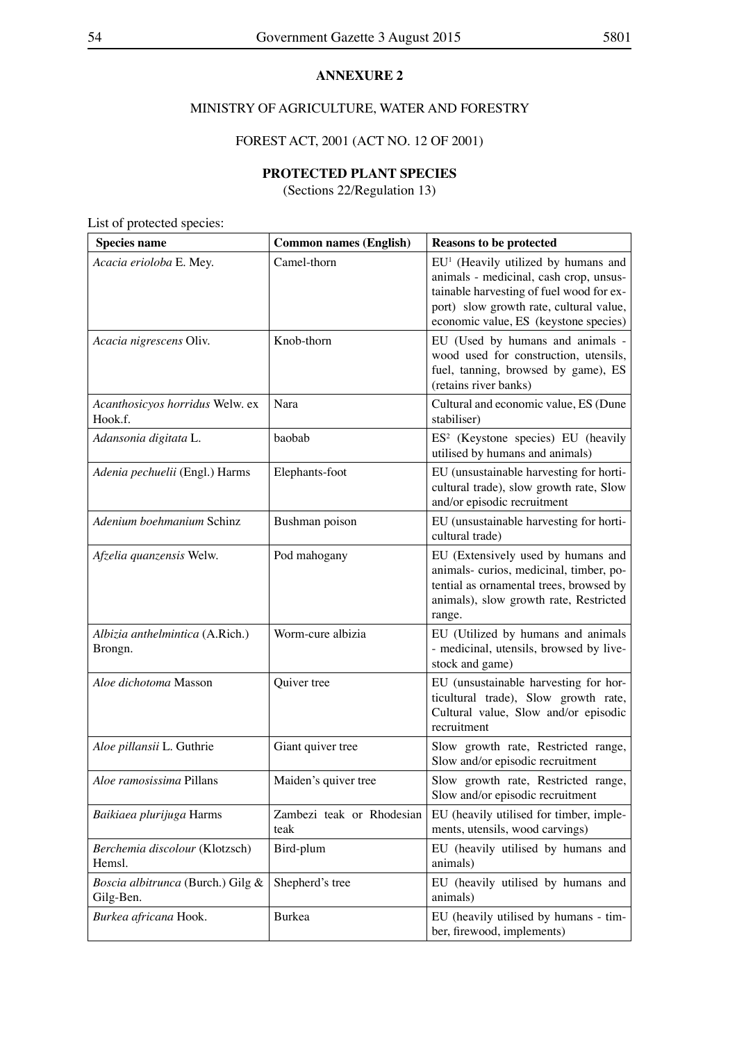**ANNEXURE 2**

MINISTRY OF AGRICULTURE, WATER AND FORESTRY

FOREST ACT, 2001 (ACT NO. 12 OF 2001)

**PROTECTED PLANT SPECIES**

(Sections 22/Regulation 13)

List of protected species:

| Species name | Common names (English) | Reasons to be protected |
|---|---|---|
| *Acacia erioloba* E. Mey. | Camel-thorn | EU[1] (Heavily utilized by humans and animals - medicinal, cash crop, unsustainable harvesting of fuel wood for export) slow growth rate, cultural value, economic value, ES (keystone species) |
| *Acacia nigrescens* Oliv. | Knob-thorn | EU (Used by humans and animals - wood used for construction, utensils, fuel, tanning, browsed by game), ES (retains river banks) |
| *Acanthosicyos horridus* Welw. ex Hook.f. | Nara | Cultural and economic value, ES (Dune stabiliser) |
| *Adansonia digitata* L. | baobab | ES[2] (Keystone species) EU (heavily utilised by humans and animals) |
| *Adenia pechuelii* (Engl.) Harms | Elephants-foot | EU (unsustainable harvesting for horticultural trade), slow growth rate, Slow and/or episodic recruitment |
| *Adenium boehmanium* Schinz | Bushman poison | EU (unsustainable harvesting for horticultural trade) |
| *Afzelia quanzensis* Welw. | Pod mahogany | EU (Extensively used by humans and animals- curios, medicinal, timber, potential as ornamental trees, browsed by animals), slow growth rate, Restricted range. |
| *Albizia anthelmintica* (A.Rich.) Brongn. | Worm-cure albizia | EU (Utilized by humans and animals - medicinal, utensils, browsed by livestock and game) |
| *Aloe dichotoma* Masson | Quiver tree | EU (unsustainable harvesting for horticultural trade), Slow growth rate, Cultural value, Slow and/or episodic recruitment |
| *Aloe pillansii* L. Guthrie | Giant quiver tree | Slow growth rate, Restricted range, Slow and/or episodic recruitment |
| *Aloe ramosissima* Pillans | Maiden's quiver tree | Slow growth rate, Restricted range, Slow and/or episodic recruitment |
| *Baikiaea plurijuga* Harms | Zambezi teak or Rhodesian teak | EU (heavily utilised for timber, implements, utensils, wood carvings) |
| *Berchemia discolour* (Klotzsch) Hemsl. | Bird-plum | EU (heavily utilised by humans and animals) |
| *Boscia albitrunca* (Burch.) Gilg & Gilg-Ben. | Shepherd's tree | EU (heavily utilised by humans and animals) |
| *Burkea africana* Hook. | Burkea | EU (heavily utilised by humans - timber, firewood, implements) |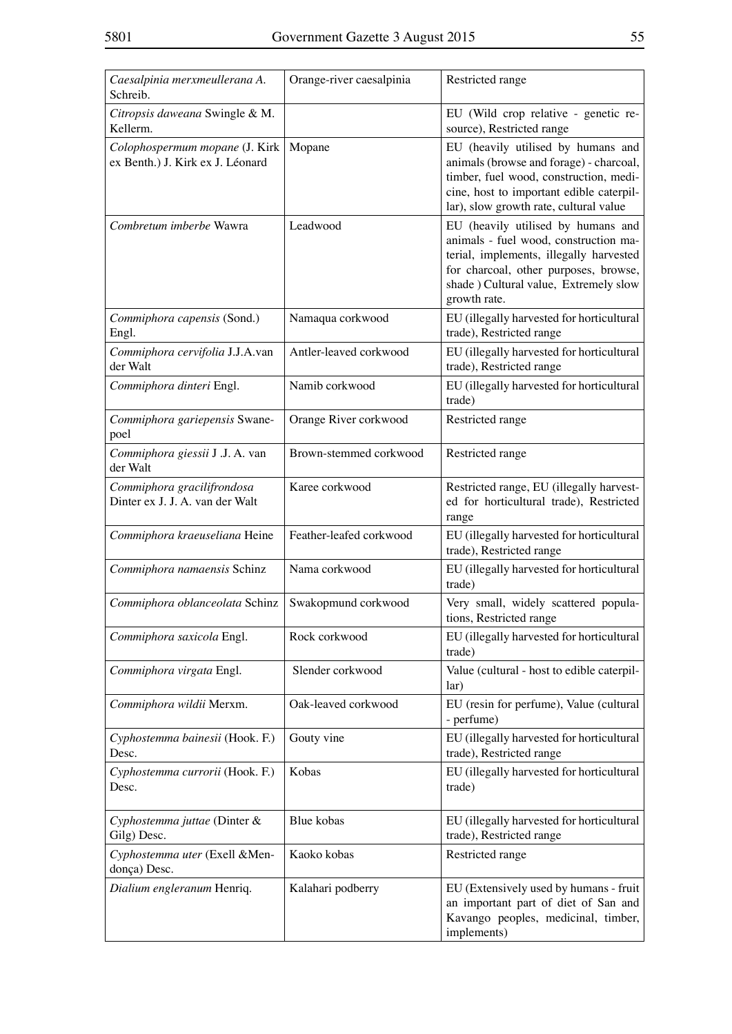| | | |
|---|---|---|
| *Caesalpinia merxmeullerana* A. Schreib. | Orange-river caesalpinia | Restricted range |
| *Citropsis daweana* Swingle & M. Kellerm. | | EU (Wild crop relative - genetic resource), Restricted range |
| *Colophospermum mopane* (J. Kirk ex Benth.) J. Kirk ex J. Léonard | Mopane | EU (heavily utilised by humans and animals (browse and forage) - charcoal, timber, fuel wood, construction, medicine, host to important edible caterpillar), slow growth rate, cultural value |
| *Combretum imberbe* Wawra | Leadwood | EU (heavily utilised by humans and animals - fuel wood, construction material, implements, illegally harvested for charcoal, other purposes, browse, shade ) Cultural value, Extremely slow growth rate. |
| *Commiphora capensis* (Sond.) Engl. | Namaqua corkwood | EU (illegally harvested for horticultural trade), Restricted range |
| *Commiphora cervifolia* J.J.A.van der Walt | Antler-leaved corkwood | EU (illegally harvested for horticultural trade), Restricted range |
| *Commiphora dinteri* Engl. | Namib corkwood | EU (illegally harvested for horticultural trade) |
| *Commiphora gariepensis* Swanepoel | Orange River corkwood | Restricted range |
| *Commiphora giessii* J .J. A. van der Walt | Brown-stemmed corkwood | Restricted range |
| *Commiphora gracilifrondosa* Dinter ex J. J. A. van der Walt | Karee corkwood | Restricted range, EU (illegally harvested for horticultural trade), Restricted range |
| *Commiphora kraeuseliana* Heine | Feather-leafed corkwood | EU (illegally harvested for horticultural trade), Restricted range |
| *Commiphora namaensis* Schinz | Nama corkwood | EU (illegally harvested for horticultural trade) |
| *Commiphora oblanceolata* Schinz | Swakopmund corkwood | Very small, widely scattered populations, Restricted range |
| *Commiphora saxicola* Engl. | Rock corkwood | EU (illegally harvested for horticultural trade) |
| *Commiphora virgata* Engl. | Slender corkwood | Value (cultural - host to edible caterpillar) |
| *Commiphora wildii* Merxm. | Oak-leaved corkwood | EU (resin for perfume), Value (cultural - perfume) |
| *Cyphostemma bainesii* (Hook. F.) Desc. | Gouty vine | EU (illegally harvested for horticultural trade), Restricted range |
| *Cyphostemma currorii* (Hook. F.) Desc. | Kobas | EU (illegally harvested for horticultural trade) |
| *Cyphostemma juttae* (Dinter & Gilg) Desc. | Blue kobas | EU (illegally harvested for horticultural trade), Restricted range |
| *Cyphostemma uter* (Exell &Mendonça) Desc. | Kaoko kobas | Restricted range |
| *Dialium engleranum* Henriq. | Kalahari podberry | EU (Extensively used by humans - fruit an important part of diet of San and Kavango peoples, medicinal, timber, implements) |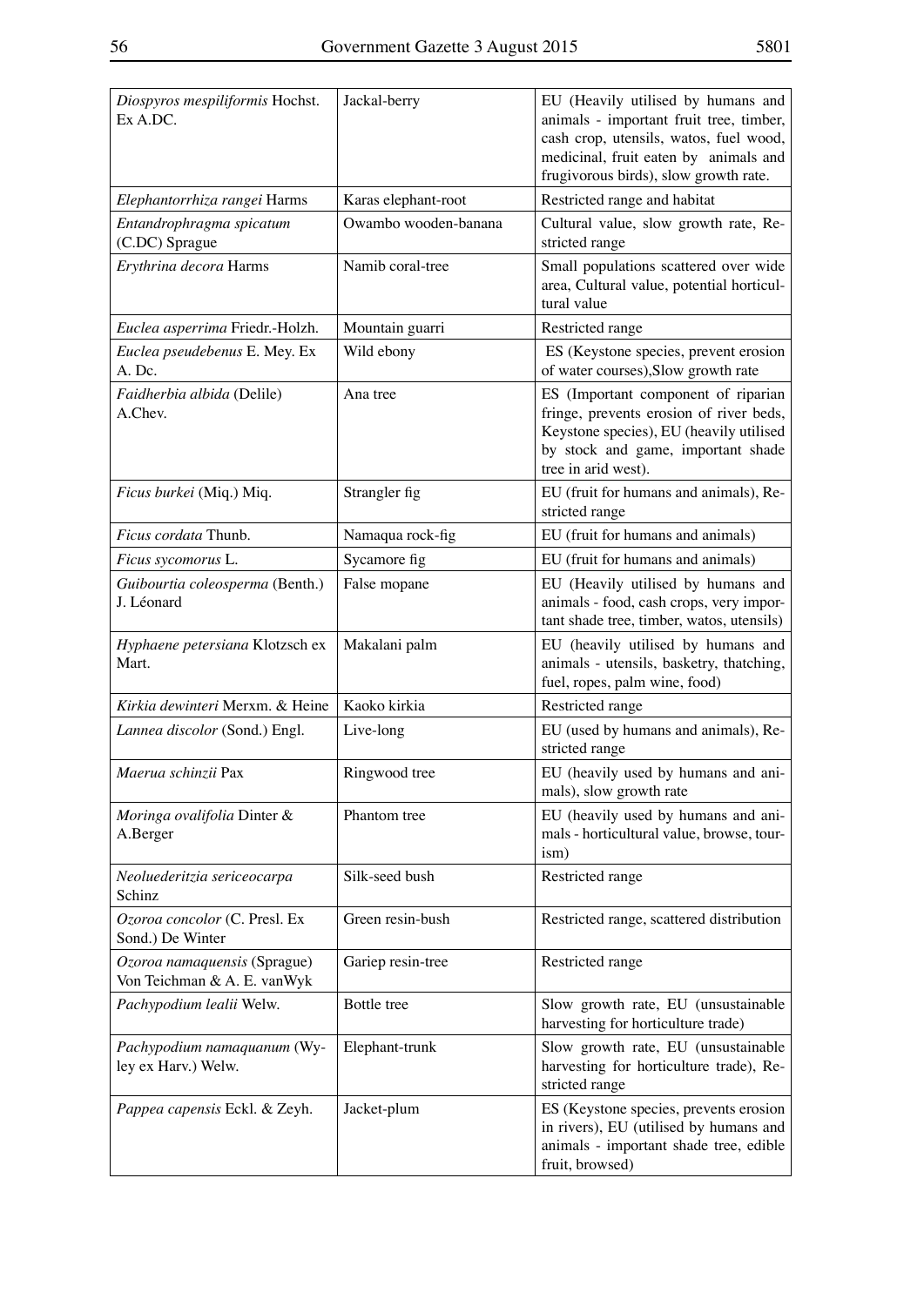| | | |
|---|---|---|
| *Diospyros mespiliformis* Hochst. Ex A.DC. | Jackal-berry | EU (Heavily utilised by humans and animals - important fruit tree, timber, cash crop, utensils, watos, fuel wood, medicinal, fruit eaten by animals and frugivorous birds), slow growth rate. |
| *Elephantorrhiza rangei* Harms | Karas elephant-root | Restricted range and habitat |
| *Entandrophragma spicatum* (C.DC) Sprague | Owambo wooden-banana | Cultural value, slow growth rate, Restricted range |
| *Erythrina decora* Harms | Namib coral-tree | Small populations scattered over wide area, Cultural value, potential horticultural value |
| *Euclea asperrima* Friedr.-Holzh. | Mountain guarri | Restricted range |
| *Euclea pseudebenus* E. Mey. Ex A. Dc. | Wild ebony | ES (Keystone species, prevent erosion of water courses),Slow growth rate |
| *Faidherbia albida* (Delile) A.Chev. | Ana tree | ES (Important component of riparian fringe, prevents erosion of river beds, Keystone species), EU (heavily utilised by stock and game, important shade tree in arid west). |
| *Ficus burkei* (Miq.) Miq. | Strangler fig | EU (fruit for humans and animals), Restricted range |
| *Ficus cordata* Thunb. | Namaqua rock-fig | EU (fruit for humans and animals) |
| *Ficus sycomorus* L. | Sycamore fig | EU (fruit for humans and animals) |
| *Guibourtia coleosperma* (Benth.) J. Léonard | False mopane | EU (Heavily utilised by humans and animals - food, cash crops, very important shade tree, timber, watos, utensils) |
| *Hyphaene petersiana* Klotzsch ex Mart. | Makalani palm | EU (heavily utilised by humans and animals - utensils, basketry, thatching, fuel, ropes, palm wine, food) |
| *Kirkia dewinteri* Merxm. & Heine | Kaoko kirkia | Restricted range |
| *Lannea discolor* (Sond.) Engl. | Live-long | EU (used by humans and animals), Restricted range |
| *Maerua schinzii* Pax | Ringwood tree | EU (heavily used by humans and animals), slow growth rate |
| *Moringa ovalifolia* Dinter & A.Berger | Phantom tree | EU (heavily used by humans and animals - horticultural value, browse, tourism) |
| *Neoluederitzia sericeocarpa* Schinz | Silk-seed bush | Restricted range |
| *Ozoroa concolor* (C. Presl. Ex Sond.) De Winter | Green resin-bush | Restricted range, scattered distribution |
| *Ozoroa namaquensis* (Sprague) Von Teichman & A. E. vanWyk | Gariep resin-tree | Restricted range |
| *Pachypodium lealii* Welw. | Bottle tree | Slow growth rate, EU (unsustainable harvesting for horticulture trade) |
| *Pachypodium namaquanum* (Wyley ex Harv.) Welw. | Elephant-trunk | Slow growth rate, EU (unsustainable harvesting for horticulture trade), Restricted range |
| *Pappea capensis* Eckl. & Zeyh. | Jacket-plum | ES (Keystone species, prevents erosion in rivers), EU (utilised by humans and animals - important shade tree, edible fruit, browsed) |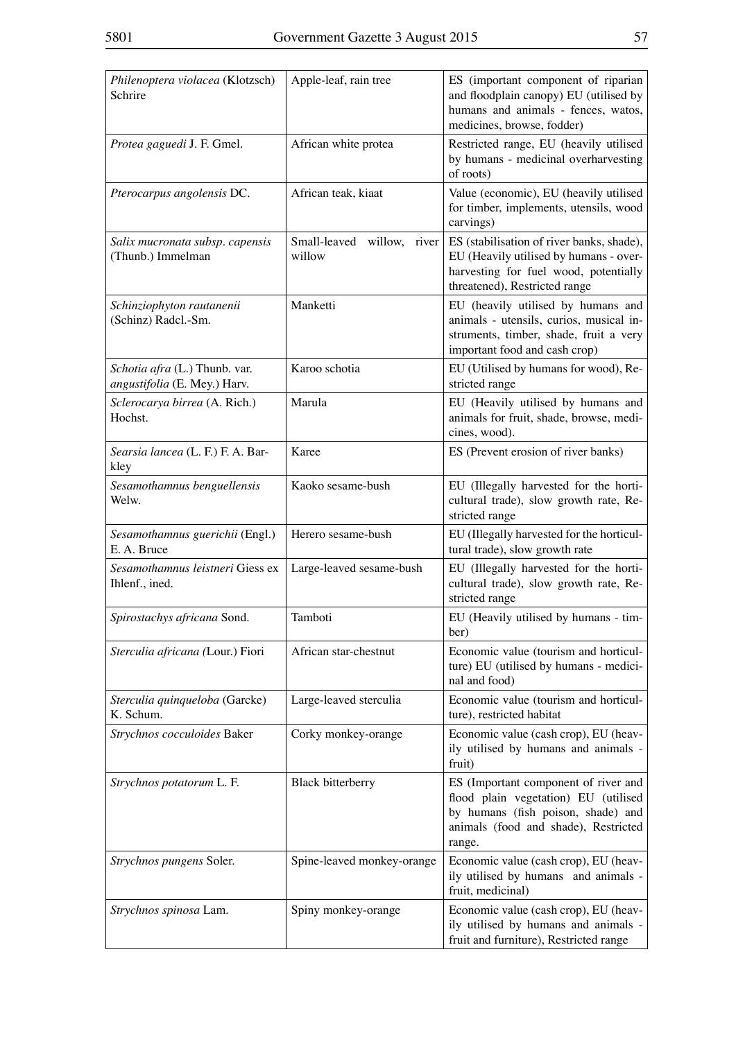| *Philenoptera violacea* (Klotzsch) Schrire | Apple-leaf, rain tree | ES (important component of riparian and floodplain canopy) EU (utilised by humans and animals - fences, watos, medicines, browse, fodder) |
|---|---|---|
| *Protea gaguedi* J. F. Gmel. | African white protea | Restricted range, EU (heavily utilised by humans - medicinal overharvesting of roots) |
| *Pterocarpus angolensis* DC. | African teak, kiaat | Value (economic), EU (heavily utilised for timber, implements, utensils, wood carvings) |
| *Salix mucronata subsp. capensis* (Thunb.) Immelman | Small-leaved willow, river willow | ES (stabilisation of river banks, shade), EU (Heavily utilised by humans - overharvesting for fuel wood, potentially threatened), Restricted range |
| *Schinziophyton rautanenii* (Schinz) Radcl.-Sm. | Manketti | EU (heavily utilised by humans and animals - utensils, curios, musical instruments, timber, shade, fruit a very important food and cash crop) |
| *Schotia afra* (L.) Thunb. var. *angustifolia* (E. Mey.) Harv. | Karoo schotia | EU (Utilised by humans for wood), Restricted range |
| *Sclerocarya birrea* (A. Rich.) Hochst. | Marula | EU (Heavily utilised by humans and animals for fruit, shade, browse, medicines, wood). |
| *Searsia lancea* (L. F.) F. A. Barkley | Karee | ES (Prevent erosion of river banks) |
| *Sesamothamnus benguellensis* Welw. | Kaoko sesame-bush | EU (Illegally harvested for the horticultural trade), slow growth rate, Restricted range |
| *Sesamothamnus guerichii* (Engl.) E. A. Bruce | Herero sesame-bush | EU (Illegally harvested for the horticultural trade), slow growth rate |
| *Sesamothamnus leistneri* Giess ex Ihlenf., ined. | Large-leaved sesame-bush | EU (Illegally harvested for the horticultural trade), slow growth rate, Restricted range |
| *Spirostachys africana* Sond. | Tamboti | EU (Heavily utilised by humans - timber) |
| *Sterculia africana (*Lour.) Fiori | African star-chestnut | Economic value (tourism and horticulture) EU (utilised by humans - medicinal and food) |
| *Sterculia quinqueloba* (Garcke) K. Schum. | Large-leaved sterculia | Economic value (tourism and horticulture), restricted habitat |
| *Strychnos cocculoides* Baker | Corky monkey-orange | Economic value (cash crop), EU (heavily utilised by humans and animals - fruit) |
| *Strychnos potatorum* L. F. | Black bitterberry | ES (Important component of river and flood plain vegetation) EU (utilised by humans (fish poison, shade) and animals (food and shade), Restricted range. |
| *Strychnos pungens* Soler. | Spine-leaved monkey-orange | Economic value (cash crop), EU (heavily utilised by humans and animals - fruit, medicinal) |
| *Strychnos spinosa* Lam. | Spiny monkey-orange | Economic value (cash crop), EU (heavily utilised by humans and animals - fruit and furniture), Restricted range |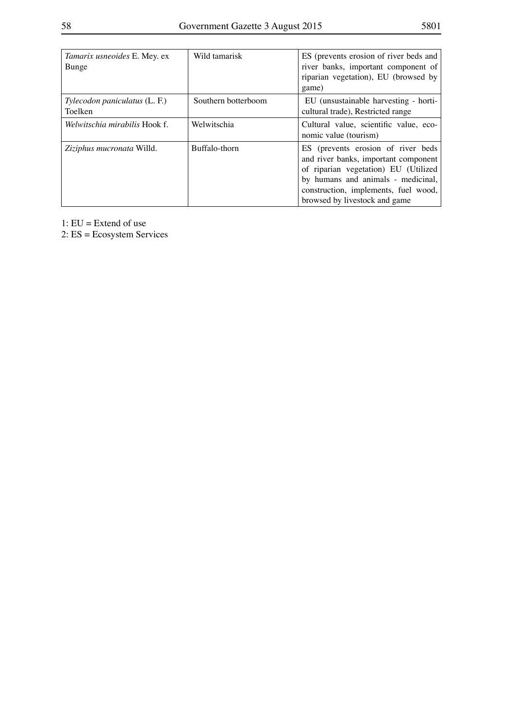| *Tamarix usneoides* E. Mey. ex Bunge | Wild tamarisk | ES (prevents erosion of river beds and river banks, important component of riparian vegetation), EU (browsed by game) |
|---|---|---|
| *Tylecodon paniculatus* (L. F.) Toelken | Southern botterboom | EU (unsustainable harvesting - horticultural trade), Restricted range |
| *Welwitschia mirabilis* Hook f. | Welwitschia | Cultural value, scientific value, economic value (tourism) |
| *Ziziphus mucronata* Willd. | Buffalo-thorn | ES (prevents erosion of river beds and river banks, important component of riparian vegetation) EU (Utilized by humans and animals - medicinal, construction, implements, fuel wood, browsed by livestock and game |

1: EU = Extend of use
2: ES = Ecosystem Services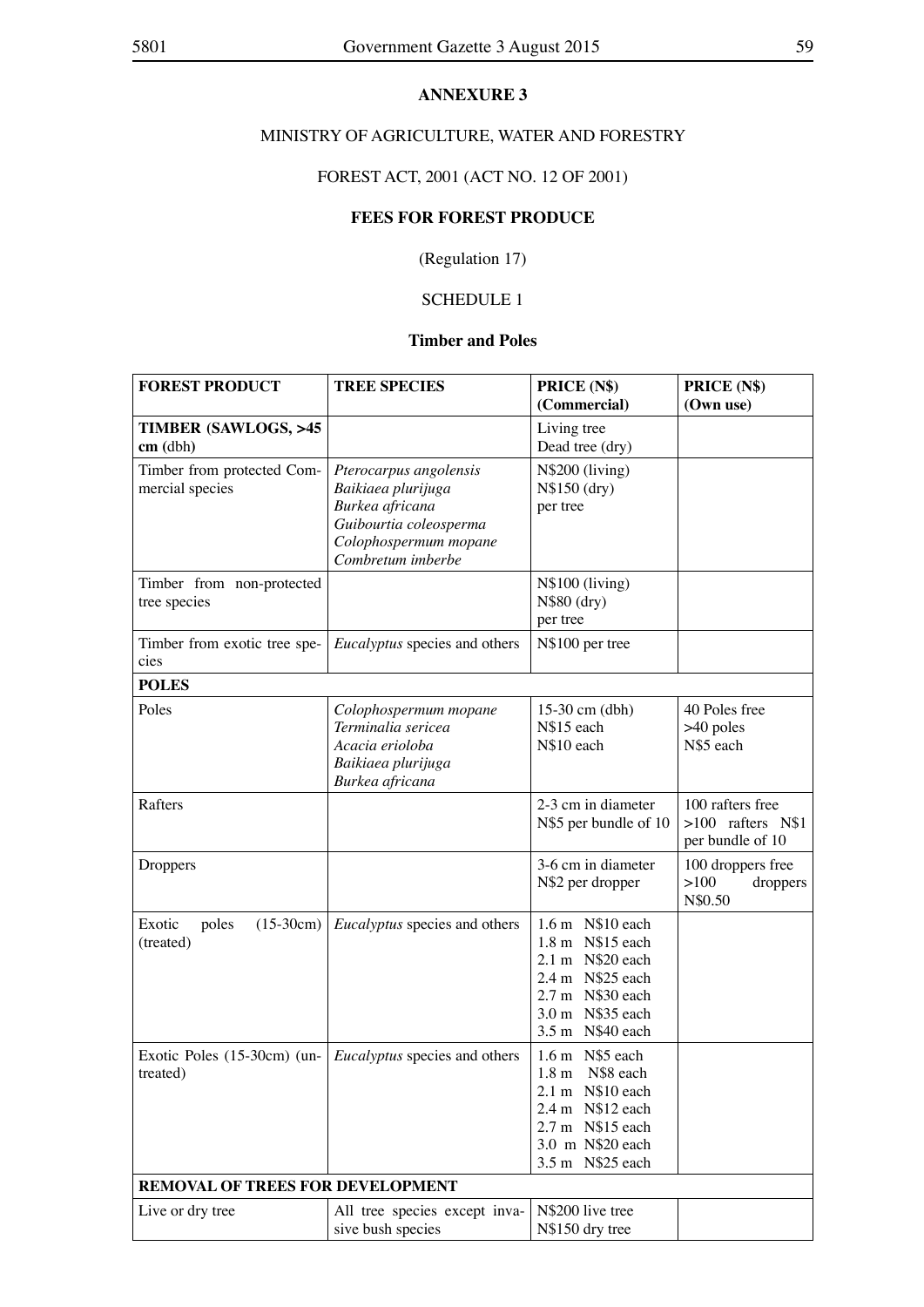**ANNEXURE 3**

MINISTRY OF AGRICULTURE, WATER AND FORESTRY

FOREST ACT, 2001 (ACT NO. 12 OF 2001)

**FEES FOR FOREST PRODUCE**

(Regulation 17)

SCHEDULE 1

**Timber and Poles**

| **FOREST PRODUCT** | **TREE SPECIES** | **PRICE (N$) (Commercial)** | **PRICE (N$) (Own use)** |
|---|---|---|---|
| **TIMBER (SAWLOGS, >45 cm** (dbh) | | Living tree<br>Dead tree (dry) | |
| Timber from protected Commercial species | *Pterocarpus angolensis*<br>*Baikiaea plurijuga*<br>*Burkea africana*<br>*Guibourtia coleosperma*<br>*Colophospermum mopane*<br>*Combretum imberbe* | N$200 (living)<br>N$150 (dry)<br>per tree | |
| Timber from non-protected tree species | | N$100 (living)<br>N$80 (dry)<br>per tree | |
| Timber from exotic tree species | *Eucalyptus* species and others | N$100 per tree | |
| **POLES** | | | |
| Poles | *Colophospermum mopane*<br>*Terminalia sericea*<br>*Acacia erioloba*<br>*Baikiaea plurijuga*<br>*Burkea africana* | 15-30 cm (dbh)<br>N$15 each<br>N$10 each | 40 Poles free<br>>40 poles<br>N$5 each |
| Rafters | | 2-3 cm in diameter<br>N$5 per bundle of 10 | 100 rafters free<br>>100 rafters N$1 per bundle of 10 |
| Droppers | | 3-6 cm in diameter<br>N$2 per dropper | 100 droppers free<br>>100 droppers N$0.50 |
| Exotic poles (15-30cm) (treated) | *Eucalyptus* species and others | 1.6 m N$10 each<br>1.8 m N$15 each<br>2.1 m N$20 each<br>2.4 m N$25 each<br>2.7 m N$30 each<br>3.0 m N$35 each<br>3.5 m N$40 each | |
| Exotic Poles (15-30cm) (untreated) | *Eucalyptus* species and others | 1.6 m N$5 each<br>1.8 m N$8 each<br>2.1 m N$10 each<br>2.4 m N$12 each<br>2.7 m N$15 each<br>3.0 m N$20 each<br>3.5 m N$25 each | |
| **REMOVAL OF TREES FOR DEVELOPMENT** | | | |
| Live or dry tree | All tree species except invasive bush species | N$200 live tree<br>N$150 dry tree | |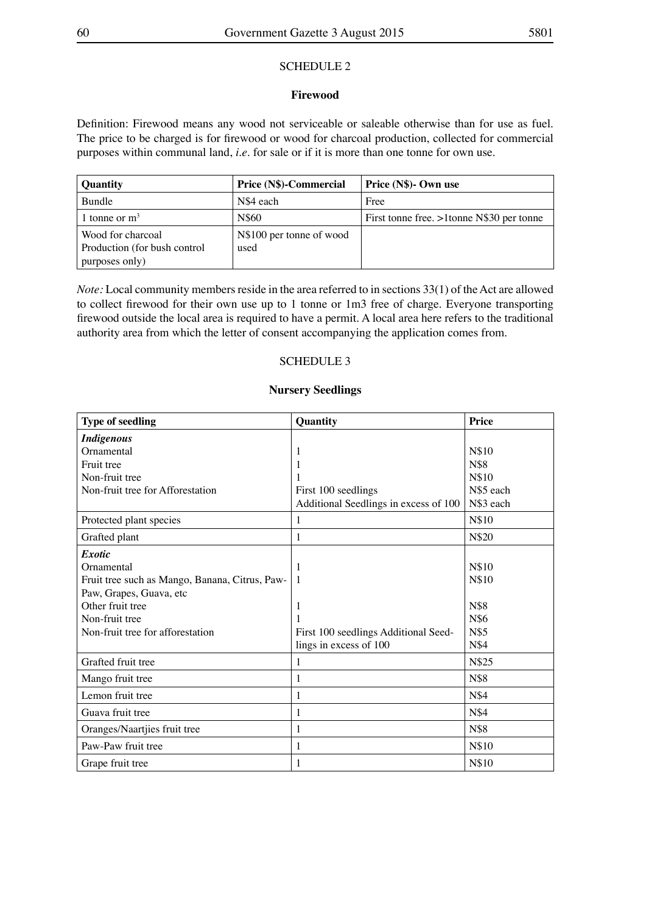## SCHEDULE 2

### Firewood

Definition: Firewood means any wood not serviceable or saleable otherwise than for use as fuel. The price to be charged is for firewood or wood for charcoal production, collected for commercial purposes within communal land, *i.e.* for sale or if it is more than one tonne for own use.

| Quantity | Price (N$)-Commercial | Price (N$)- Own use |
|---|---|---|
| Bundle | N$4 each | Free |
| 1 tonne or $m^3$ | N$60 | First tonne free. >1tonne N$30 per tonne |
| Wood for charcoal Production (for bush control purposes only) | N$100 per tonne of wood used | |

*Note:* Local community members reside in the area referred to in sections 33(1) of the Act are allowed to collect firewood for their own use up to 1 tonne or 1m3 free of charge. Everyone transporting firewood outside the local area is required to have a permit. A local area here refers to the traditional authority area from which the letter of consent accompanying the application comes from.

## SCHEDULE 3

### Nursery Seedlings

| Type of seedling | Quantity | Price |
|---|---|---|
| ***Indigenous*** | | |
| Ornamental | 1 | N$10 |
| Fruit tree | 1 | N$8 |
| Non-fruit tree | 1 | N$10 |
| Non-fruit tree for Afforestation | First 100 seedlings | N$5 each |
| | Additional Seedlings in excess of 100 | N$3 each |
| Protected plant species | 1 | N$10 |
| Grafted plant | 1 | N$20 |
| ***Exotic*** | | |
| Ornamental | 1 | N$10 |
| Fruit tree such as Mango, Banana, Citrus, Paw-Paw, Grapes, Guava, etc | 1 | N$10 |
| Other fruit tree | 1 | N$8 |
| Non-fruit tree | 1 | N$6 |
| Non-fruit tree for afforestation | First 100 seedlings | N$5 |
| | Additional Seedlings in excess of 100 | N$4 |
| Grafted fruit tree | 1 | N$25 |
| Mango fruit tree | 1 | N$8 |
| Lemon fruit tree | 1 | N$4 |
| Guava fruit tree | 1 | N$4 |
| Oranges/Naartjies fruit tree | 1 | N$8 |
| Paw-Paw fruit tree | 1 | N$10 |
| Grape fruit tree | 1 | N$10 |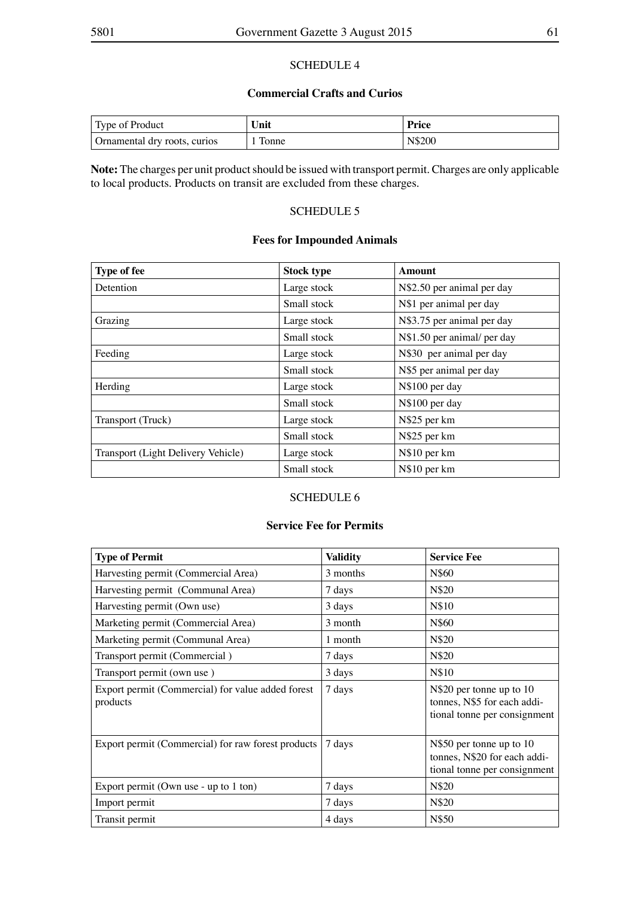## SCHEDULE 4

### Commercial Crafts and Curios

| Type of Product | Unit | Price |
|---|---|---|
| Ornamental dry roots, curios | 1 Tonne | N$200 |

**Note:** The charges per unit product should be issued with transport permit. Charges are only applicable to local products. Products on transit are excluded from these charges.

## SCHEDULE 5

### Fees for Impounded Animals

| Type of fee | Stock type | Amount |
|---|---|---|
| Detention | Large stock | N$2.50 per animal per day |
| | Small stock | N$1 per animal per day |
| Grazing | Large stock | N$3.75 per animal per day |
| | Small stock | N$1.50 per animal/ per day |
| Feeding | Large stock | N$30 per animal per day |
| | Small stock | N$5 per animal per day |
| Herding | Large stock | N$100 per day |
| | Small stock | N$100 per day |
| Transport (Truck) | Large stock | N$25 per km |
| | Small stock | N$25 per km |
| Transport (Light Delivery Vehicle) | Large stock | N$10 per km |
| | Small stock | N$10 per km |

## SCHEDULE 6

### Service Fee for Permits

| Type of Permit | Validity | Service Fee |
|---|---|---|
| Harvesting permit (Commercial Area) | 3 months | N$60 |
| Harvesting permit (Communal Area) | 7 days | N$20 |
| Harvesting permit (Own use) | 3 days | N$10 |
| Marketing permit (Commercial Area) | 3 month | N$60 |
| Marketing permit (Communal Area) | 1 month | N$20 |
| Transport permit (Commercial ) | 7 days | N$20 |
| Transport permit (own use ) | 3 days | N$10 |
| Export permit (Commercial) for value added forest products | 7 days | N$20 per tonne up to 10 tonnes, N$5 for each additional tonne per consignment |
| Export permit (Commercial) for raw forest products | 7 days | N$50 per tonne up to 10 tonnes, N$20 for each additional tonne per consignment |
| Export permit (Own use - up to 1 ton) | 7 days | N$20 |
| Import permit | 7 days | N$20 |
| Transit permit | 4 days | N$50 |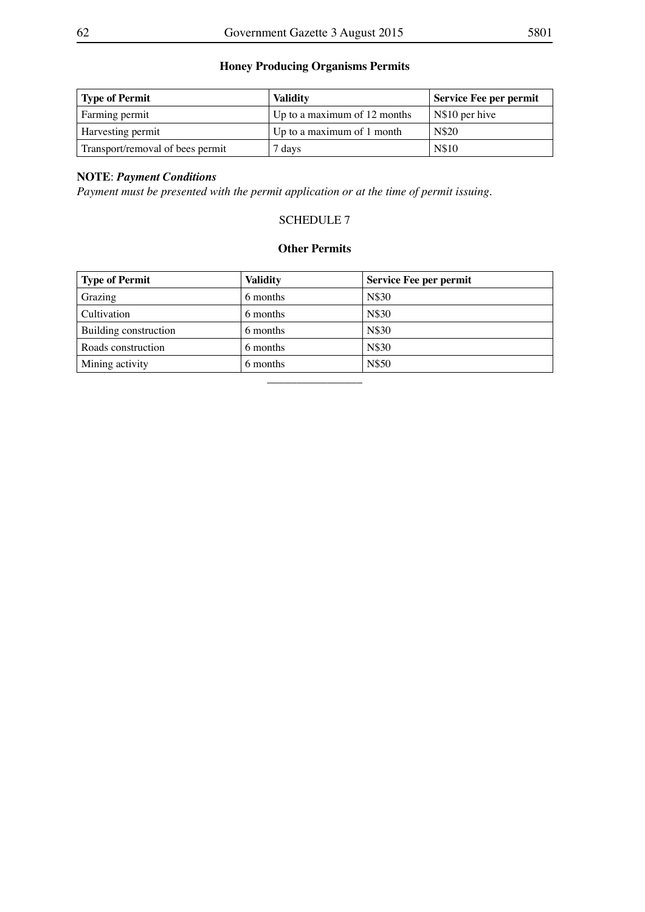### Honey Producing Organisms Permits

| Type of Permit | Validity | Service Fee per permit |
|---|---|---|
| Farming permit | Up to a maximum of 12 months | N$10 per hive |
| Harvesting permit | Up to a maximum of 1 month | N$20 |
| Transport/removal of bees permit | 7 days | N$10 |

**NOTE**: ***Payment Conditions***
*Payment must be presented with the permit application or at the time of permit issuing.*

## SCHEDULE 7

### Other Permits

| Type of Permit | Validity | Service Fee per permit |
|---|---|---|
| Grazing | 6 months | N$30 |
| Cultivation | 6 months | N$30 |
| Building construction | 6 months | N$30 |
| Roads construction | 6 months | N$30 |
| Mining activity | 6 months | N$50 |

________________